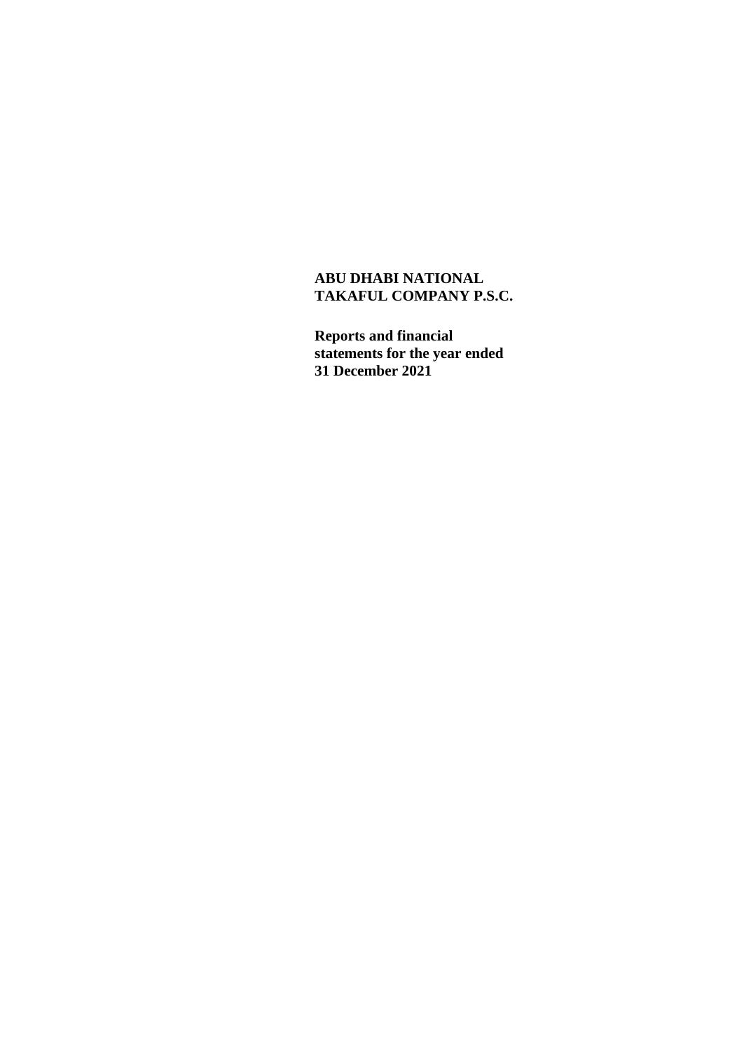**ABU DHABI NATIONAL TAKAFUL COMPANY P.S.C.**

**Reports and financial statements for the year ended 31 December 2021**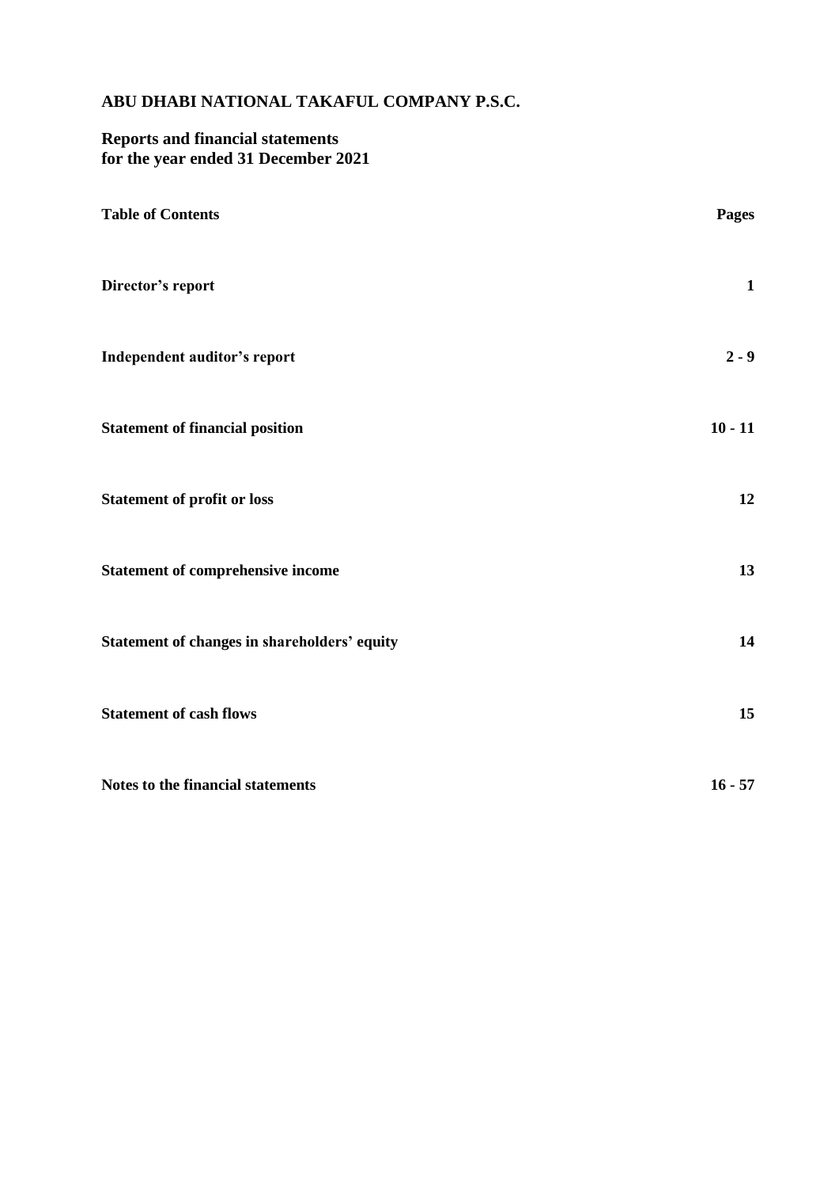# ABU DHABI NATIONAL TAKAFUL COMPANY P.S.C.

## Reports and financial statements for the year ended 31 December 2021

| Table of Contents | Pages |
|---|---|
| Director's report | 1 |
| Independent auditor's report | 2 - 9 |
| Statement of financial position | 10 - 11 |
| Statement of profit or loss | 12 |
| Statement of comprehensive income | 13 |
| Statement of changes in shareholders' equity | 14 |
| Statement of cash flows | 15 |
| Notes to the financial statements | 16 - 57 |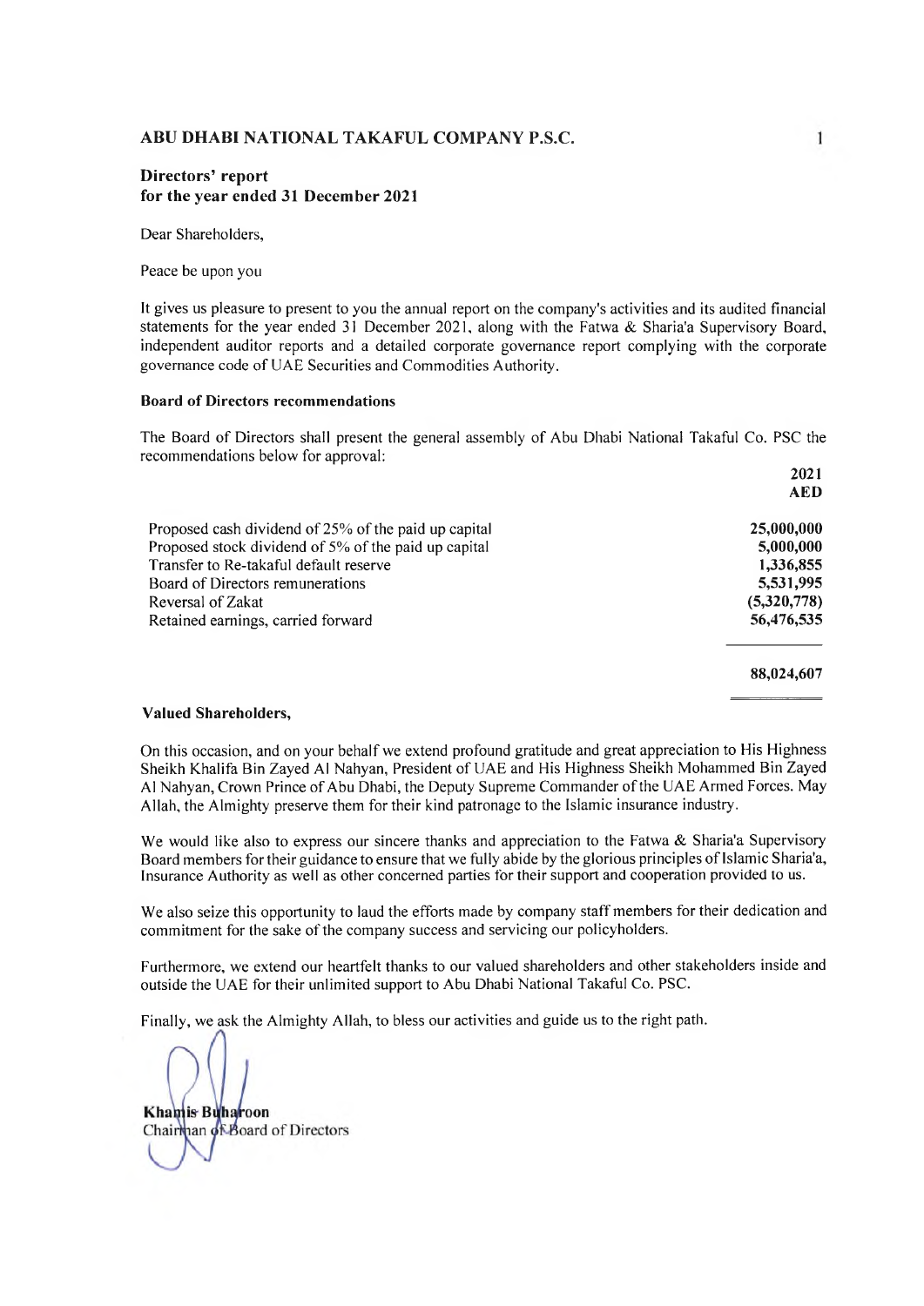# ABU DHABI NATIONAL TAKAFUL COMPANY P.S.C.

## Directors' report
## for the year ended 31 December 2021

Dear Shareholders,

Peace be upon you

It gives us pleasure to present to you the annual report on the company's activities and its audited financial statements for the year ended 31 December 2021, along with the Fatwa & Sharia'a Supervisory Board, independent auditor reports and a detailed corporate governance report complying with the corporate governance code of UAE Securities and Commodities Authority.

**Board of Directors recommendations**

The Board of Directors shall present the general assembly of Abu Dhabi National Takaful Co. PSC the recommendations below for approval:

| | 2021 AED |
|---|---|
| Proposed cash dividend of 25% of the paid up capital | 25,000,000 |
| Proposed stock dividend of 5% of the paid up capital | 5,000,000 |
| Transfer to Re-takaful default reserve | 1,336,855 |
| Board of Directors remunerations | 5,531,995 |
| Reversal of Zakat | (5,320,778) |
| Retained earnings, carried forward | 56,476,535 |
| | **88,024,607** |

**Valued Shareholders,**

On this occasion, and on your behalf we extend profound gratitude and great appreciation to His Highness Sheikh Khalifa Bin Zayed Al Nahyan, President of UAE and His Highness Sheikh Mohammed Bin Zayed Al Nahyan, Crown Prince of Abu Dhabi, the Deputy Supreme Commander of the UAE Armed Forces. May Allah, the Almighty preserve them for their kind patronage to the Islamic insurance industry.

We would like also to express our sincere thanks and appreciation to the Fatwa & Sharia'a Supervisory Board members for their guidance to ensure that we fully abide by the glorious principles of Islamic Sharia'a, Insurance Authority as well as other concerned parties for their support and cooperation provided to us.

We also seize this opportunity to laud the efforts made by company staff members for their dedication and commitment for the sake of the company success and servicing our policyholders.

Furthermore, we extend our heartfelt thanks to our valued shareholders and other stakeholders inside and outside the UAE for their unlimited support to Abu Dhabi National Takaful Co. PSC.

Finally, we ask the Almighty Allah, to bless our activities and guide us to the right path.

**Khamis Buharoon**
Chairman of Board of Directors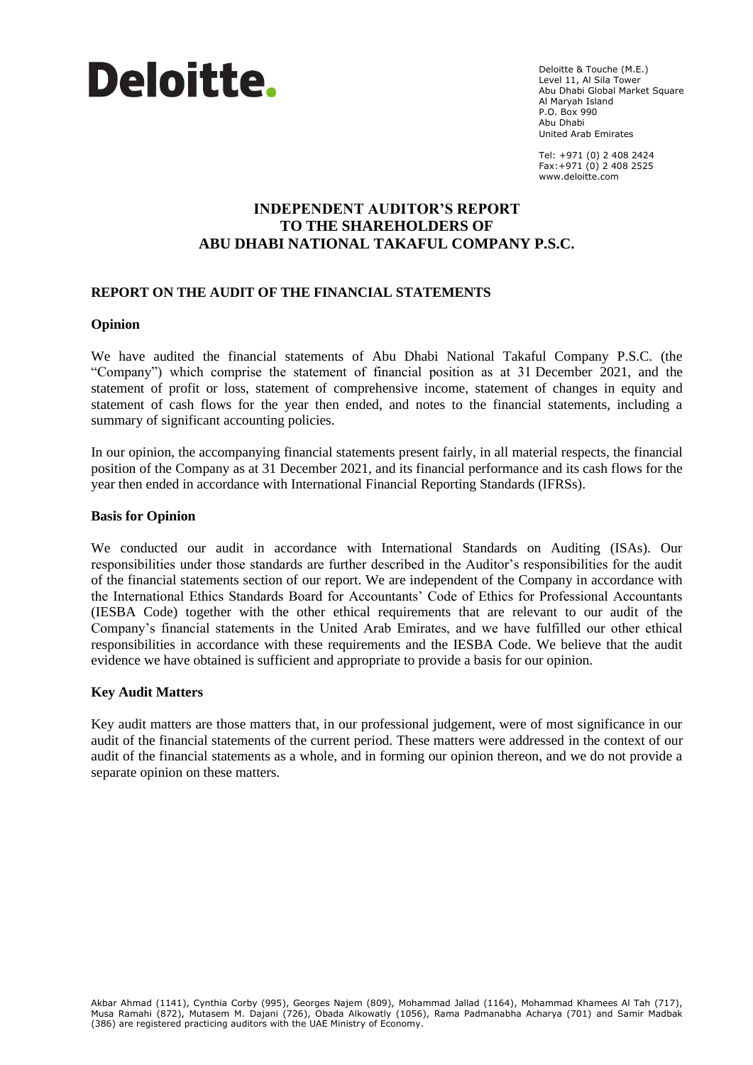Deloitte.

Deloitte & Touche (M.E.)
Level 11, Al Sila Tower
Abu Dhabi Global Market Square
Al Maryah Island
P.O. Box 990
Abu Dhabi
United Arab Emirates

Tel: +971 (0) 2 408 2424
Fax:+971 (0) 2 408 2525
www.deloitte.com

# INDEPENDENT AUDITOR'S REPORT TO THE SHAREHOLDERS OF ABU DHABI NATIONAL TAKAFUL COMPANY P.S.C.

## REPORT ON THE AUDIT OF THE FINANCIAL STATEMENTS

### Opinion

We have audited the financial statements of Abu Dhabi National Takaful Company P.S.C. (the "Company") which comprise the statement of financial position as at 31 December 2021, and the statement of profit or loss, statement of comprehensive income, statement of changes in equity and statement of cash flows for the year then ended, and notes to the financial statements, including a summary of significant accounting policies.

In our opinion, the accompanying financial statements present fairly, in all material respects, the financial position of the Company as at 31 December 2021, and its financial performance and its cash flows for the year then ended in accordance with International Financial Reporting Standards (IFRSs).

### Basis for Opinion

We conducted our audit in accordance with International Standards on Auditing (ISAs). Our responsibilities under those standards are further described in the Auditor's responsibilities for the audit of the financial statements section of our report. We are independent of the Company in accordance with the International Ethics Standards Board for Accountants' Code of Ethics for Professional Accountants (IESBA Code) together with the other ethical requirements that are relevant to our audit of the Company's financial statements in the United Arab Emirates, and we have fulfilled our other ethical responsibilities in accordance with these requirements and the IESBA Code. We believe that the audit evidence we have obtained is sufficient and appropriate to provide a basis for our opinion.

### Key Audit Matters

Key audit matters are those matters that, in our professional judgement, were of most significance in our audit of the financial statements of the current period. These matters were addressed in the context of our audit of the financial statements as a whole, and in forming our opinion thereon, and we do not provide a separate opinion on these matters.

Akbar Ahmad (1141), Cynthia Corby (995), Georges Najem (809), Mohammad Jallad (1164), Mohammad Khamees Al Tah (717), Musa Ramahi (872), Mutasem M. Dajani (726), Obada Alkowatly (1056), Rama Padmanabha Acharya (701) and Samir Madbak (386) are registered practicing auditors with the UAE Ministry of Economy.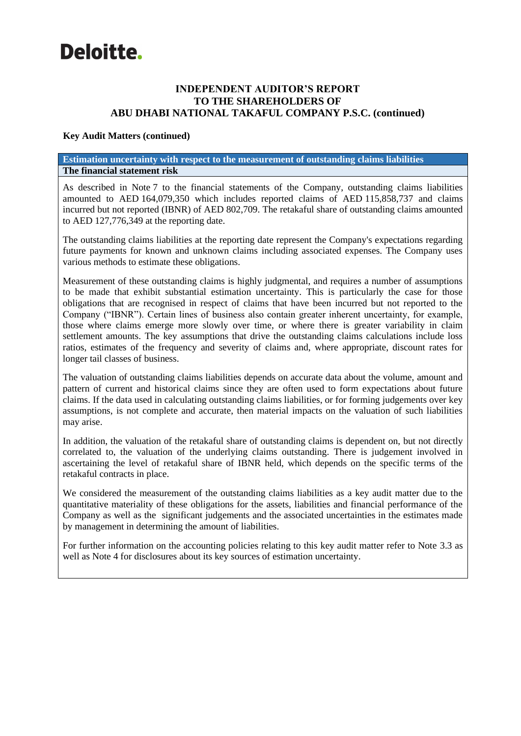**INDEPENDENT AUDITOR'S REPORT**
**TO THE SHAREHOLDERS OF**
**ABU DHABI NATIONAL TAKAFUL COMPANY P.S.C. (continued)**

**Key Audit Matters (continued)**

**Estimation uncertainty with respect to the measurement of outstanding claims liabilities**

**The financial statement risk**

As described in Note 7 to the financial statements of the Company, outstanding claims liabilities amounted to AED 164,079,350 which includes reported claims of AED 115,858,737 and claims incurred but not reported (IBNR) of AED 802,709. The retakaful share of outstanding claims amounted to AED 127,776,349 at the reporting date.

The outstanding claims liabilities at the reporting date represent the Company's expectations regarding future payments for known and unknown claims including associated expenses. The Company uses various methods to estimate these obligations.

Measurement of these outstanding claims is highly judgmental, and requires a number of assumptions to be made that exhibit substantial estimation uncertainty. This is particularly the case for those obligations that are recognised in respect of claims that have been incurred but not reported to the Company ("IBNR"). Certain lines of business also contain greater inherent uncertainty, for example, those where claims emerge more slowly over time, or where there is greater variability in claim settlement amounts. The key assumptions that drive the outstanding claims calculations include loss ratios, estimates of the frequency and severity of claims and, where appropriate, discount rates for longer tail classes of business.

The valuation of outstanding claims liabilities depends on accurate data about the volume, amount and pattern of current and historical claims since they are often used to form expectations about future claims. If the data used in calculating outstanding claims liabilities, or for forming judgements over key assumptions, is not complete and accurate, then material impacts on the valuation of such liabilities may arise.

In addition, the valuation of the retakaful share of outstanding claims is dependent on, but not directly correlated to, the valuation of the underlying claims outstanding. There is judgement involved in ascertaining the level of retakaful share of IBNR held, which depends on the specific terms of the retakaful contracts in place.

We considered the measurement of the outstanding claims liabilities as a key audit matter due to the quantitative materiality of these obligations for the assets, liabilities and financial performance of the Company as well as the significant judgements and the associated uncertainties in the estimates made by management in determining the amount of liabilities.

For further information on the accounting policies relating to this key audit matter refer to Note 3.3 as well as Note 4 for disclosures about its key sources of estimation uncertainty.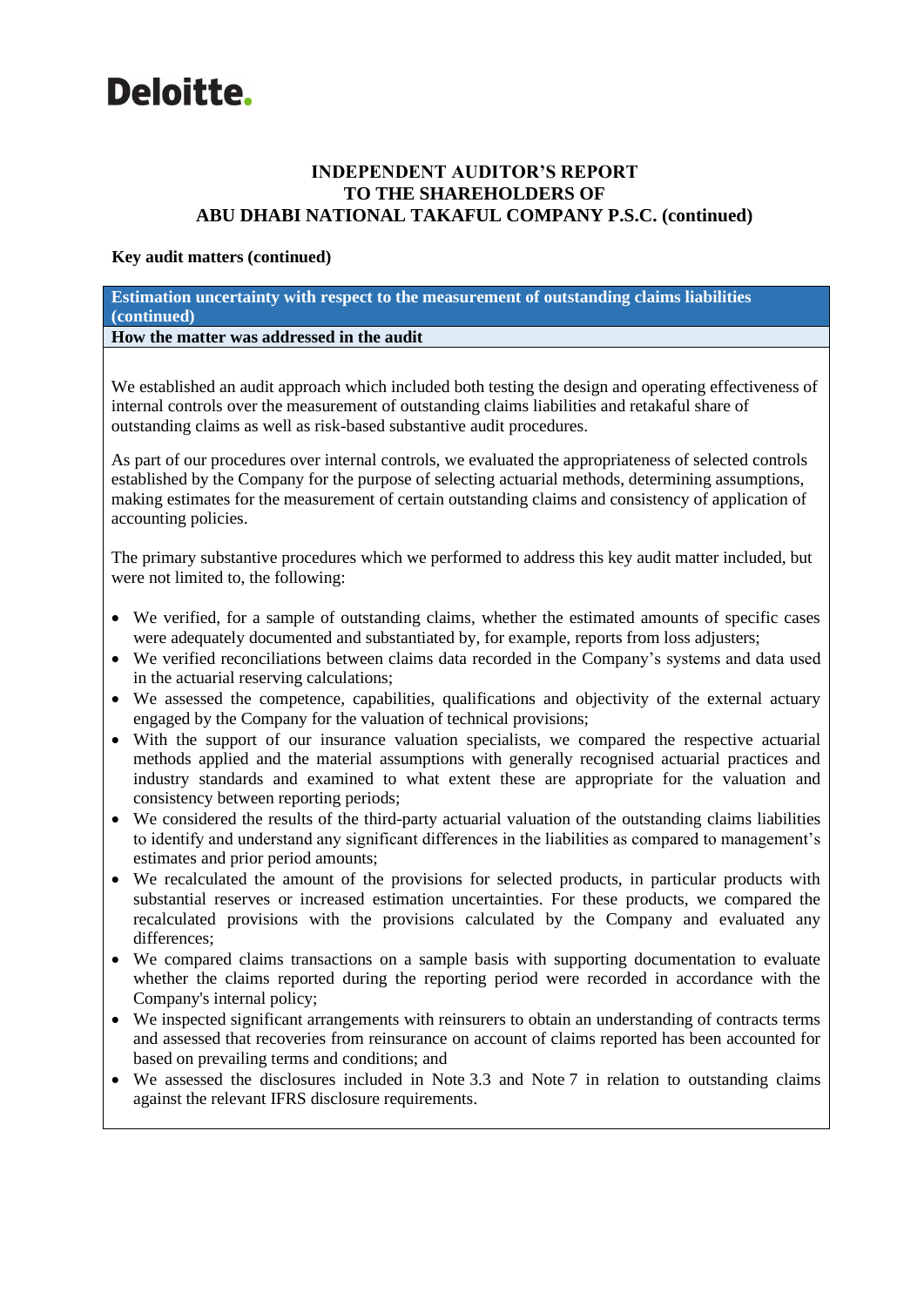# INDEPENDENT AUDITOR'S REPORT
# TO THE SHAREHOLDERS OF
# ABU DHABI NATIONAL TAKAFUL COMPANY P.S.C. (continued)

**Key audit matters (continued)**

**Estimation uncertainty with respect to the measurement of outstanding claims liabilities (continued)**

**How the matter was addressed in the audit**

We established an audit approach which included both testing the design and operating effectiveness of internal controls over the measurement of outstanding claims liabilities and retakaful share of outstanding claims as well as risk-based substantive audit procedures.

As part of our procedures over internal controls, we evaluated the appropriateness of selected controls established by the Company for the purpose of selecting actuarial methods, determining assumptions, making estimates for the measurement of certain outstanding claims and consistency of application of accounting policies.

The primary substantive procedures which we performed to address this key audit matter included, but were not limited to, the following:

- We verified, for a sample of outstanding claims, whether the estimated amounts of specific cases were adequately documented and substantiated by, for example, reports from loss adjusters;
- We verified reconciliations between claims data recorded in the Company's systems and data used in the actuarial reserving calculations;
- We assessed the competence, capabilities, qualifications and objectivity of the external actuary engaged by the Company for the valuation of technical provisions;
- With the support of our insurance valuation specialists, we compared the respective actuarial methods applied and the material assumptions with generally recognised actuarial practices and industry standards and examined to what extent these are appropriate for the valuation and consistency between reporting periods;
- We considered the results of the third-party actuarial valuation of the outstanding claims liabilities to identify and understand any significant differences in the liabilities as compared to management's estimates and prior period amounts;
- We recalculated the amount of the provisions for selected products, in particular products with substantial reserves or increased estimation uncertainties. For these products, we compared the recalculated provisions with the provisions calculated by the Company and evaluated any differences;
- We compared claims transactions on a sample basis with supporting documentation to evaluate whether the claims reported during the reporting period were recorded in accordance with the Company's internal policy;
- We inspected significant arrangements with reinsurers to obtain an understanding of contracts terms and assessed that recoveries from reinsurance on account of claims reported has been accounted for based on prevailing terms and conditions; and
- We assessed the disclosures included in Note 3.3 and Note 7 in relation to outstanding claims against the relevant IFRS disclosure requirements.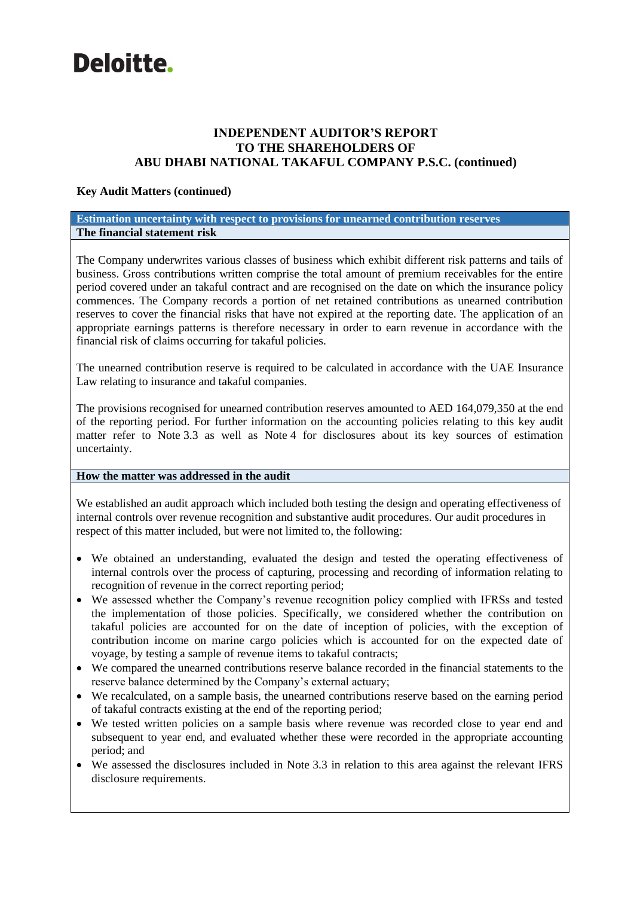Deloitte.

## INDEPENDENT AUDITOR'S REPORT TO THE SHAREHOLDERS OF ABU DHABI NATIONAL TAKAFUL COMPANY P.S.C. (continued)

**Key Audit Matters (continued)**

**Estimation uncertainty with respect to provisions for unearned contribution reserves**

**The financial statement risk**

The Company underwrites various classes of business which exhibit different risk patterns and tails of business. Gross contributions written comprise the total amount of premium receivables for the entire period covered under an takaful contract and are recognised on the date on which the insurance policy commences. The Company records a portion of net retained contributions as unearned contribution reserves to cover the financial risks that have not expired at the reporting date. The application of an appropriate earnings patterns is therefore necessary in order to earn revenue in accordance with the financial risk of claims occurring for takaful policies.

The unearned contribution reserve is required to be calculated in accordance with the UAE Insurance Law relating to insurance and takaful companies.

The provisions recognised for unearned contribution reserves amounted to AED 164,079,350 at the end of the reporting period. For further information on the accounting policies relating to this key audit matter refer to Note 3.3 as well as Note 4 for disclosures about its key sources of estimation uncertainty.

**How the matter was addressed in the audit**

We established an audit approach which included both testing the design and operating effectiveness of internal controls over revenue recognition and substantive audit procedures. Our audit procedures in respect of this matter included, but were not limited to, the following:

- We obtained an understanding, evaluated the design and tested the operating effectiveness of internal controls over the process of capturing, processing and recording of information relating to recognition of revenue in the correct reporting period;
- We assessed whether the Company's revenue recognition policy complied with IFRSs and tested the implementation of those policies. Specifically, we considered whether the contribution on takaful policies are accounted for on the date of inception of policies, with the exception of contribution income on marine cargo policies which is accounted for on the expected date of voyage, by testing a sample of revenue items to takaful contracts;
- We compared the unearned contributions reserve balance recorded in the financial statements to the reserve balance determined by the Company's external actuary;
- We recalculated, on a sample basis, the unearned contributions reserve based on the earning period of takaful contracts existing at the end of the reporting period;
- We tested written policies on a sample basis where revenue was recorded close to year end and subsequent to year end, and evaluated whether these were recorded in the appropriate accounting period; and
- We assessed the disclosures included in Note 3.3 in relation to this area against the relevant IFRS disclosure requirements.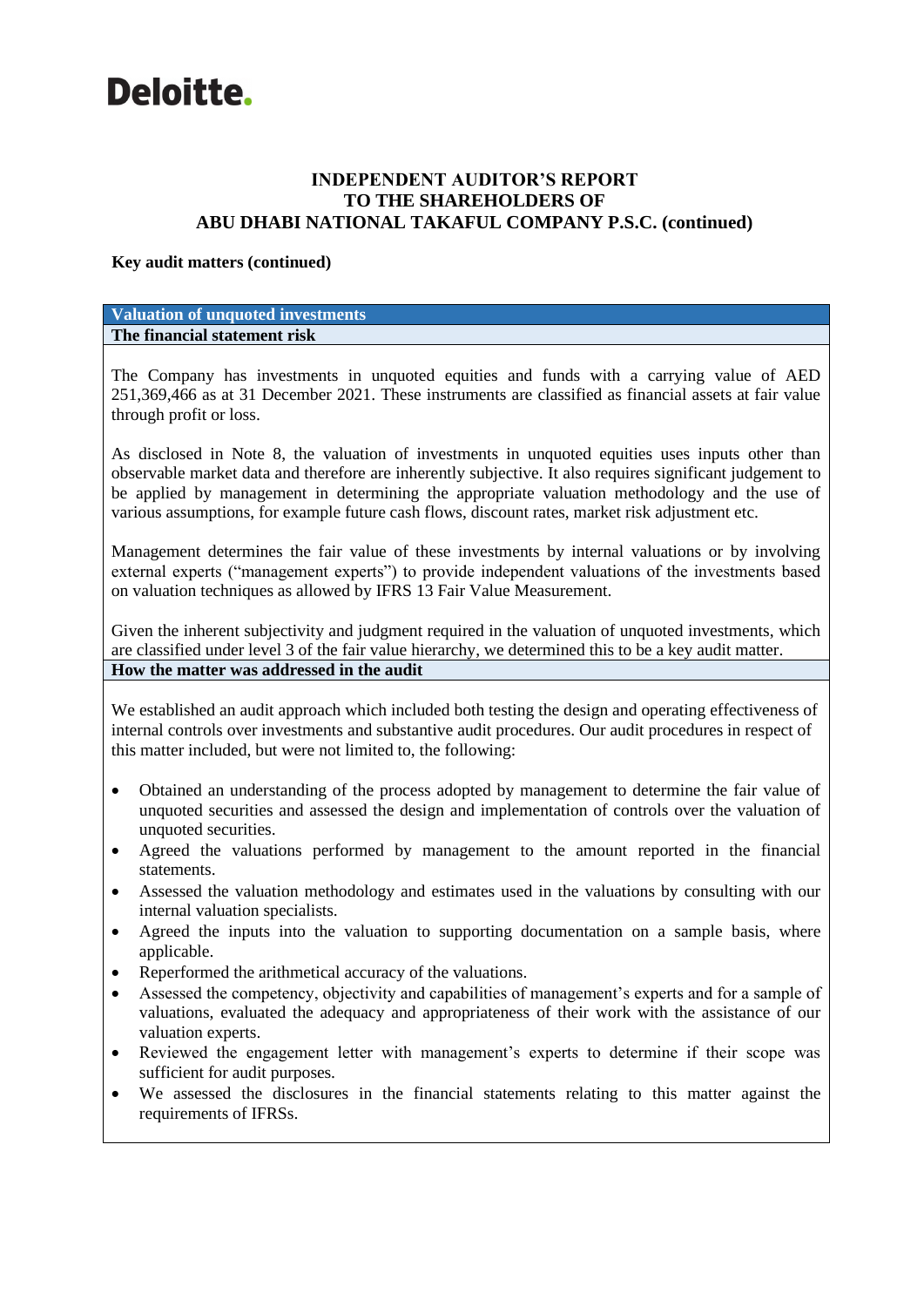**INDEPENDENT AUDITOR'S REPORT**
**TO THE SHAREHOLDERS OF**
**ABU DHABI NATIONAL TAKAFUL COMPANY P.S.C. (continued)**

**Key audit matters (continued)**

**Valuation of unquoted investments**

**The financial statement risk**

The Company has investments in unquoted equities and funds with a carrying value of AED 251,369,466 as at 31 December 2021. These instruments are classified as financial assets at fair value through profit or loss.

As disclosed in Note 8, the valuation of investments in unquoted equities uses inputs other than observable market data and therefore are inherently subjective. It also requires significant judgement to be applied by management in determining the appropriate valuation methodology and the use of various assumptions, for example future cash flows, discount rates, market risk adjustment etc.

Management determines the fair value of these investments by internal valuations or by involving external experts ("management experts") to provide independent valuations of the investments based on valuation techniques as allowed by IFRS 13 Fair Value Measurement.

Given the inherent subjectivity and judgment required in the valuation of unquoted investments, which are classified under level 3 of the fair value hierarchy, we determined this to be a key audit matter.

**How the matter was addressed in the audit**

We established an audit approach which included both testing the design and operating effectiveness of internal controls over investments and substantive audit procedures. Our audit procedures in respect of this matter included, but were not limited to, the following:

- Obtained an understanding of the process adopted by management to determine the fair value of unquoted securities and assessed the design and implementation of controls over the valuation of unquoted securities.
- Agreed the valuations performed by management to the amount reported in the financial statements.
- Assessed the valuation methodology and estimates used in the valuations by consulting with our internal valuation specialists.
- Agreed the inputs into the valuation to supporting documentation on a sample basis, where applicable.
- Reperformed the arithmetical accuracy of the valuations.
- Assessed the competency, objectivity and capabilities of management's experts and for a sample of valuations, evaluated the adequacy and appropriateness of their work with the assistance of our valuation experts.
- Reviewed the engagement letter with management's experts to determine if their scope was sufficient for audit purposes.
- We assessed the disclosures in the financial statements relating to this matter against the requirements of IFRSs.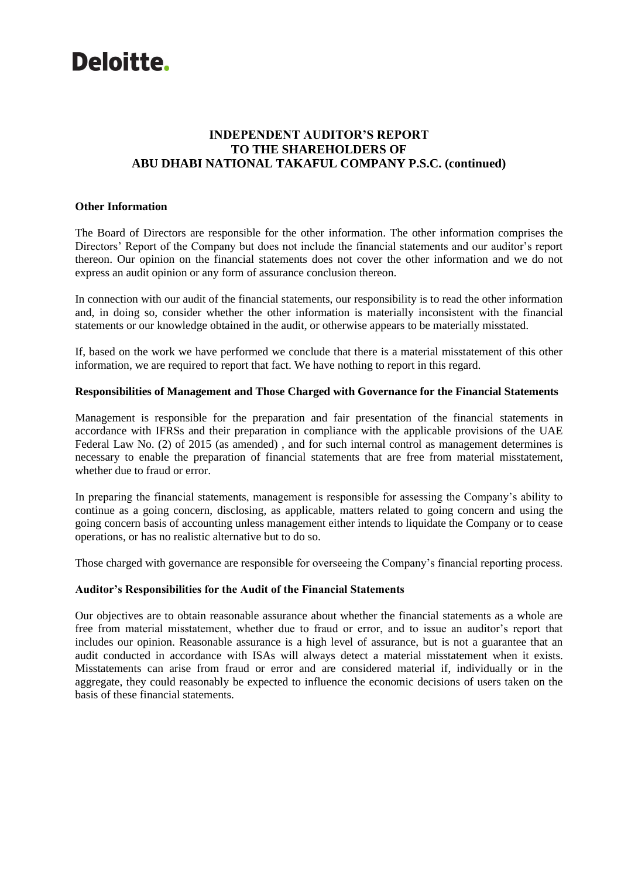Deloitte.

# INDEPENDENT AUDITOR'S REPORT TO THE SHAREHOLDERS OF ABU DHABI NATIONAL TAKAFUL COMPANY P.S.C. (continued)

**Other Information**

The Board of Directors are responsible for the other information. The other information comprises the Directors' Report of the Company but does not include the financial statements and our auditor's report thereon. Our opinion on the financial statements does not cover the other information and we do not express an audit opinion or any form of assurance conclusion thereon.

In connection with our audit of the financial statements, our responsibility is to read the other information and, in doing so, consider whether the other information is materially inconsistent with the financial statements or our knowledge obtained in the audit, or otherwise appears to be materially misstated.

If, based on the work we have performed we conclude that there is a material misstatement of this other information, we are required to report that fact. We have nothing to report in this regard.

**Responsibilities of Management and Those Charged with Governance for the Financial Statements**

Management is responsible for the preparation and fair presentation of the financial statements in accordance with IFRSs and their preparation in compliance with the applicable provisions of the UAE Federal Law No. (2) of 2015 (as amended) , and for such internal control as management determines is necessary to enable the preparation of financial statements that are free from material misstatement, whether due to fraud or error.

In preparing the financial statements, management is responsible for assessing the Company's ability to continue as a going concern, disclosing, as applicable, matters related to going concern and using the going concern basis of accounting unless management either intends to liquidate the Company or to cease operations, or has no realistic alternative but to do so.

Those charged with governance are responsible for overseeing the Company's financial reporting process.

**Auditor's Responsibilities for the Audit of the Financial Statements**

Our objectives are to obtain reasonable assurance about whether the financial statements as a whole are free from material misstatement, whether due to fraud or error, and to issue an auditor's report that includes our opinion. Reasonable assurance is a high level of assurance, but is not a guarantee that an audit conducted in accordance with ISAs will always detect a material misstatement when it exists. Misstatements can arise from fraud or error and are considered material if, individually or in the aggregate, they could reasonably be expected to influence the economic decisions of users taken on the basis of these financial statements.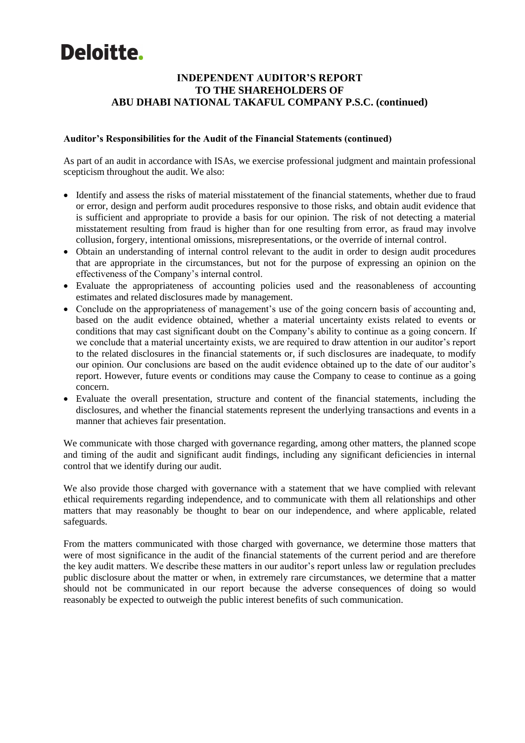Deloitte.

# INDEPENDENT AUDITOR'S REPORT TO THE SHAREHOLDERS OF ABU DHABI NATIONAL TAKAFUL COMPANY P.S.C. (continued)

**Auditor's Responsibilities for the Audit of the Financial Statements (continued)**

As part of an audit in accordance with ISAs, we exercise professional judgment and maintain professional scepticism throughout the audit. We also:

- Identify and assess the risks of material misstatement of the financial statements, whether due to fraud or error, design and perform audit procedures responsive to those risks, and obtain audit evidence that is sufficient and appropriate to provide a basis for our opinion. The risk of not detecting a material misstatement resulting from fraud is higher than for one resulting from error, as fraud may involve collusion, forgery, intentional omissions, misrepresentations, or the override of internal control.
- Obtain an understanding of internal control relevant to the audit in order to design audit procedures that are appropriate in the circumstances, but not for the purpose of expressing an opinion on the effectiveness of the Company's internal control.
- Evaluate the appropriateness of accounting policies used and the reasonableness of accounting estimates and related disclosures made by management.
- Conclude on the appropriateness of management's use of the going concern basis of accounting and, based on the audit evidence obtained, whether a material uncertainty exists related to events or conditions that may cast significant doubt on the Company's ability to continue as a going concern. If we conclude that a material uncertainty exists, we are required to draw attention in our auditor's report to the related disclosures in the financial statements or, if such disclosures are inadequate, to modify our opinion. Our conclusions are based on the audit evidence obtained up to the date of our auditor's report. However, future events or conditions may cause the Company to cease to continue as a going concern.
- Evaluate the overall presentation, structure and content of the financial statements, including the disclosures, and whether the financial statements represent the underlying transactions and events in a manner that achieves fair presentation.

We communicate with those charged with governance regarding, among other matters, the planned scope and timing of the audit and significant audit findings, including any significant deficiencies in internal control that we identify during our audit.

We also provide those charged with governance with a statement that we have complied with relevant ethical requirements regarding independence, and to communicate with them all relationships and other matters that may reasonably be thought to bear on our independence, and where applicable, related safeguards.

From the matters communicated with those charged with governance, we determine those matters that were of most significance in the audit of the financial statements of the current period and are therefore the key audit matters. We describe these matters in our auditor's report unless law or regulation precludes public disclosure about the matter or when, in extremely rare circumstances, we determine that a matter should not be communicated in our report because the adverse consequences of doing so would reasonably be expected to outweigh the public interest benefits of such communication.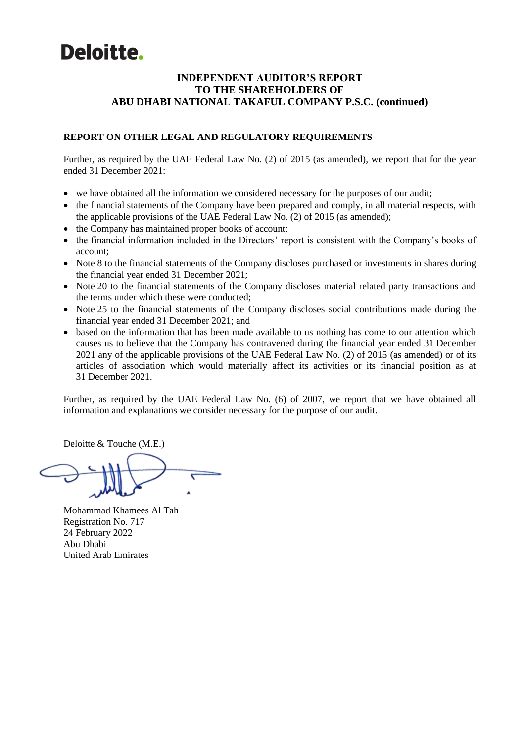Deloitte.

**INDEPENDENT AUDITOR'S REPORT**
**TO THE SHAREHOLDERS OF**
**ABU DHABI NATIONAL TAKAFUL COMPANY P.S.C. (continued)**

## REPORT ON OTHER LEGAL AND REGULATORY REQUIREMENTS

Further, as required by the UAE Federal Law No. (2) of 2015 (as amended), we report that for the year ended 31 December 2021:

- we have obtained all the information we considered necessary for the purposes of our audit;
- the financial statements of the Company have been prepared and comply, in all material respects, with the applicable provisions of the UAE Federal Law No. (2) of 2015 (as amended);
- the Company has maintained proper books of account;
- the financial information included in the Directors' report is consistent with the Company's books of account;
- Note 8 to the financial statements of the Company discloses purchased or investments in shares during the financial year ended 31 December 2021;
- Note 20 to the financial statements of the Company discloses material related party transactions and the terms under which these were conducted;
- Note 25 to the financial statements of the Company discloses social contributions made during the financial year ended 31 December 2021; and
- based on the information that has been made available to us nothing has come to our attention which causes us to believe that the Company has contravened during the financial year ended 31 December 2021 any of the applicable provisions of the UAE Federal Law No. (2) of 2015 (as amended) or of its articles of association which would materially affect its activities or its financial position as at 31 December 2021.

Further, as required by the UAE Federal Law No. (6) of 2007, we report that we have obtained all information and explanations we consider necessary for the purpose of our audit.

Deloitte & Touche (M.E.)

Mohammad Khamees Al Tah
Registration No. 717
24 February 2022
Abu Dhabi
United Arab Emirates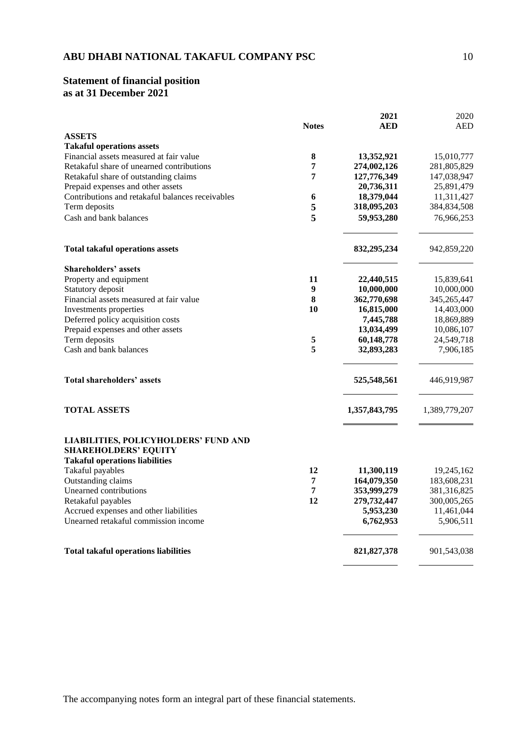## ABU DHABI NATIONAL TAKAFUL COMPANY PSC

### Statement of financial position
### as at 31 December 2021

| | Notes | 2021 AED | 2020 AED |
|---|---|---|---|
| **ASSETS** | | | |
| **Takaful operations assets** | | | |
| Financial assets measured at fair value | **8** | **13,352,921** | 15,010,777 |
| Retakaful share of unearned contributions | **7** | **274,002,126** | 281,805,829 |
| Retakaful share of outstanding claims | **7** | **127,776,349** | 147,038,947 |
| Prepaid expenses and other assets | | **20,736,311** | 25,891,479 |
| Contributions and retakaful balances receivables | **6** | **18,379,044** | 11,311,427 |
| Term deposits | **5** | **318,095,203** | 384,834,508 |
| Cash and bank balances | **5** | **59,953,280** | 76,966,253 |
| **Total takaful operations assets** | | **832,295,234** | 942,859,220 |
| **Shareholders' assets** | | | |
| Property and equipment | **11** | **22,440,515** | 15,839,641 |
| Statutory deposit | **9** | **10,000,000** | 10,000,000 |
| Financial assets measured at fair value | **8** | **362,770,698** | 345,265,447 |
| Investments properties | **10** | **16,815,000** | 14,403,000 |
| Deferred policy acquisition costs | | **7,445,788** | 18,869,889 |
| Prepaid expenses and other assets | | **13,034,499** | 10,086,107 |
| Term deposits | **5** | **60,148,778** | 24,549,718 |
| Cash and bank balances | **5** | **32,893,283** | 7,906,185 |
| **Total shareholders' assets** | | **525,548,561** | 446,919,987 |
| **TOTAL ASSETS** | | **1,357,843,795** | 1,389,779,207 |
| **LIABILITIES, POLICYHOLDERS' FUND AND SHAREHOLDERS' EQUITY** | | | |
| **Takaful operations liabilities** | | | |
| Takaful payables | **12** | **11,300,119** | 19,245,162 |
| Outstanding claims | **7** | **164,079,350** | 183,608,231 |
| Unearned contributions | **7** | **353,999,279** | 381,316,825 |
| Retakaful payables | **12** | **279,732,447** | 300,005,265 |
| Accrued expenses and other liabilities | | **5,953,230** | 11,461,044 |
| Unearned retakaful commission income | | **6,762,953** | 5,906,511 |
| **Total takaful operations liabilities** | | **821,827,378** | 901,543,038 |

The accompanying notes form an integral part of these financial statements.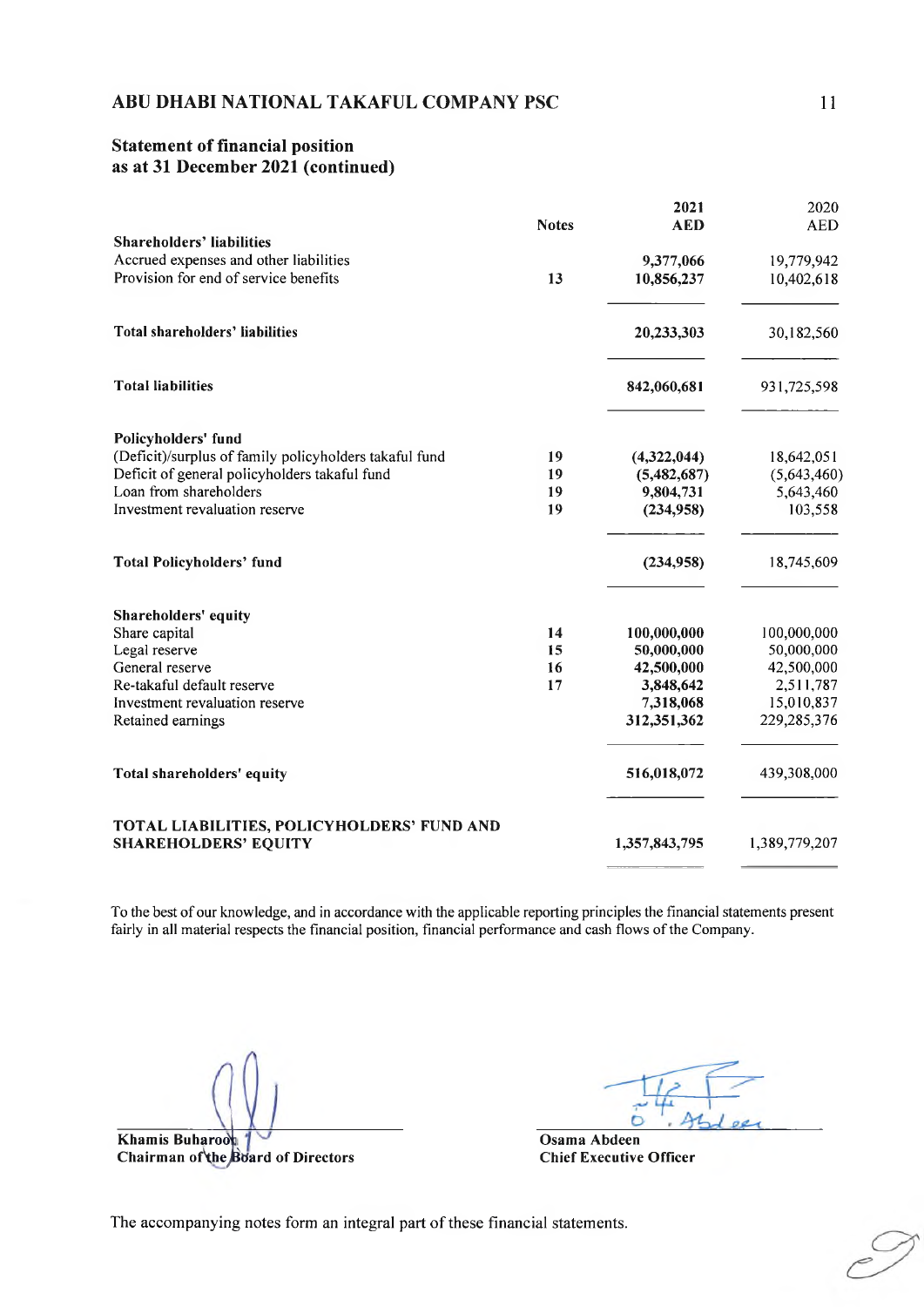## ABU DHABI NATIONAL TAKAFUL COMPANY PSC

### Statement of financial position as at 31 December 2021 (continued)

| | Notes | 2021 AED | 2020 AED |
|---|---|---|---|
| **Shareholders' liabilities** | | | |
| Accrued expenses and other liabilities | | **9,377,066** | 19,779,942 |
| Provision for end of service benefits | 13 | **10,856,237** | 10,402,618 |
| **Total shareholders' liabilities** | | **20,233,303** | 30,182,560 |
| **Total liabilities** | | **842,060,681** | 931,725,598 |
| **Policyholders' fund** | | | |
| (Deficit)/surplus of family policyholders takaful fund | 19 | **(4,322,044)** | 18,642,051 |
| Deficit of general policyholders takaful fund | 19 | **(5,482,687)** | (5,643,460) |
| Loan from shareholders | 19 | **9,804,731** | 5,643,460 |
| Investment revaluation reserve | 19 | **(234,958)** | 103,558 |
| **Total Policyholders' fund** | | **(234,958)** | 18,745,609 |
| **Shareholders' equity** | | | |
| Share capital | 14 | **100,000,000** | 100,000,000 |
| Legal reserve | 15 | **50,000,000** | 50,000,000 |
| General reserve | 16 | **42,500,000** | 42,500,000 |
| Re-takaful default reserve | 17 | **3,848,642** | 2,511,787 |
| Investment revaluation reserve | | **7,318,068** | 15,010,837 |
| Retained earnings | | **312,351,362** | 229,285,376 |
| **Total shareholders' equity** | | **516,018,072** | 439,308,000 |
| **TOTAL LIABILITIES, POLICYHOLDERS' FUND AND SHAREHOLDERS' EQUITY** | | **1,357,843,795** | 1,389,779,207 |

To the best of our knowledge, and in accordance with the applicable reporting principles the financial statements present fairly in all material respects the financial position, financial performance and cash flows of the Company.

**Khamis Buharoon**
**Chairman of the Board of Directors**

**Osama Abdeen**
**Chief Executive Officer**

The accompanying notes form an integral part of these financial statements.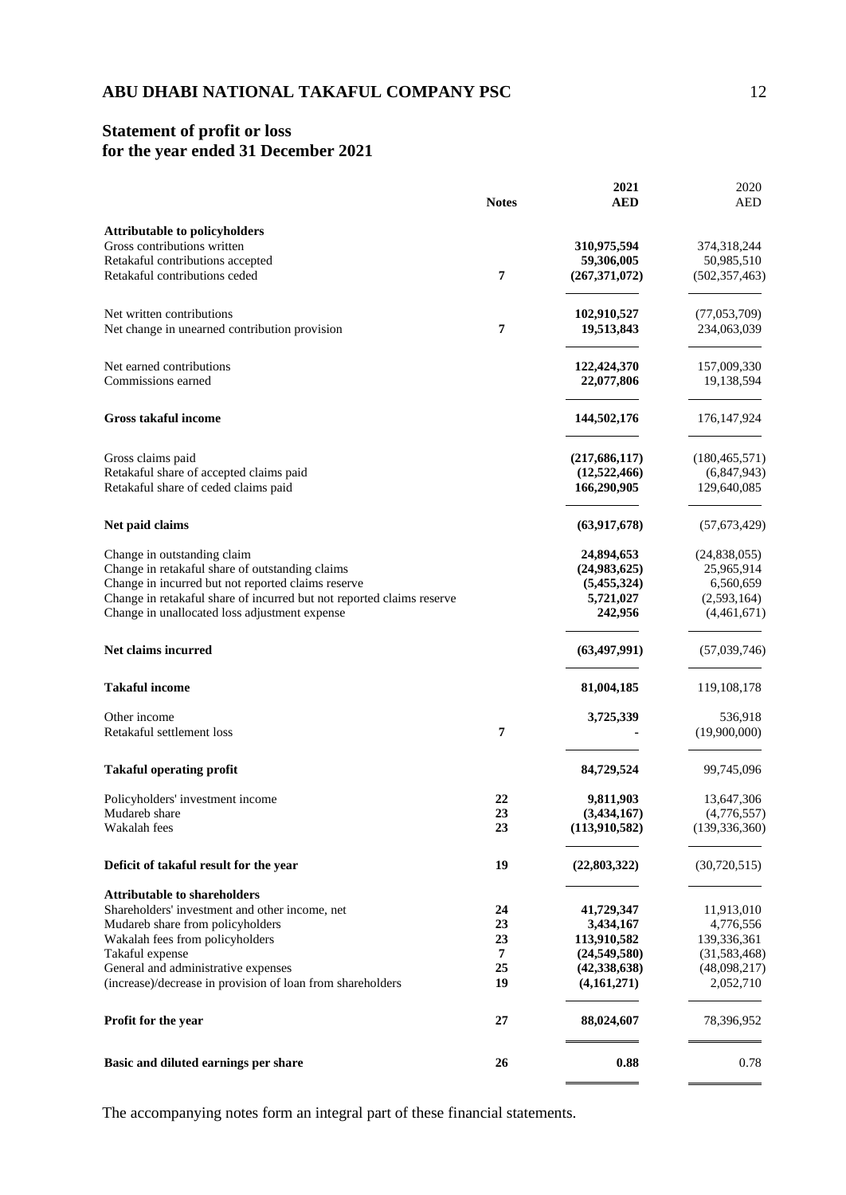## ABU DHABI NATIONAL TAKAFUL COMPANY PSC

## Statement of profit or loss
## for the year ended 31 December 2021

| | Notes | 2021 AED | 2020 AED |
|---|---|---|---|
| **Attributable to policyholders** | | | |
| Gross contributions written | | **310,975,594** | 374,318,244 |
| Retakaful contributions accepted | | **59,306,005** | 50,985,510 |
| Retakaful contributions ceded | 7 | **(267,371,072)** | (502,357,463) |
| Net written contributions | | **102,910,527** | (77,053,709) |
| Net change in unearned contribution provision | 7 | **19,513,843** | 234,063,039 |
| Net earned contributions | | **122,424,370** | 157,009,330 |
| Commissions earned | | **22,077,806** | 19,138,594 |
| **Gross takaful income** | | **144,502,176** | 176,147,924 |
| Gross claims paid | | **(217,686,117)** | (180,465,571) |
| Retakaful share of accepted claims paid | | **(12,522,466)** | (6,847,943) |
| Retakaful share of ceded claims paid | | **166,290,905** | 129,640,085 |
| **Net paid claims** | | **(63,917,678)** | (57,673,429) |
| Change in outstanding claim | | **24,894,653** | (24,838,055) |
| Change in retakaful share of outstanding claims | | **(24,983,625)** | 25,965,914 |
| Change in incurred but not reported claims reserve | | **(5,455,324)** | 6,560,659 |
| Change in retakaful share of incurred but not reported claims reserve | | **5,721,027** | (2,593,164) |
| Change in unallocated loss adjustment expense | | **242,956** | (4,461,671) |
| **Net claims incurred** | | **(63,497,991)** | (57,039,746) |
| **Takaful income** | | **81,004,185** | 119,108,178 |
| Other income | | **3,725,339** | 536,918 |
| Retakaful settlement loss | 7 | **-** | (19,900,000) |
| **Takaful operating profit** | | **84,729,524** | 99,745,096 |
| Policyholders' investment income | 22 | **9,811,903** | 13,647,306 |
| Mudareb share | 23 | **(3,434,167)** | (4,776,557) |
| Wakalah fees | 23 | **(113,910,582)** | (139,336,360) |
| **Deficit of takaful result for the year** | 19 | **(22,803,322)** | (30,720,515) |
| **Attributable to shareholders** | | | |
| Shareholders' investment and other income, net | 24 | **41,729,347** | 11,913,010 |
| Mudareb share from policyholders | 23 | **3,434,167** | 4,776,556 |
| Wakalah fees from policyholders | 23 | **113,910,582** | 139,336,361 |
| Takaful expense | 7 | **(24,549,580)** | (31,583,468) |
| General and administrative expenses | 25 | **(42,338,638)** | (48,098,217) |
| (increase)/decrease in provision of loan from shareholders | 19 | **(4,161,271)** | 2,052,710 |
| **Profit for the year** | 27 | **88,024,607** | 78,396,952 |
| **Basic and diluted earnings per share** | 26 | **0.88** | 0.78 |

The accompanying notes form an integral part of these financial statements.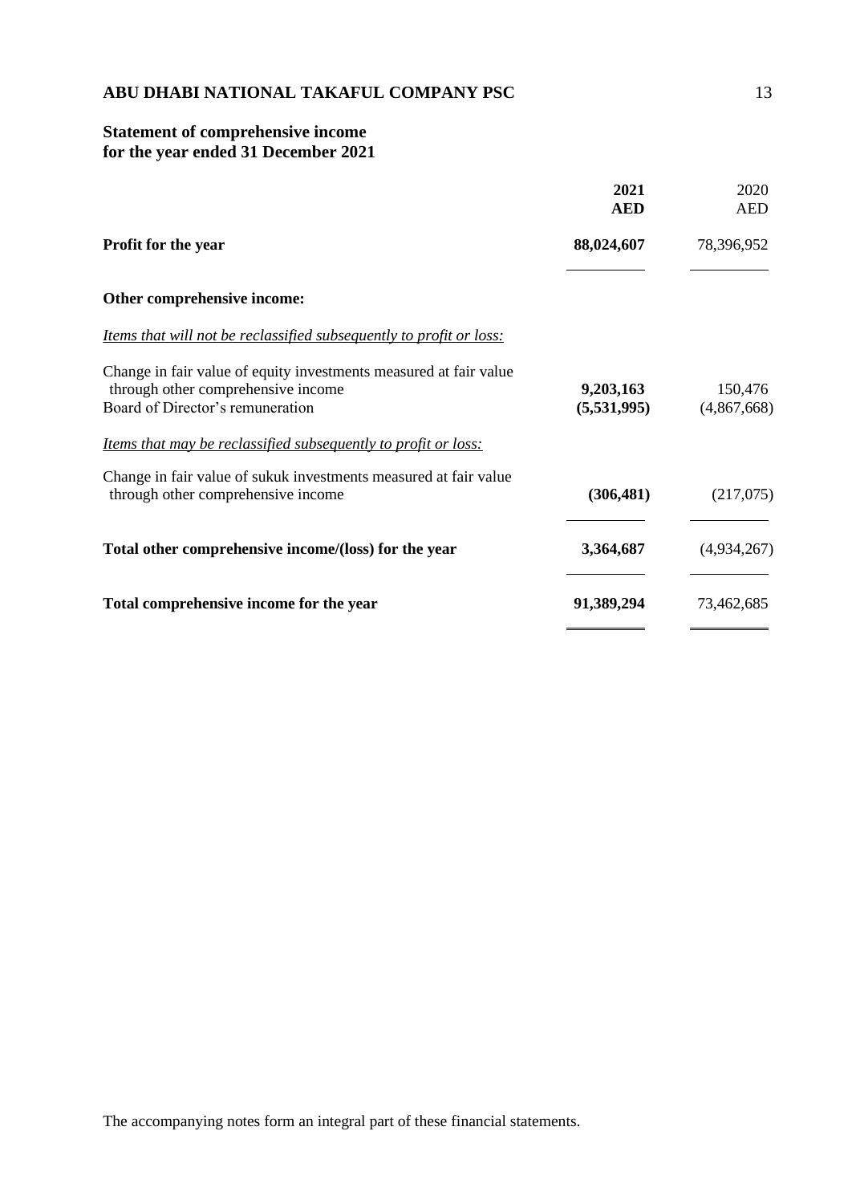# ABU DHABI NATIONAL TAKAFUL COMPANY PSC

## Statement of comprehensive income
## for the year ended 31 December 2021

| | **2021** **AED** | 2020 AED |
|---|---|---|
| **Profit for the year** | **88,024,607** | 78,396,952 |
| **Other comprehensive income:** | | |
| *Items that will not be reclassified subsequently to profit or loss:* | | |
| Change in fair value of equity investments measured at fair value through other comprehensive income | **9,203,163** | 150,476 |
| Board of Director's remuneration | **(5,531,995)** | (4,867,668) |
| *Items that may be reclassified subsequently to profit or loss:* | | |
| Change in fair value of sukuk investments measured at fair value through other comprehensive income | **(306,481)** | (217,075) |
| **Total other comprehensive income/(loss) for the year** | **3,364,687** | (4,934,267) |
| **Total comprehensive income for the year** | **91,389,294** | 73,462,685 |

The accompanying notes form an integral part of these financial statements.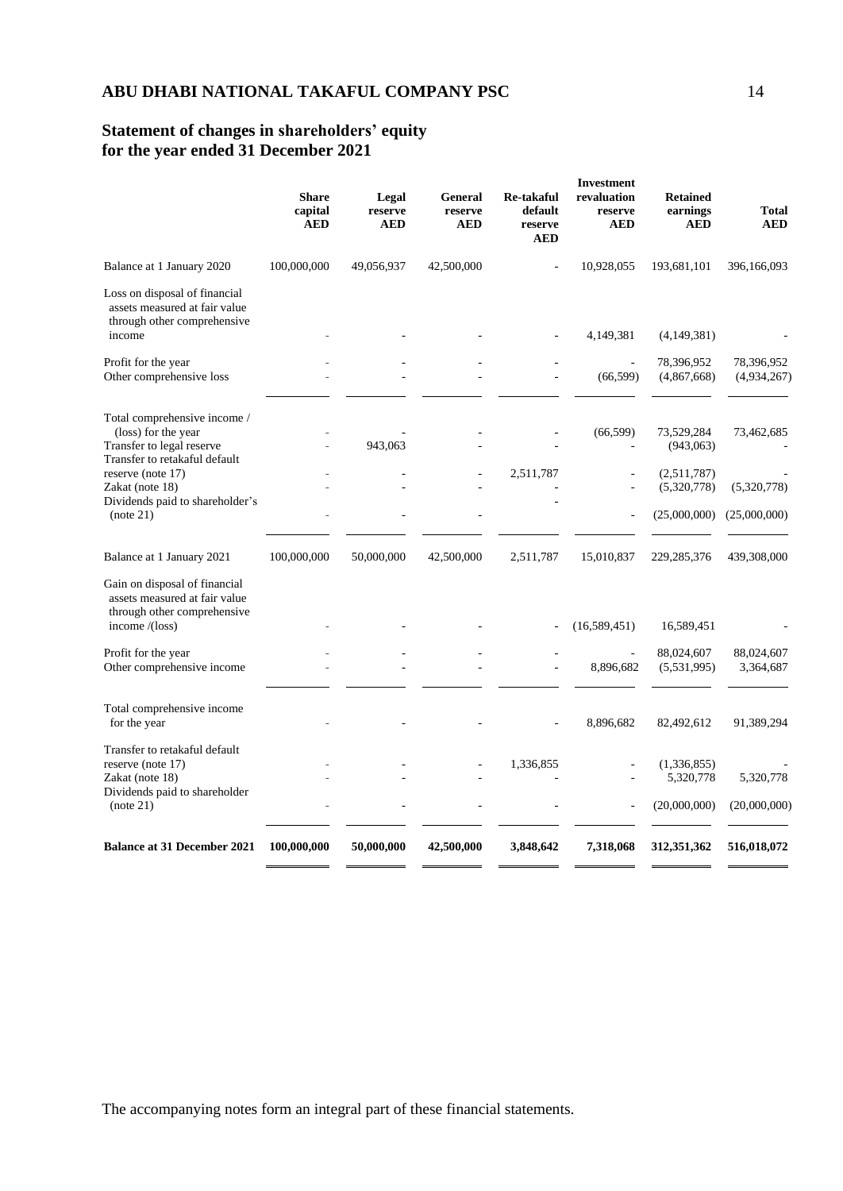## ABU DHABI NATIONAL TAKAFUL COMPANY PSC

## Statement of changes in shareholders' equity for the year ended 31 December 2021

| | Share capital AED | Legal reserve AED | General reserve AED | Re-takaful default reserve AED | Investment revaluation reserve AED | Retained earnings AED | Total AED |
|---|---|---|---|---|---|---|---|
| Balance at 1 January 2020 | 100,000,000 | 49,056,937 | 42,500,000 | - | 10,928,055 | 193,681,101 | 396,166,093 |
| Loss on disposal of financial assets measured at fair value through other comprehensive income | - | - | - | - | 4,149,381 | (4,149,381) | - |
| Profit for the year | - | - | - | - | - | 78,396,952 | 78,396,952 |
| Other comprehensive loss | - | - | - | - | (66,599) | (4,867,668) | (4,934,267) |
| Total comprehensive income / (loss) for the year | - | - | - | - | (66,599) | 73,529,284 | 73,462,685 |
| Transfer to legal reserve | - | 943,063 | - | - | - | (943,063) | - |
| Transfer to retakaful default reserve (note 17) | - | - | - | 2,511,787 | - | (2,511,787) | - |
| Zakat (note 18) | - | - | - | - | - | (5,320,778) | (5,320,778) |
| Dividends paid to shareholder's (note 21) | - | - | - | - | - | (25,000,000) | (25,000,000) |
| Balance at 1 January 2021 | 100,000,000 | 50,000,000 | 42,500,000 | 2,511,787 | 15,010,837 | 229,285,376 | 439,308,000 |
| Gain on disposal of financial assets measured at fair value through other comprehensive income /(loss) | - | - | - | - | (16,589,451) | 16,589,451 | - |
| Profit for the year | - | - | - | - | - | 88,024,607 | 88,024,607 |
| Other comprehensive income | - | - | - | - | 8,896,682 | (5,531,995) | 3,364,687 |
| Total comprehensive income for the year | - | - | - | - | 8,896,682 | 82,492,612 | 91,389,294 |
| Transfer to retakaful default reserve (note 17) | - | - | - | 1,336,855 | - | (1,336,855) | - |
| Zakat (note 18) | - | - | - | - | - | 5,320,778 | 5,320,778 |
| Dividends paid to shareholder (note 21) | - | - | - | - | - | (20,000,000) | (20,000,000) |
| **Balance at 31 December 2021** | **100,000,000** | **50,000,000** | **42,500,000** | **3,848,642** | **7,318,068** | **312,351,362** | **516,018,072** |

The accompanying notes form an integral part of these financial statements.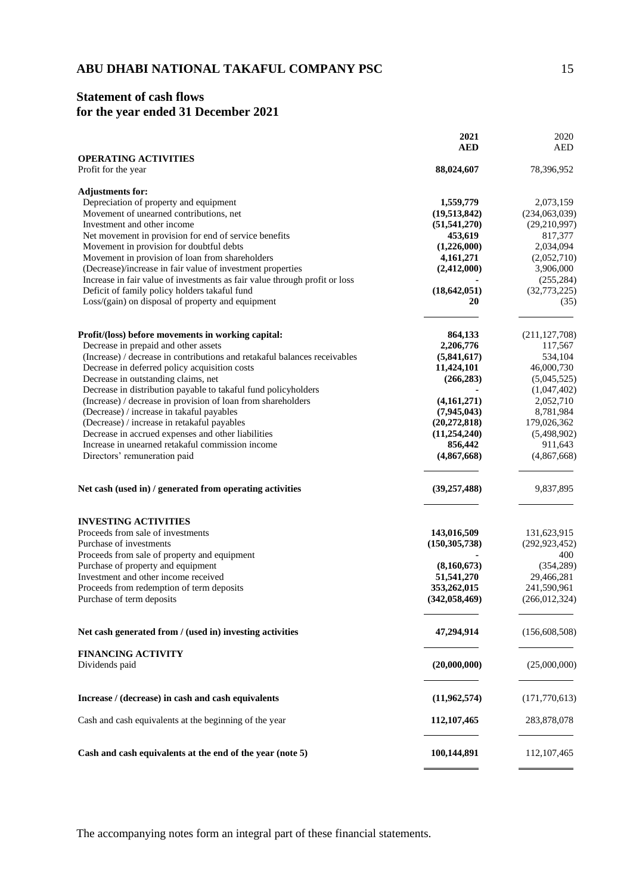## ABU DHABI NATIONAL TAKAFUL COMPANY PSC

## Statement of cash flows
## for the year ended 31 December 2021

| | 2021 AED | 2020 AED |
|---|---|---|
| **OPERATING ACTIVITIES** | | |
| Profit for the year | **88,024,607** | 78,396,952 |
| **Adjustments for:** | | |
| Depreciation of property and equipment | **1,559,779** | 2,073,159 |
| Movement of unearned contributions, net | **(19,513,842)** | (234,063,039) |
| Investment and other income | **(51,541,270)** | (29,210,997) |
| Net movement in provision for end of service benefits | **453,619** | 817,377 |
| Movement in provision for doubtful debts | **(1,226,000)** | 2,034,094 |
| Movement in provision of loan from shareholders | **4,161,271** | (2,052,710) |
| (Decrease)/increase in fair value of investment properties | **(2,412,000)** | 3,906,000 |
| Increase in fair value of investments as fair value through profit or loss | **-** | (255,284) |
| Deficit of family policy holders takaful fund | **(18,642,051)** | (32,773,225) |
| Loss/(gain) on disposal of property and equipment | **20** | (35) |
| **Profit/(loss) before movements in working capital:** | **864,133** | (211,127,708) |
| Decrease in prepaid and other assets | **2,206,776** | 117,567 |
| (Increase) / decrease in contributions and retakaful balances receivables | **(5,841,617)** | 534,104 |
| Decrease in deferred policy acquisition costs | **11,424,101** | 46,000,730 |
| Decrease in outstanding claims, net | **(266,283)** | (5,045,525) |
| Decrease in distribution payable to takaful fund policyholders | **-** | (1,047,402) |
| (Increase) / decrease in provision of loan from shareholders | **(4,161,271)** | 2,052,710 |
| (Decrease) / increase in takaful payables | **(7,945,043)** | 8,781,984 |
| (Decrease) / increase in retakaful payables | **(20,272,818)** | 179,026,362 |
| Decrease in accrued expenses and other liabilities | **(11,254,240)** | (5,498,902) |
| Increase in unearned retakaful commission income | **856,442** | 911,643 |
| Directors' remuneration paid | **(4,867,668)** | (4,867,668) |
| **Net cash (used in) / generated from operating activities** | **(39,257,488)** | 9,837,895 |
| **INVESTING ACTIVITIES** | | |
| Proceeds from sale of investments | **143,016,509** | 131,623,915 |
| Purchase of investments | **(150,305,738)** | (292,923,452) |
| Proceeds from sale of property and equipment | **-** | 400 |
| Purchase of property and equipment | **(8,160,673)** | (354,289) |
| Investment and other income received | **51,541,270** | 29,466,281 |
| Proceeds from redemption of term deposits | **353,262,015** | 241,590,961 |
| Purchase of term deposits | **(342,058,469)** | (266,012,324) |
| **Net cash generated from / (used in) investing activities** | **47,294,914** | (156,608,508) |
| **FINANCING ACTIVITY** | | |
| Dividends paid | **(20,000,000)** | (25,000,000) |
| **Increase / (decrease) in cash and cash equivalents** | **(11,962,574)** | (171,770,613) |
| Cash and cash equivalents at the beginning of the year | **112,107,465** | 283,878,078 |
| **Cash and cash equivalents at the end of the year (note 5)** | **100,144,891** | 112,107,465 |

The accompanying notes form an integral part of these financial statements.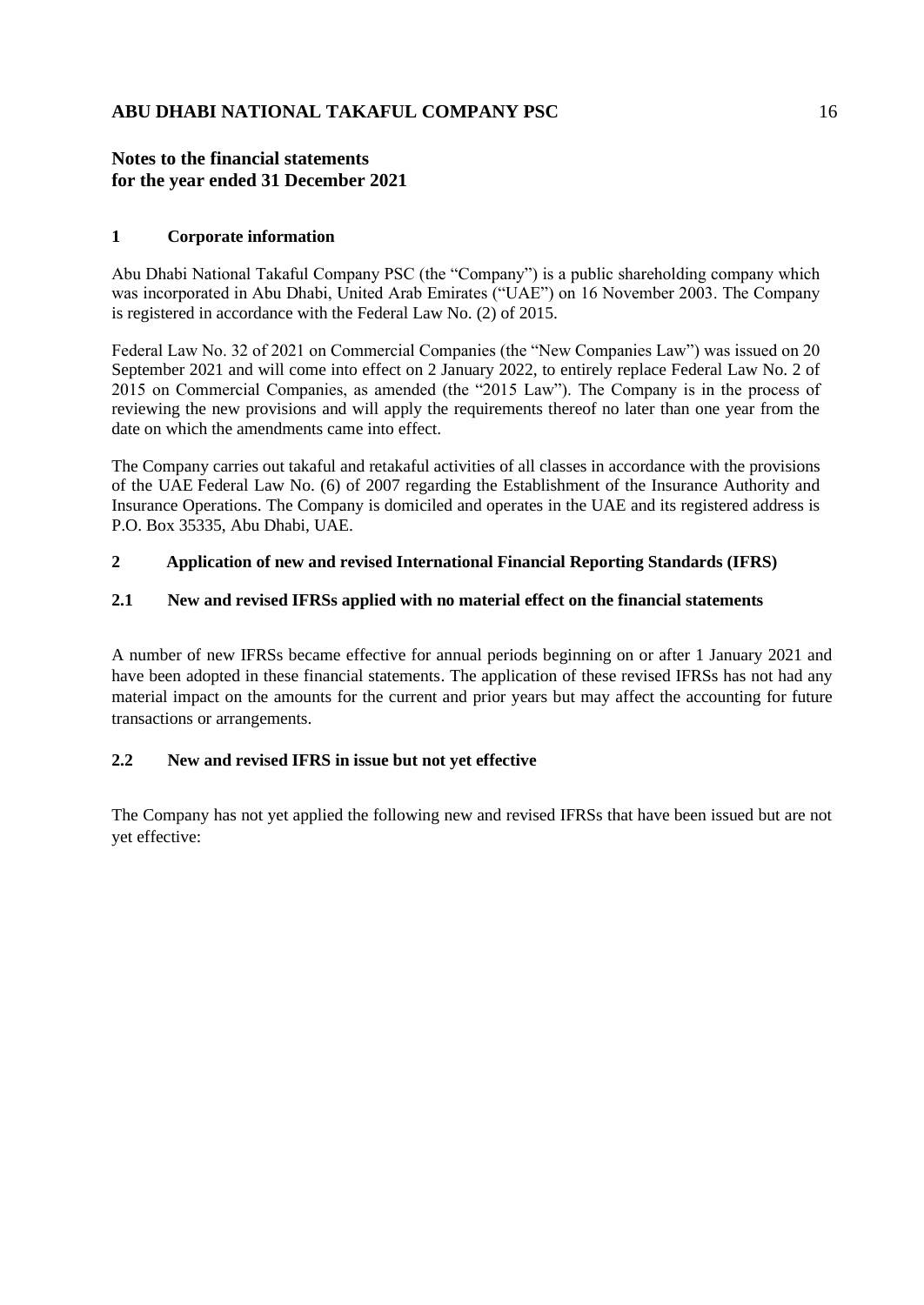## Notes to the financial statements for the year ended 31 December 2021

### 1 Corporate information

Abu Dhabi National Takaful Company PSC (the "Company") is a public shareholding company which was incorporated in Abu Dhabi, United Arab Emirates ("UAE") on 16 November 2003. The Company is registered in accordance with the Federal Law No. (2) of 2015.

Federal Law No. 32 of 2021 on Commercial Companies (the "New Companies Law") was issued on 20 September 2021 and will come into effect on 2 January 2022, to entirely replace Federal Law No. 2 of 2015 on Commercial Companies, as amended (the "2015 Law"). The Company is in the process of reviewing the new provisions and will apply the requirements thereof no later than one year from the date on which the amendments came into effect.

The Company carries out takaful and retakaful activities of all classes in accordance with the provisions of the UAE Federal Law No. (6) of 2007 regarding the Establishment of the Insurance Authority and Insurance Operations. The Company is domiciled and operates in the UAE and its registered address is P.O. Box 35335, Abu Dhabi, UAE.

### 2 Application of new and revised International Financial Reporting Standards (IFRS)

#### 2.1 New and revised IFRSs applied with no material effect on the financial statements

A number of new IFRSs became effective for annual periods beginning on or after 1 January 2021 and have been adopted in these financial statements. The application of these revised IFRSs has not had any material impact on the amounts for the current and prior years but may affect the accounting for future transactions or arrangements.

#### 2.2 New and revised IFRS in issue but not yet effective

The Company has not yet applied the following new and revised IFRSs that have been issued but are not yet effective: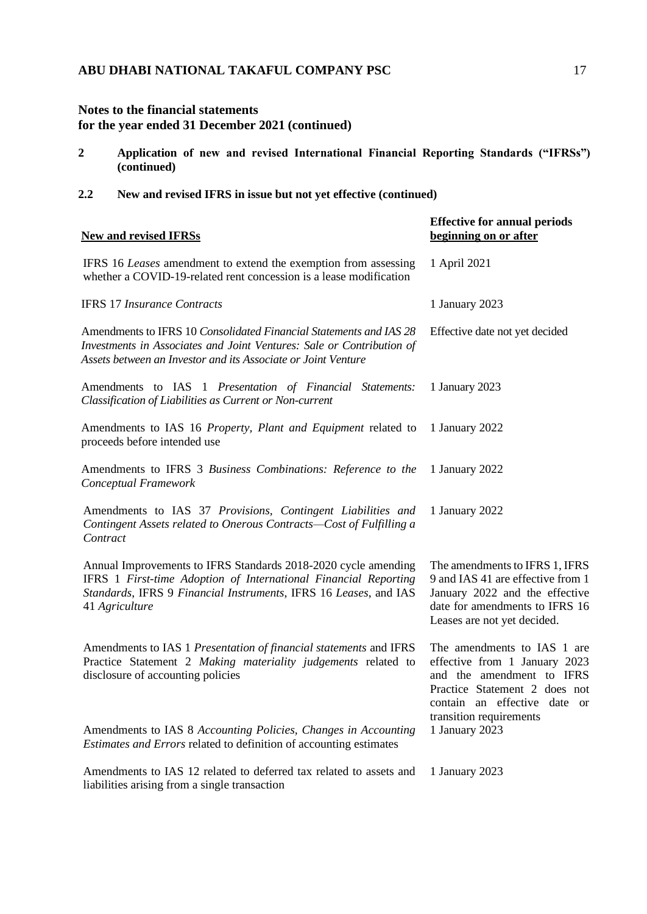## Notes to the financial statements for the year ended 31 December 2021 (continued)

### 2 Application of new and revised International Financial Reporting Standards ("IFRSs") (continued)

### 2.2 New and revised IFRS in issue but not yet effective (continued)

| New and revised IFRSs | Effective for annual periods beginning on or after |
|---|---|
| IFRS 16 *Leases* amendment to extend the exemption from assessing whether a COVID-19-related rent concession is a lease modification | 1 April 2021 |
| IFRS 17 *Insurance Contracts* | 1 January 2023 |
| Amendments to IFRS 10 *Consolidated Financial Statements and IAS 28 Investments in Associates and Joint Ventures: Sale or Contribution of Assets between an Investor and its Associate or Joint Venture* | Effective date not yet decided |
| Amendments to IAS 1 *Presentation of Financial Statements: Classification of Liabilities as Current or Non-current* | 1 January 2023 |
| Amendments to IAS 16 *Property, Plant and Equipment* related to proceeds before intended use | 1 January 2022 |
| Amendments to IFRS 3 *Business Combinations: Reference to the Conceptual Framework* | 1 January 2022 |
| Amendments to IAS 37 *Provisions, Contingent Liabilities and Contingent Assets related to Onerous Contracts—Cost of Fulfilling a Contract* | 1 January 2022 |
| Annual Improvements to IFRS Standards 2018-2020 cycle amending IFRS 1 *First-time Adoption of International Financial Reporting Standards*, IFRS 9 *Financial Instruments*, IFRS 16 *Leases*, and IAS 41 *Agriculture* | The amendments to IFRS 1, IFRS 9 and IAS 41 are effective from 1 January 2022 and the effective date for amendments to IFRS 16 Leases are not yet decided. |
| Amendments to IAS 1 *Presentation of financial statements* and IFRS Practice Statement 2 *Making materiality judgements* related to disclosure of accounting policies | The amendments to IAS 1 are effective from 1 January 2023 and the amendment to IFRS Practice Statement 2 does not contain an effective date or transition requirements |
| Amendments to IAS 8 *Accounting Policies, Changes in Accounting Estimates and Errors* related to definition of accounting estimates | 1 January 2023 |
| Amendments to IAS 12 related to deferred tax related to assets and liabilities arising from a single transaction | 1 January 2023 |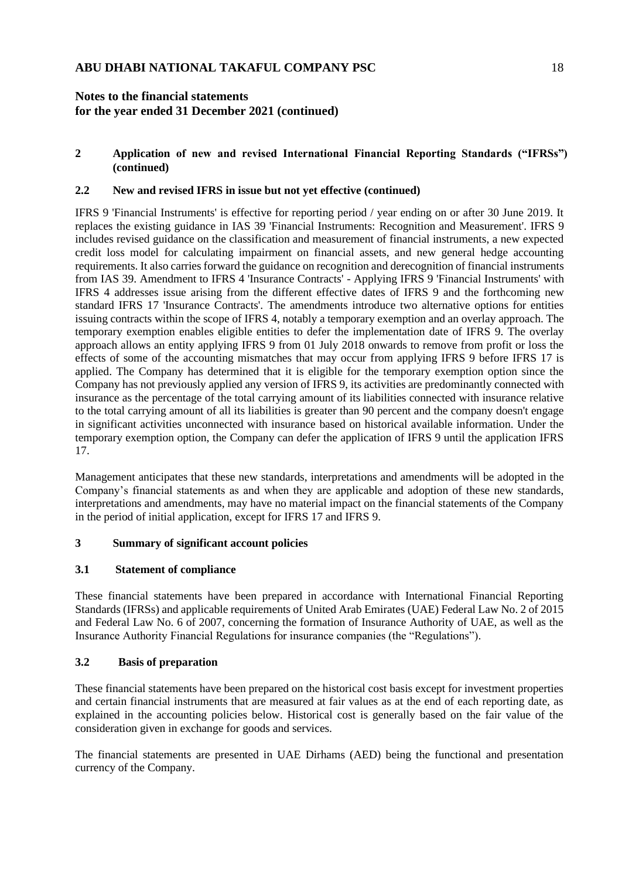## Notes to the financial statements for the year ended 31 December 2021 (continued)

### 2 Application of new and revised International Financial Reporting Standards ("IFRSs") (continued)

#### 2.2 New and revised IFRS in issue but not yet effective (continued)

IFRS 9 'Financial Instruments' is effective for reporting period / year ending on or after 30 June 2019. It replaces the existing guidance in IAS 39 'Financial Instruments: Recognition and Measurement'. IFRS 9 includes revised guidance on the classification and measurement of financial instruments, a new expected credit loss model for calculating impairment on financial assets, and new general hedge accounting requirements. It also carries forward the guidance on recognition and derecognition of financial instruments from IAS 39. Amendment to IFRS 4 'Insurance Contracts' - Applying IFRS 9 'Financial Instruments' with IFRS 4 addresses issue arising from the different effective dates of IFRS 9 and the forthcoming new standard IFRS 17 'Insurance Contracts'. The amendments introduce two alternative options for entities issuing contracts within the scope of IFRS 4, notably a temporary exemption and an overlay approach. The temporary exemption enables eligible entities to defer the implementation date of IFRS 9. The overlay approach allows an entity applying IFRS 9 from 01 July 2018 onwards to remove from profit or loss the effects of some of the accounting mismatches that may occur from applying IFRS 9 before IFRS 17 is applied. The Company has determined that it is eligible for the temporary exemption option since the Company has not previously applied any version of IFRS 9, its activities are predominantly connected with insurance as the percentage of the total carrying amount of its liabilities connected with insurance relative to the total carrying amount of all its liabilities is greater than 90 percent and the company doesn't engage in significant activities unconnected with insurance based on historical available information. Under the temporary exemption option, the Company can defer the application of IFRS 9 until the application IFRS 17.

Management anticipates that these new standards, interpretations and amendments will be adopted in the Company's financial statements as and when they are applicable and adoption of these new standards, interpretations and amendments, may have no material impact on the financial statements of the Company in the period of initial application, except for IFRS 17 and IFRS 9.

### 3 Summary of significant account policies

#### 3.1 Statement of compliance

These financial statements have been prepared in accordance with International Financial Reporting Standards (IFRSs) and applicable requirements of United Arab Emirates (UAE) Federal Law No. 2 of 2015 and Federal Law No. 6 of 2007, concerning the formation of Insurance Authority of UAE, as well as the Insurance Authority Financial Regulations for insurance companies (the "Regulations").

#### 3.2 Basis of preparation

These financial statements have been prepared on the historical cost basis except for investment properties and certain financial instruments that are measured at fair values as at the end of each reporting date, as explained in the accounting policies below. Historical cost is generally based on the fair value of the consideration given in exchange for goods and services.

The financial statements are presented in UAE Dirhams (AED) being the functional and presentation currency of the Company.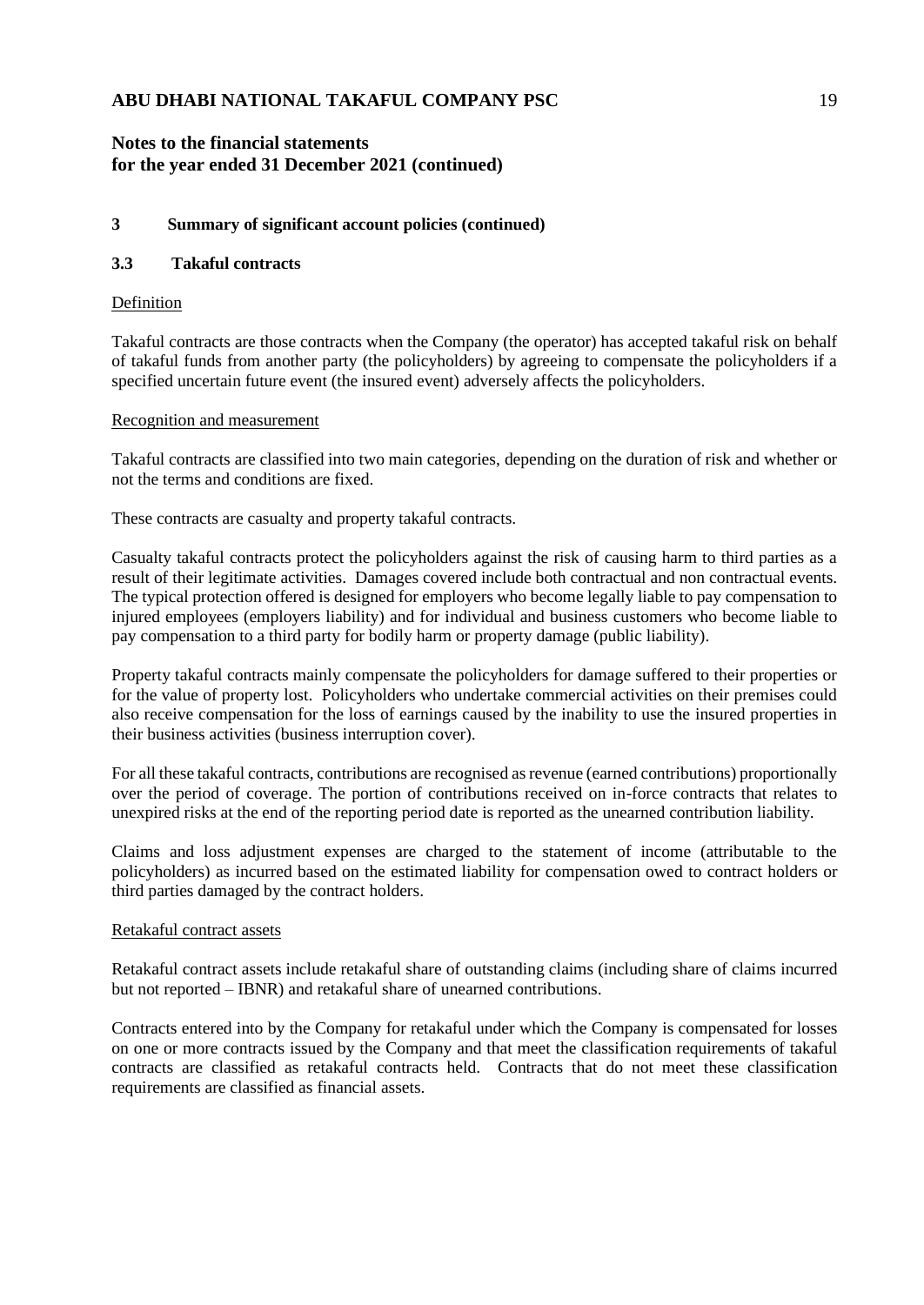## 3 Summary of significant account policies (continued)

### 3.3 Takaful contracts

Definition

Takaful contracts are those contracts when the Company (the operator) has accepted takaful risk on behalf of takaful funds from another party (the policyholders) by agreeing to compensate the policyholders if a specified uncertain future event (the insured event) adversely affects the policyholders.

Recognition and measurement

Takaful contracts are classified into two main categories, depending on the duration of risk and whether or not the terms and conditions are fixed.

These contracts are casualty and property takaful contracts.

Casualty takaful contracts protect the policyholders against the risk of causing harm to third parties as a result of their legitimate activities. Damages covered include both contractual and non contractual events. The typical protection offered is designed for employers who become legally liable to pay compensation to injured employees (employers liability) and for individual and business customers who become liable to pay compensation to a third party for bodily harm or property damage (public liability).

Property takaful contracts mainly compensate the policyholders for damage suffered to their properties or for the value of property lost. Policyholders who undertake commercial activities on their premises could also receive compensation for the loss of earnings caused by the inability to use the insured properties in their business activities (business interruption cover).

For all these takaful contracts, contributions are recognised as revenue (earned contributions) proportionally over the period of coverage. The portion of contributions received on in-force contracts that relates to unexpired risks at the end of the reporting period date is reported as the unearned contribution liability.

Claims and loss adjustment expenses are charged to the statement of income (attributable to the policyholders) as incurred based on the estimated liability for compensation owed to contract holders or third parties damaged by the contract holders.

Retakaful contract assets

Retakaful contract assets include retakaful share of outstanding claims (including share of claims incurred but not reported – IBNR) and retakaful share of unearned contributions.

Contracts entered into by the Company for retakaful under which the Company is compensated for losses on one or more contracts issued by the Company and that meet the classification requirements of takaful contracts are classified as retakaful contracts held. Contracts that do not meet these classification requirements are classified as financial assets.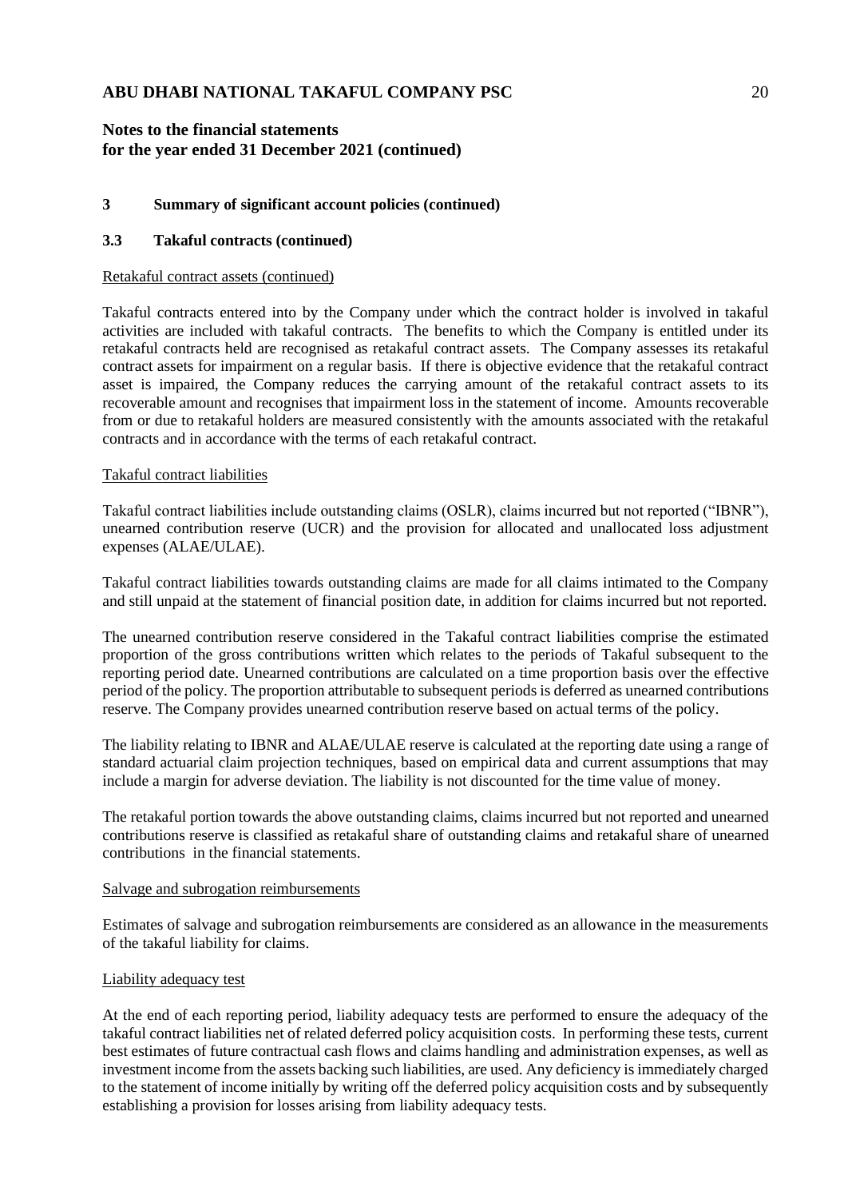**Notes to the financial statements for the year ended 31 December 2021 (continued)**

## 3 Summary of significant account policies (continued)

### 3.3 Takaful contracts (continued)

Retakaful contract assets (continued)

Takaful contracts entered into by the Company under which the contract holder is involved in takaful activities are included with takaful contracts. The benefits to which the Company is entitled under its retakaful contracts held are recognised as retakaful contract assets. The Company assesses its retakaful contract assets for impairment on a regular basis. If there is objective evidence that the retakaful contract asset is impaired, the Company reduces the carrying amount of the retakaful contract assets to its recoverable amount and recognises that impairment loss in the statement of income. Amounts recoverable from or due to retakaful holders are measured consistently with the amounts associated with the retakaful contracts and in accordance with the terms of each retakaful contract.

Takaful contract liabilities

Takaful contract liabilities include outstanding claims (OSLR), claims incurred but not reported ("IBNR"), unearned contribution reserve (UCR) and the provision for allocated and unallocated loss adjustment expenses (ALAE/ULAE).

Takaful contract liabilities towards outstanding claims are made for all claims intimated to the Company and still unpaid at the statement of financial position date, in addition for claims incurred but not reported.

The unearned contribution reserve considered in the Takaful contract liabilities comprise the estimated proportion of the gross contributions written which relates to the periods of Takaful subsequent to the reporting period date. Unearned contributions are calculated on a time proportion basis over the effective period of the policy. The proportion attributable to subsequent periods is deferred as unearned contributions reserve. The Company provides unearned contribution reserve based on actual terms of the policy.

The liability relating to IBNR and ALAE/ULAE reserve is calculated at the reporting date using a range of standard actuarial claim projection techniques, based on empirical data and current assumptions that may include a margin for adverse deviation. The liability is not discounted for the time value of money.

The retakaful portion towards the above outstanding claims, claims incurred but not reported and unearned contributions reserve is classified as retakaful share of outstanding claims and retakaful share of unearned contributions in the financial statements.

Salvage and subrogation reimbursements

Estimates of salvage and subrogation reimbursements are considered as an allowance in the measurements of the takaful liability for claims.

Liability adequacy test

At the end of each reporting period, liability adequacy tests are performed to ensure the adequacy of the takaful contract liabilities net of related deferred policy acquisition costs. In performing these tests, current best estimates of future contractual cash flows and claims handling and administration expenses, as well as investment income from the assets backing such liabilities, are used. Any deficiency is immediately charged to the statement of income initially by writing off the deferred policy acquisition costs and by subsequently establishing a provision for losses arising from liability adequacy tests.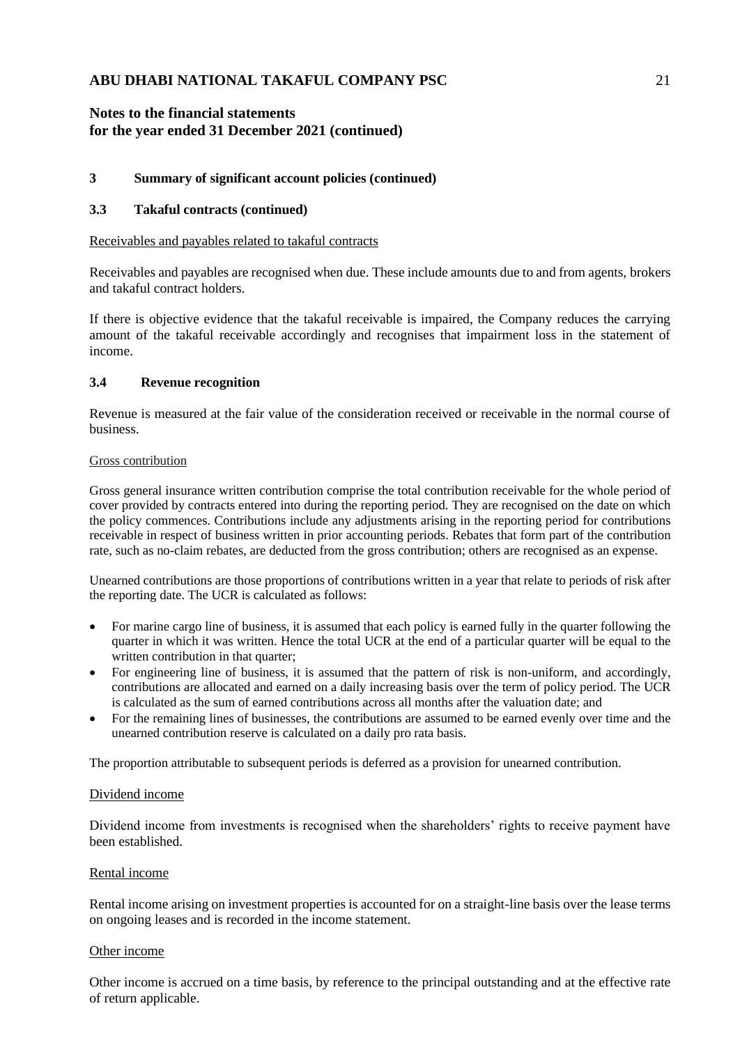## 3 Summary of significant account policies (continued)

### 3.3 Takaful contracts (continued)

Receivables and payables related to takaful contracts

Receivables and payables are recognised when due. These include amounts due to and from agents, brokers and takaful contract holders.

If there is objective evidence that the takaful receivable is impaired, the Company reduces the carrying amount of the takaful receivable accordingly and recognises that impairment loss in the statement of income.

### 3.4 Revenue recognition

Revenue is measured at the fair value of the consideration received or receivable in the normal course of business.

Gross contribution

Gross general insurance written contribution comprise the total contribution receivable for the whole period of cover provided by contracts entered into during the reporting period. They are recognised on the date on which the policy commences. Contributions include any adjustments arising in the reporting period for contributions receivable in respect of business written in prior accounting periods. Rebates that form part of the contribution rate, such as no-claim rebates, are deducted from the gross contribution; others are recognised as an expense.

Unearned contributions are those proportions of contributions written in a year that relate to periods of risk after the reporting date. The UCR is calculated as follows:

- For marine cargo line of business, it is assumed that each policy is earned fully in the quarter following the quarter in which it was written. Hence the total UCR at the end of a particular quarter will be equal to the written contribution in that quarter;
- For engineering line of business, it is assumed that the pattern of risk is non-uniform, and accordingly, contributions are allocated and earned on a daily increasing basis over the term of policy period. The UCR is calculated as the sum of earned contributions across all months after the valuation date; and
- For the remaining lines of businesses, the contributions are assumed to be earned evenly over time and the unearned contribution reserve is calculated on a daily pro rata basis.

The proportion attributable to subsequent periods is deferred as a provision for unearned contribution.

Dividend income

Dividend income from investments is recognised when the shareholders' rights to receive payment have been established.

Rental income

Rental income arising on investment properties is accounted for on a straight-line basis over the lease terms on ongoing leases and is recorded in the income statement.

Other income

Other income is accrued on a time basis, by reference to the principal outstanding and at the effective rate of return applicable.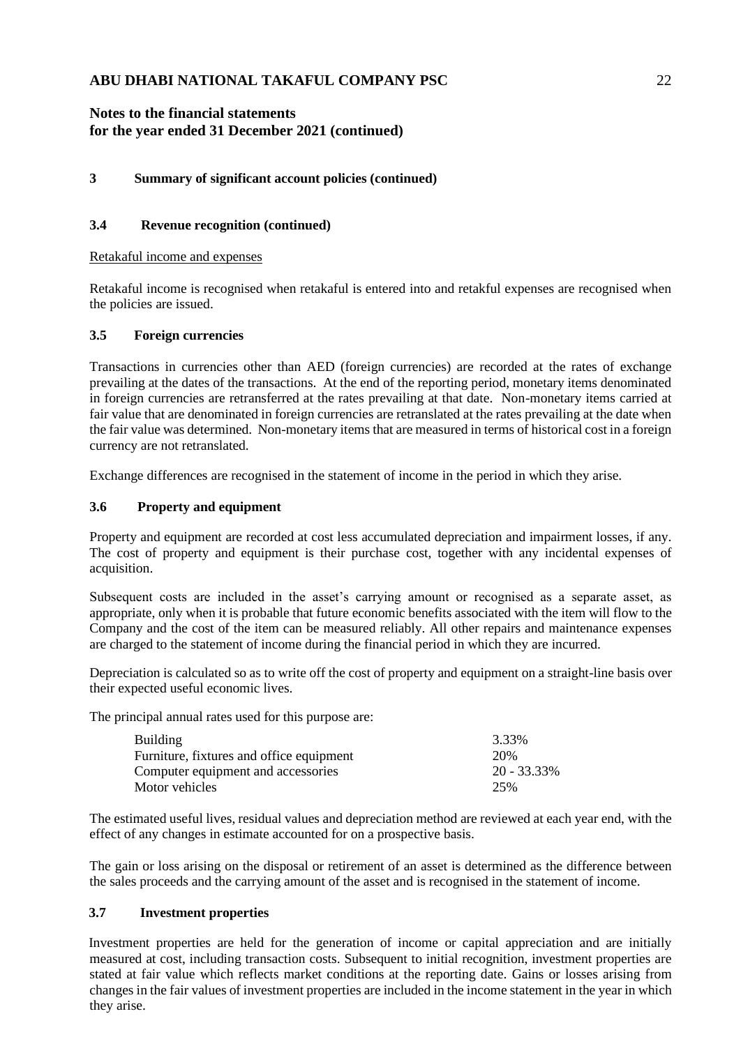## 3 Summary of significant account policies (continued)

### 3.4 Revenue recognition (continued)

Retakaful income and expenses

Retakaful income is recognised when retakaful is entered into and retakful expenses are recognised when the policies are issued.

### 3.5 Foreign currencies

Transactions in currencies other than AED (foreign currencies) are recorded at the rates of exchange prevailing at the dates of the transactions. At the end of the reporting period, monetary items denominated in foreign currencies are retransferred at the rates prevailing at that date. Non-monetary items carried at fair value that are denominated in foreign currencies are retranslated at the rates prevailing at the date when the fair value was determined. Non-monetary items that are measured in terms of historical cost in a foreign currency are not retranslated.

Exchange differences are recognised in the statement of income in the period in which they arise.

### 3.6 Property and equipment

Property and equipment are recorded at cost less accumulated depreciation and impairment losses, if any. The cost of property and equipment is their purchase cost, together with any incidental expenses of acquisition.

Subsequent costs are included in the asset's carrying amount or recognised as a separate asset, as appropriate, only when it is probable that future economic benefits associated with the item will flow to the Company and the cost of the item can be measured reliably. All other repairs and maintenance expenses are charged to the statement of income during the financial period in which they are incurred.

Depreciation is calculated so as to write off the cost of property and equipment on a straight-line basis over their expected useful economic lives.

The principal annual rates used for this purpose are:

| | |
|---|---|
| Building | 3.33% |
| Furniture, fixtures and office equipment | 20% |
| Computer equipment and accessories | 20 - 33.33% |
| Motor vehicles | 25% |

The estimated useful lives, residual values and depreciation method are reviewed at each year end, with the effect of any changes in estimate accounted for on a prospective basis.

The gain or loss arising on the disposal or retirement of an asset is determined as the difference between the sales proceeds and the carrying amount of the asset and is recognised in the statement of income.

### 3.7 Investment properties

Investment properties are held for the generation of income or capital appreciation and are initially measured at cost, including transaction costs. Subsequent to initial recognition, investment properties are stated at fair value which reflects market conditions at the reporting date. Gains or losses arising from changes in the fair values of investment properties are included in the income statement in the year in which they arise.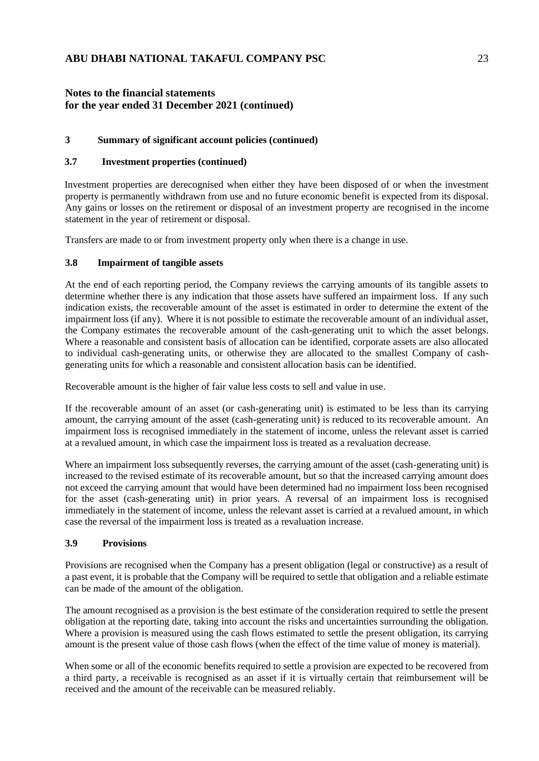## Notes to the financial statements for the year ended 31 December 2021 (continued)

### 3 Summary of significant account policies (continued)

### 3.7 Investment properties (continued)

Investment properties are derecognised when either they have been disposed of or when the investment property is permanently withdrawn from use and no future economic benefit is expected from its disposal. Any gains or losses on the retirement or disposal of an investment property are recognised in the income statement in the year of retirement or disposal.

Transfers are made to or from investment property only when there is a change in use.

### 3.8 Impairment of tangible assets

At the end of each reporting period, the Company reviews the carrying amounts of its tangible assets to determine whether there is any indication that those assets have suffered an impairment loss. If any such indication exists, the recoverable amount of the asset is estimated in order to determine the extent of the impairment loss (if any). Where it is not possible to estimate the recoverable amount of an individual asset, the Company estimates the recoverable amount of the cash-generating unit to which the asset belongs. Where a reasonable and consistent basis of allocation can be identified, corporate assets are also allocated to individual cash-generating units, or otherwise they are allocated to the smallest Company of cash-generating units for which a reasonable and consistent allocation basis can be identified.

Recoverable amount is the higher of fair value less costs to sell and value in use.

If the recoverable amount of an asset (or cash-generating unit) is estimated to be less than its carrying amount, the carrying amount of the asset (cash-generating unit) is reduced to its recoverable amount. An impairment loss is recognised immediately in the statement of income, unless the relevant asset is carried at a revalued amount, in which case the impairment loss is treated as a revaluation decrease.

Where an impairment loss subsequently reverses, the carrying amount of the asset (cash-generating unit) is increased to the revised estimate of its recoverable amount, but so that the increased carrying amount does not exceed the carrying amount that would have been determined had no impairment loss been recognised for the asset (cash-generating unit) in prior years. A reversal of an impairment loss is recognised immediately in the statement of income, unless the relevant asset is carried at a revalued amount, in which case the reversal of the impairment loss is treated as a revaluation increase.

### 3.9 Provisions

Provisions are recognised when the Company has a present obligation (legal or constructive) as a result of a past event, it is probable that the Company will be required to settle that obligation and a reliable estimate can be made of the amount of the obligation.

The amount recognised as a provision is the best estimate of the consideration required to settle the present obligation at the reporting date, taking into account the risks and uncertainties surrounding the obligation. Where a provision is measured using the cash flows estimated to settle the present obligation, its carrying amount is the present value of those cash flows (when the effect of the time value of money is material).

When some or all of the economic benefits required to settle a provision are expected to be recovered from a third party, a receivable is recognised as an asset if it is virtually certain that reimbursement will be received and the amount of the receivable can be measured reliably.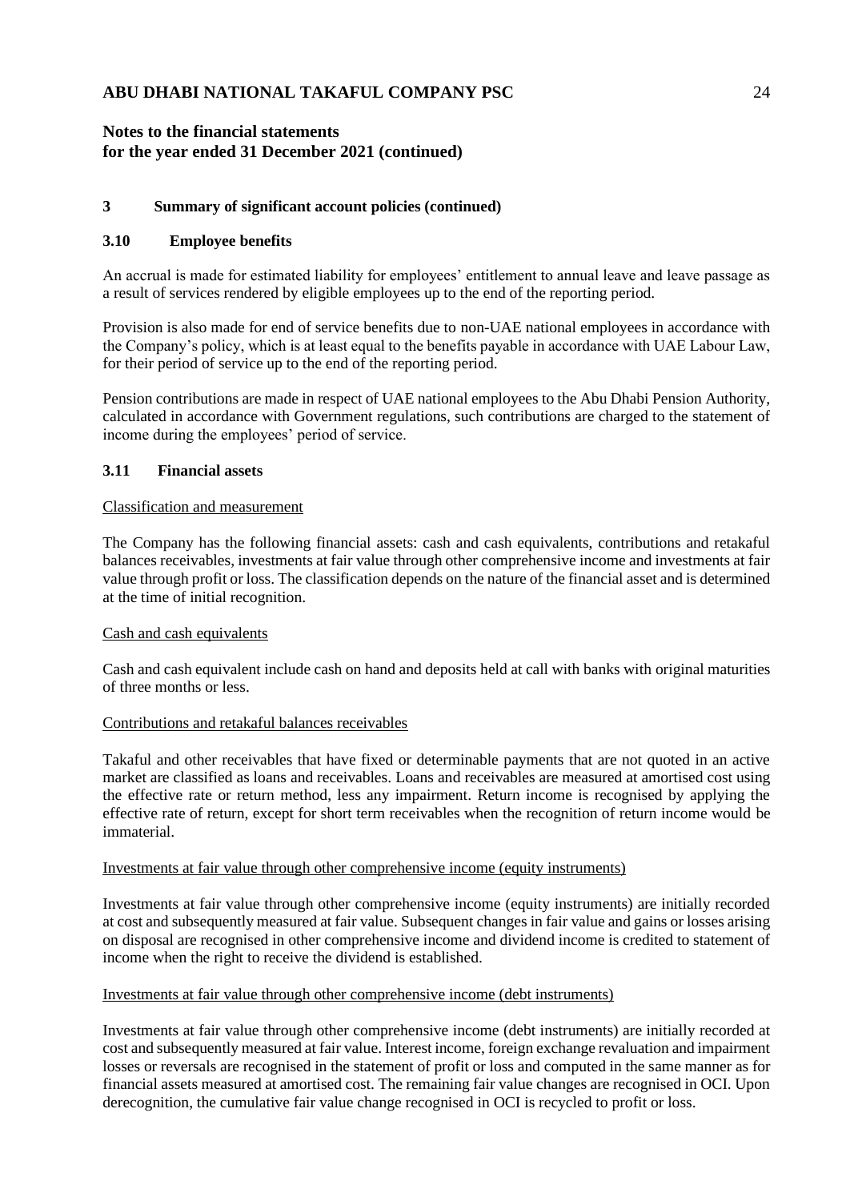## 3 Summary of significant account policies (continued)

### 3.10 Employee benefits

An accrual is made for estimated liability for employees' entitlement to annual leave and leave passage as a result of services rendered by eligible employees up to the end of the reporting period.

Provision is also made for end of service benefits due to non-UAE national employees in accordance with the Company's policy, which is at least equal to the benefits payable in accordance with UAE Labour Law, for their period of service up to the end of the reporting period.

Pension contributions are made in respect of UAE national employees to the Abu Dhabi Pension Authority, calculated in accordance with Government regulations, such contributions are charged to the statement of income during the employees' period of service.

### 3.11 Financial assets

Classification and measurement

The Company has the following financial assets: cash and cash equivalents, contributions and retakaful balances receivables, investments at fair value through other comprehensive income and investments at fair value through profit or loss. The classification depends on the nature of the financial asset and is determined at the time of initial recognition.

Cash and cash equivalents

Cash and cash equivalent include cash on hand and deposits held at call with banks with original maturities of three months or less.

Contributions and retakaful balances receivables

Takaful and other receivables that have fixed or determinable payments that are not quoted in an active market are classified as loans and receivables. Loans and receivables are measured at amortised cost using the effective rate or return method, less any impairment. Return income is recognised by applying the effective rate of return, except for short term receivables when the recognition of return income would be immaterial.

Investments at fair value through other comprehensive income (equity instruments)

Investments at fair value through other comprehensive income (equity instruments) are initially recorded at cost and subsequently measured at fair value. Subsequent changes in fair value and gains or losses arising on disposal are recognised in other comprehensive income and dividend income is credited to statement of income when the right to receive the dividend is established.

Investments at fair value through other comprehensive income (debt instruments)

Investments at fair value through other comprehensive income (debt instruments) are initially recorded at cost and subsequently measured at fair value. Interest income, foreign exchange revaluation and impairment losses or reversals are recognised in the statement of profit or loss and computed in the same manner as for financial assets measured at amortised cost. The remaining fair value changes are recognised in OCI. Upon derecognition, the cumulative fair value change recognised in OCI is recycled to profit or loss.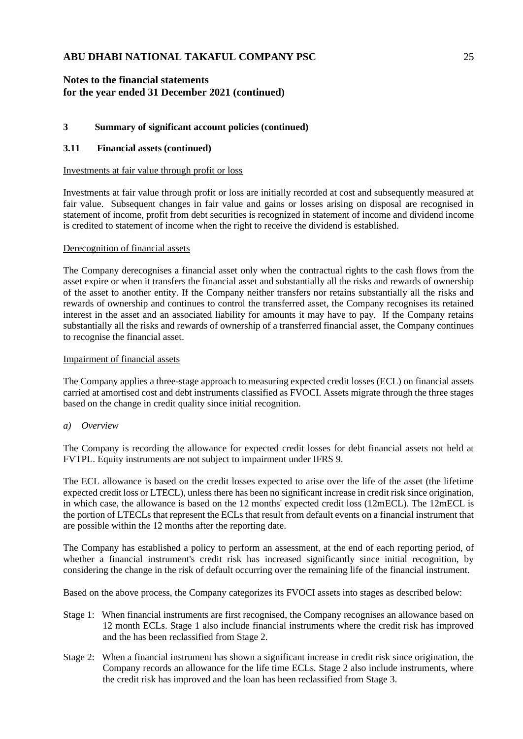## 3 Summary of significant account policies (continued)

### 3.11 Financial assets (continued)

Investments at fair value through profit or loss

Investments at fair value through profit or loss are initially recorded at cost and subsequently measured at fair value. Subsequent changes in fair value and gains or losses arising on disposal are recognised in statement of income, profit from debt securities is recognized in statement of income and dividend income is credited to statement of income when the right to receive the dividend is established.

Derecognition of financial assets

The Company derecognises a financial asset only when the contractual rights to the cash flows from the asset expire or when it transfers the financial asset and substantially all the risks and rewards of ownership of the asset to another entity. If the Company neither transfers nor retains substantially all the risks and rewards of ownership and continues to control the transferred asset, the Company recognises its retained interest in the asset and an associated liability for amounts it may have to pay. If the Company retains substantially all the risks and rewards of ownership of a transferred financial asset, the Company continues to recognise the financial asset.

Impairment of financial assets

The Company applies a three-stage approach to measuring expected credit losses (ECL) on financial assets carried at amortised cost and debt instruments classified as FVOCI. Assets migrate through the three stages based on the change in credit quality since initial recognition.

*a) Overview*

The Company is recording the allowance for expected credit losses for debt financial assets not held at FVTPL. Equity instruments are not subject to impairment under IFRS 9.

The ECL allowance is based on the credit losses expected to arise over the life of the asset (the lifetime expected credit loss or LTECL), unless there has been no significant increase in credit risk since origination, in which case, the allowance is based on the 12 months' expected credit loss (12mECL). The 12mECL is the portion of LTECLs that represent the ECLs that result from default events on a financial instrument that are possible within the 12 months after the reporting date.

The Company has established a policy to perform an assessment, at the end of each reporting period, of whether a financial instrument's credit risk has increased significantly since initial recognition, by considering the change in the risk of default occurring over the remaining life of the financial instrument.

Based on the above process, the Company categorizes its FVOCI assets into stages as described below:

Stage 1: When financial instruments are first recognised, the Company recognises an allowance based on 12 month ECLs. Stage 1 also include financial instruments where the credit risk has improved and the has been reclassified from Stage 2.

Stage 2: When a financial instrument has shown a significant increase in credit risk since origination, the Company records an allowance for the life time ECLs. Stage 2 also include instruments, where the credit risk has improved and the loan has been reclassified from Stage 3.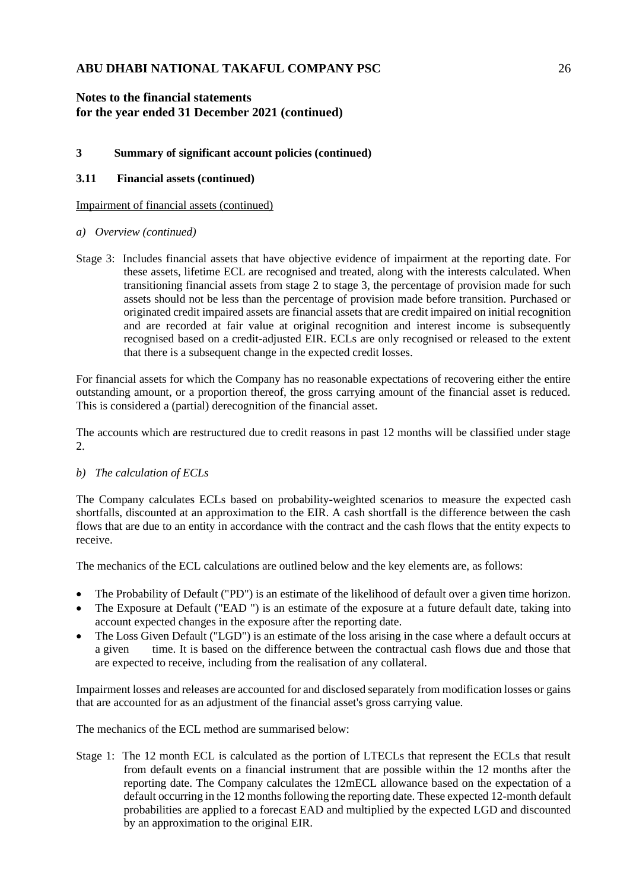## 3 Summary of significant account policies (continued)

### 3.11 Financial assets (continued)

Impairment of financial assets (continued)

*a) Overview (continued)*

Stage 3: Includes financial assets that have objective evidence of impairment at the reporting date. For these assets, lifetime ECL are recognised and treated, along with the interests calculated. When transitioning financial assets from stage 2 to stage 3, the percentage of provision made for such assets should not be less than the percentage of provision made before transition. Purchased or originated credit impaired assets are financial assets that are credit impaired on initial recognition and are recorded at fair value at original recognition and interest income is subsequently recognised based on a credit-adjusted EIR. ECLs are only recognised or released to the extent that there is a subsequent change in the expected credit losses.

For financial assets for which the Company has no reasonable expectations of recovering either the entire outstanding amount, or a proportion thereof, the gross carrying amount of the financial asset is reduced. This is considered a (partial) derecognition of the financial asset.

The accounts which are restructured due to credit reasons in past 12 months will be classified under stage 2.

*b) The calculation of ECLs*

The Company calculates ECLs based on probability-weighted scenarios to measure the expected cash shortfalls, discounted at an approximation to the EIR. A cash shortfall is the difference between the cash flows that are due to an entity in accordance with the contract and the cash flows that the entity expects to receive.

The mechanics of the ECL calculations are outlined below and the key elements are, as follows:

- The Probability of Default ("PD") is an estimate of the likelihood of default over a given time horizon.
- The Exposure at Default ("EAD ") is an estimate of the exposure at a future default date, taking into account expected changes in the exposure after the reporting date.
- The Loss Given Default ("LGD") is an estimate of the loss arising in the case where a default occurs at a given time. It is based on the difference between the contractual cash flows due and those that are expected to receive, including from the realisation of any collateral.

Impairment losses and releases are accounted for and disclosed separately from modification losses or gains that are accounted for as an adjustment of the financial asset's gross carrying value.

The mechanics of the ECL method are summarised below:

Stage 1: The 12 month ECL is calculated as the portion of LTECLs that represent the ECLs that result from default events on a financial instrument that are possible within the 12 months after the reporting date. The Company calculates the 12mECL allowance based on the expectation of a default occurring in the 12 months following the reporting date. These expected 12-month default probabilities are applied to a forecast EAD and multiplied by the expected LGD and discounted by an approximation to the original EIR.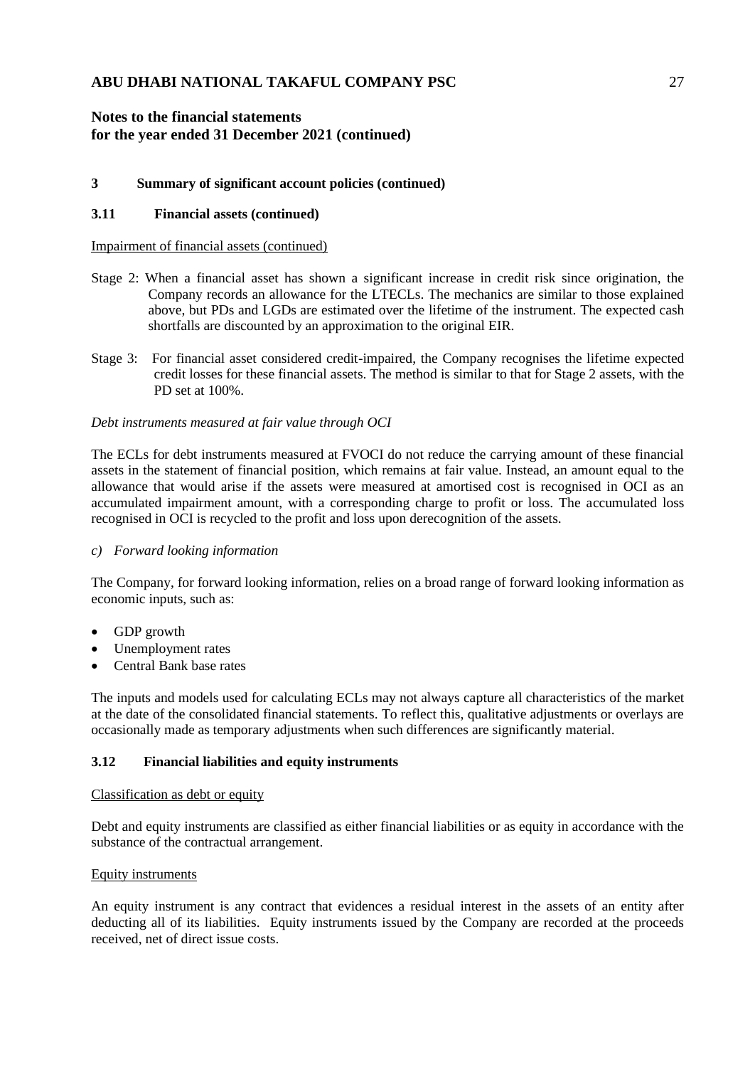## 3 Summary of significant account policies (continued)

### 3.11 Financial assets (continued)

Impairment of financial assets (continued)

Stage 2: When a financial asset has shown a significant increase in credit risk since origination, the Company records an allowance for the LTECLs. The mechanics are similar to those explained above, but PDs and LGDs are estimated over the lifetime of the instrument. The expected cash shortfalls are discounted by an approximation to the original EIR.

Stage 3: For financial asset considered credit-impaired, the Company recognises the lifetime expected credit losses for these financial assets. The method is similar to that for Stage 2 assets, with the PD set at 100%.

*Debt instruments measured at fair value through OCI*

The ECLs for debt instruments measured at FVOCI do not reduce the carrying amount of these financial assets in the statement of financial position, which remains at fair value. Instead, an amount equal to the allowance that would arise if the assets were measured at amortised cost is recognised in OCI as an accumulated impairment amount, with a corresponding charge to profit or loss. The accumulated loss recognised in OCI is recycled to the profit and loss upon derecognition of the assets.

*c) Forward looking information*

The Company, for forward looking information, relies on a broad range of forward looking information as economic inputs, such as:

- GDP growth
- Unemployment rates
- Central Bank base rates

The inputs and models used for calculating ECLs may not always capture all characteristics of the market at the date of the consolidated financial statements. To reflect this, qualitative adjustments or overlays are occasionally made as temporary adjustments when such differences are significantly material.

### 3.12 Financial liabilities and equity instruments

Classification as debt or equity

Debt and equity instruments are classified as either financial liabilities or as equity in accordance with the substance of the contractual arrangement.

Equity instruments

An equity instrument is any contract that evidences a residual interest in the assets of an entity after deducting all of its liabilities. Equity instruments issued by the Company are recorded at the proceeds received, net of direct issue costs.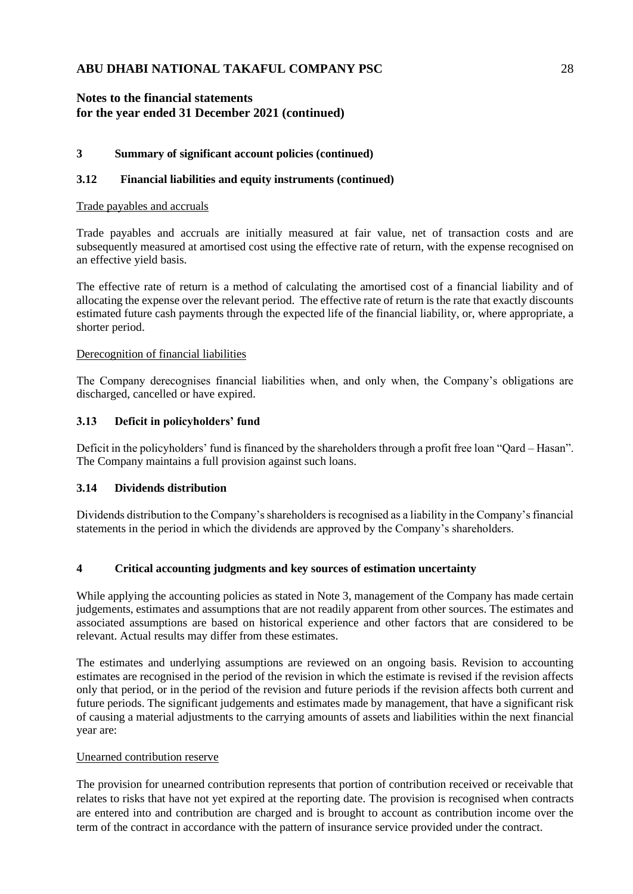## 3 Summary of significant account policies (continued)

### 3.12 Financial liabilities and equity instruments (continued)

Trade payables and accruals

Trade payables and accruals are initially measured at fair value, net of transaction costs and are subsequently measured at amortised cost using the effective rate of return, with the expense recognised on an effective yield basis.

The effective rate of return is a method of calculating the amortised cost of a financial liability and of allocating the expense over the relevant period. The effective rate of return is the rate that exactly discounts estimated future cash payments through the expected life of the financial liability, or, where appropriate, a shorter period.

Derecognition of financial liabilities

The Company derecognises financial liabilities when, and only when, the Company's obligations are discharged, cancelled or have expired.

### 3.13 Deficit in policyholders' fund

Deficit in the policyholders' fund is financed by the shareholders through a profit free loan "Qard – Hasan". The Company maintains a full provision against such loans.

### 3.14 Dividends distribution

Dividends distribution to the Company's shareholders is recognised as a liability in the Company's financial statements in the period in which the dividends are approved by the Company's shareholders.

## 4 Critical accounting judgments and key sources of estimation uncertainty

While applying the accounting policies as stated in Note 3, management of the Company has made certain judgements, estimates and assumptions that are not readily apparent from other sources. The estimates and associated assumptions are based on historical experience and other factors that are considered to be relevant. Actual results may differ from these estimates.

The estimates and underlying assumptions are reviewed on an ongoing basis. Revision to accounting estimates are recognised in the period of the revision in which the estimate is revised if the revision affects only that period, or in the period of the revision and future periods if the revision affects both current and future periods. The significant judgements and estimates made by management, that have a significant risk of causing a material adjustments to the carrying amounts of assets and liabilities within the next financial year are:

Unearned contribution reserve

The provision for unearned contribution represents that portion of contribution received or receivable that relates to risks that have not yet expired at the reporting date. The provision is recognised when contracts are entered into and contribution are charged and is brought to account as contribution income over the term of the contract in accordance with the pattern of insurance service provided under the contract.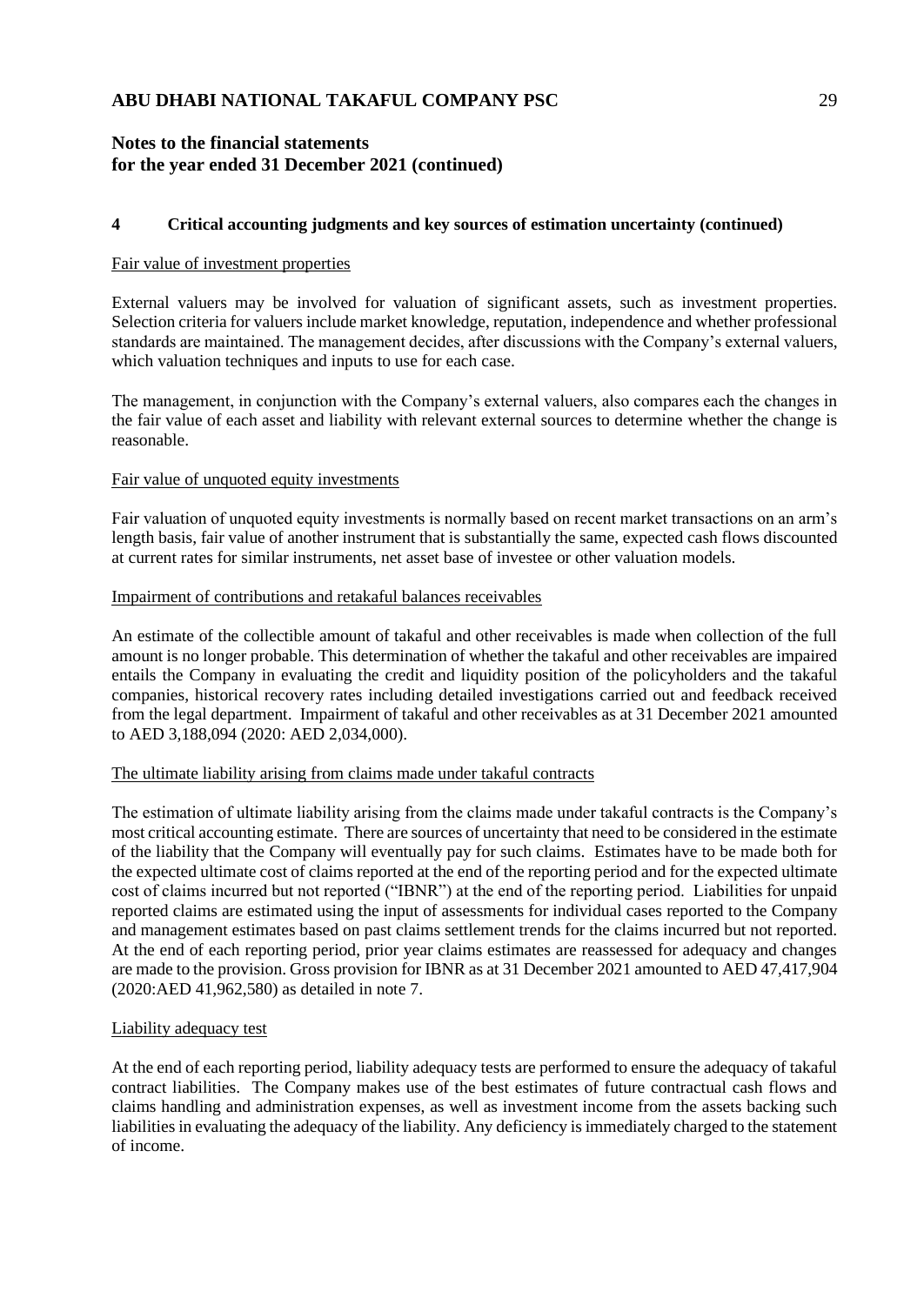# ABU DHABI NATIONAL TAKAFUL COMPANY PSC

## Notes to the financial statements for the year ended 31 December 2021 (continued)

### 4 Critical accounting judgments and key sources of estimation uncertainty (continued)

Fair value of investment properties

External valuers may be involved for valuation of significant assets, such as investment properties. Selection criteria for valuers include market knowledge, reputation, independence and whether professional standards are maintained. The management decides, after discussions with the Company's external valuers, which valuation techniques and inputs to use for each case.

The management, in conjunction with the Company's external valuers, also compares each the changes in the fair value of each asset and liability with relevant external sources to determine whether the change is reasonable.

Fair value of unquoted equity investments

Fair valuation of unquoted equity investments is normally based on recent market transactions on an arm's length basis, fair value of another instrument that is substantially the same, expected cash flows discounted at current rates for similar instruments, net asset base of investee or other valuation models.

Impairment of contributions and retakaful balances receivables

An estimate of the collectible amount of takaful and other receivables is made when collection of the full amount is no longer probable. This determination of whether the takaful and other receivables are impaired entails the Company in evaluating the credit and liquidity position of the policyholders and the takaful companies, historical recovery rates including detailed investigations carried out and feedback received from the legal department. Impairment of takaful and other receivables as at 31 December 2021 amounted to AED 3,188,094 (2020: AED 2,034,000).

The ultimate liability arising from claims made under takaful contracts

The estimation of ultimate liability arising from the claims made under takaful contracts is the Company's most critical accounting estimate. There are sources of uncertainty that need to be considered in the estimate of the liability that the Company will eventually pay for such claims. Estimates have to be made both for the expected ultimate cost of claims reported at the end of the reporting period and for the expected ultimate cost of claims incurred but not reported ("IBNR") at the end of the reporting period. Liabilities for unpaid reported claims are estimated using the input of assessments for individual cases reported to the Company and management estimates based on past claims settlement trends for the claims incurred but not reported. At the end of each reporting period, prior year claims estimates are reassessed for adequacy and changes are made to the provision. Gross provision for IBNR as at 31 December 2021 amounted to AED 47,417,904 (2020:AED 41,962,580) as detailed in note 7.

Liability adequacy test

At the end of each reporting period, liability adequacy tests are performed to ensure the adequacy of takaful contract liabilities. The Company makes use of the best estimates of future contractual cash flows and claims handling and administration expenses, as well as investment income from the assets backing such liabilities in evaluating the adequacy of the liability. Any deficiency is immediately charged to the statement of income.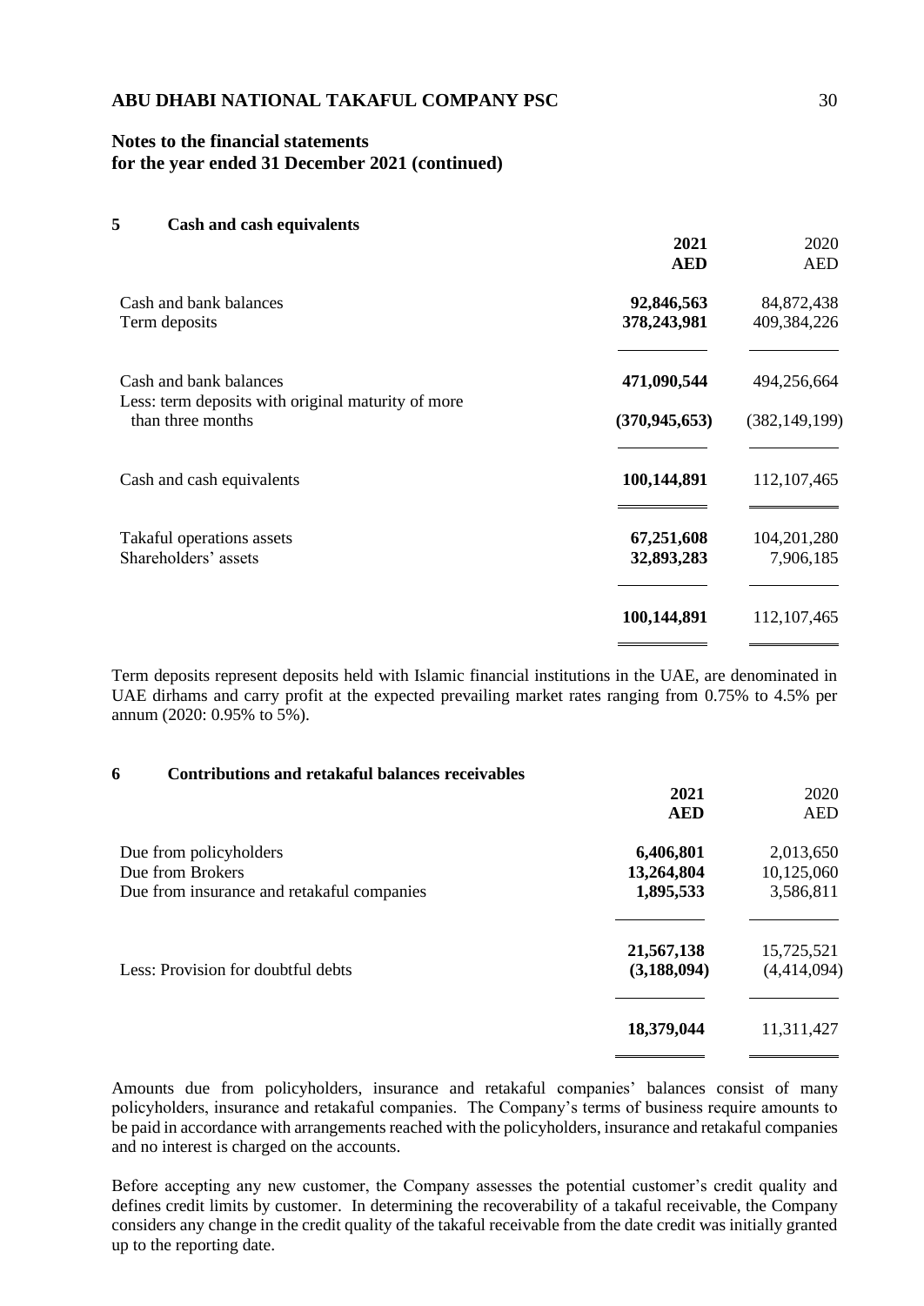**Notes to the financial statements for the year ended 31 December 2021 (continued)**

## 5 Cash and cash equivalents

| | 2021 AED | 2020 AED |
|---|---|---|
| Cash and bank balances | 92,846,563 | 84,872,438 |
| Term deposits | 378,243,981 | 409,384,226 |
| Cash and bank balances | 471,090,544 | 494,256,664 |
| Less: term deposits with original maturity of more than three months | (370,945,653) | (382,149,199) |
| Cash and cash equivalents | 100,144,891 | 112,107,465 |
| Takaful operations assets | 67,251,608 | 104,201,280 |
| Shareholders' assets | 32,893,283 | 7,906,185 |
| | 100,144,891 | 112,107,465 |

Term deposits represent deposits held with Islamic financial institutions in the UAE, are denominated in UAE dirhams and carry profit at the expected prevailing market rates ranging from 0.75% to 4.5% per annum (2020: 0.95% to 5%).

## 6 Contributions and retakaful balances receivables

| | 2021 AED | 2020 AED |
|---|---|---|
| Due from policyholders | 6,406,801 | 2,013,650 |
| Due from Brokers | 13,264,804 | 10,125,060 |
| Due from insurance and retakaful companies | 1,895,533 | 3,586,811 |
| | 21,567,138 | 15,725,521 |
| Less: Provision for doubtful debts | (3,188,094) | (4,414,094) |
| | 18,379,044 | 11,311,427 |

Amounts due from policyholders, insurance and retakaful companies' balances consist of many policyholders, insurance and retakaful companies. The Company's terms of business require amounts to be paid in accordance with arrangements reached with the policyholders, insurance and retakaful companies and no interest is charged on the accounts.

Before accepting any new customer, the Company assesses the potential customer's credit quality and defines credit limits by customer. In determining the recoverability of a takaful receivable, the Company considers any change in the credit quality of the takaful receivable from the date credit was initially granted up to the reporting date.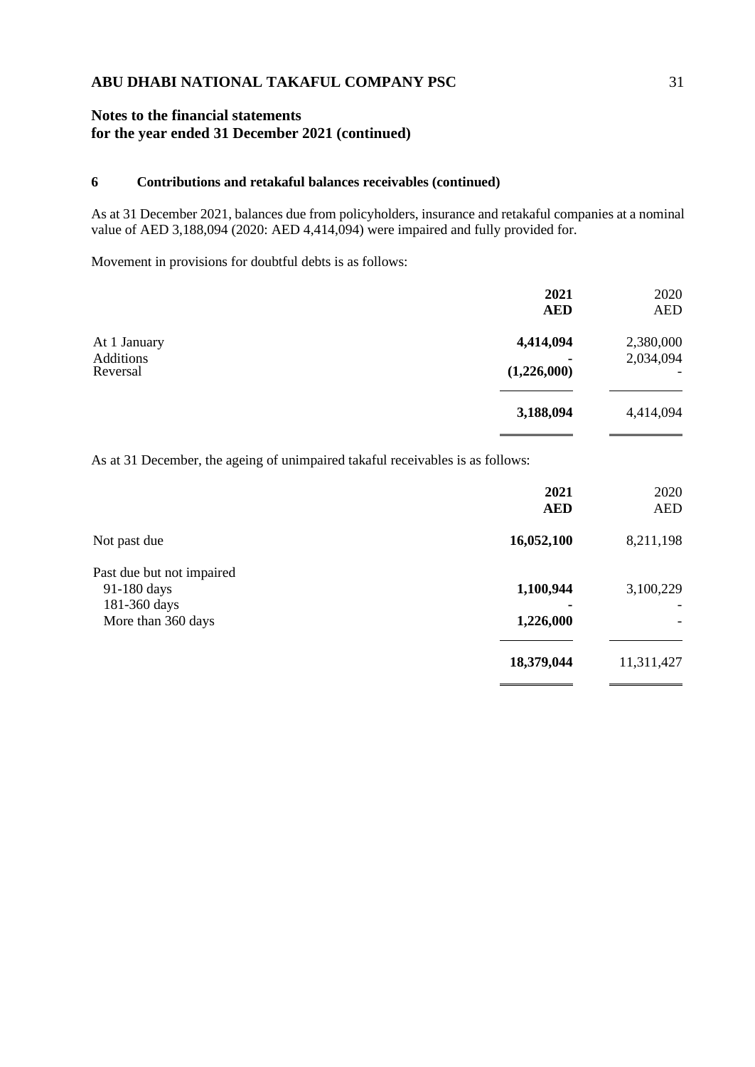**Notes to the financial statements**
**for the year ended 31 December 2021 (continued)**

### 6 Contributions and retakaful balances receivables (continued)

As at 31 December 2021, balances due from policyholders, insurance and retakaful companies at a nominal value of AED 3,188,094 (2020: AED 4,414,094) were impaired and fully provided for.

Movement in provisions for doubtful debts is as follows:

| | **2021** **AED** | 2020 AED |
|---|---|---|
| At 1 January | **4,414,094** | 2,380,000 |
| Additions | **-** | 2,034,094 |
| Reversal | **(1,226,000)** | - |
| | **3,188,094** | 4,414,094 |

As at 31 December, the ageing of unimpaired takaful receivables is as follows:

| | **2021** **AED** | 2020 AED |
|---|---|---|
| Not past due | **16,052,100** | 8,211,198 |
| Past due but not impaired | | |
| 91-180 days | **1,100,944** | 3,100,229 |
| 181-360 days | **-** | - |
| More than 360 days | **1,226,000** | - |
| | **18,379,044** | 11,311,427 |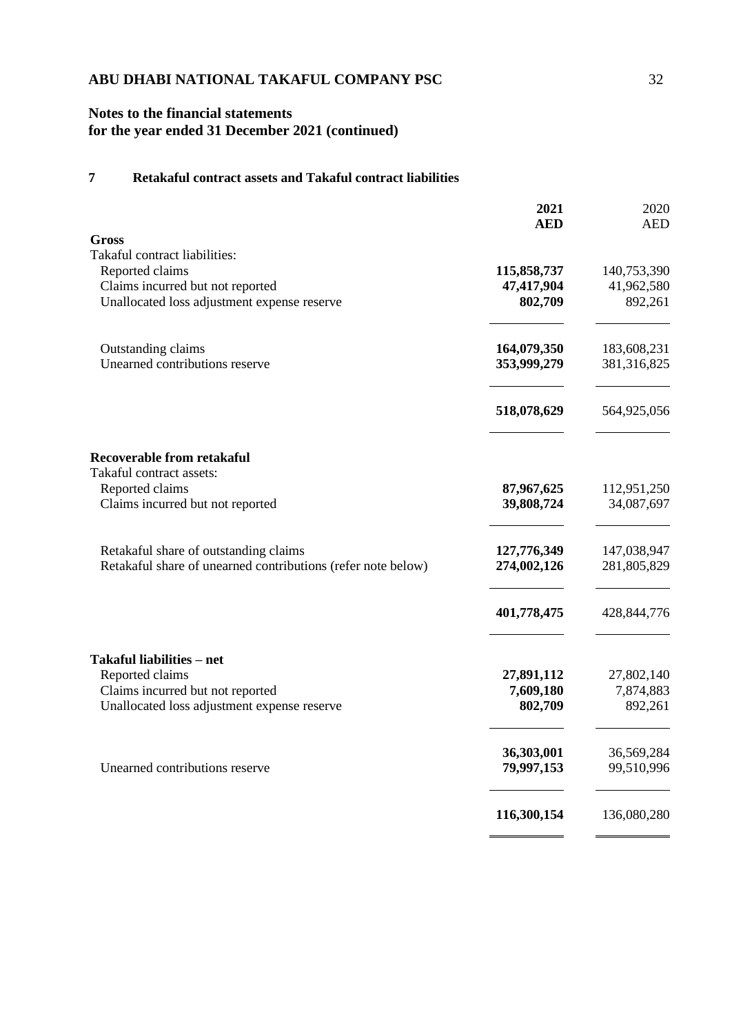## Notes to the financial statements for the year ended 31 December 2021 (continued)

### 7 Retakaful contract assets and Takaful contract liabilities

| | **2021** **AED** | 2020 AED |
|---|---|---|
| **Gross** | | |
| Takaful contract liabilities: | | |
| Reported claims | **115,858,737** | 140,753,390 |
| Claims incurred but not reported | **47,417,904** | 41,962,580 |
| Unallocated loss adjustment expense reserve | **802,709** | 892,261 |
| Outstanding claims | **164,079,350** | 183,608,231 |
| Unearned contributions reserve | **353,999,279** | 381,316,825 |
| | **518,078,629** | 564,925,056 |
| **Recoverable from retakaful** | | |
| Takaful contract assets: | | |
| Reported claims | **87,967,625** | 112,951,250 |
| Claims incurred but not reported | **39,808,724** | 34,087,697 |
| Retakaful share of outstanding claims | **127,776,349** | 147,038,947 |
| Retakaful share of unearned contributions (refer note below) | **274,002,126** | 281,805,829 |
| | **401,778,475** | 428,844,776 |
| **Takaful liabilities – net** | | |
| Reported claims | **27,891,112** | 27,802,140 |
| Claims incurred but not reported | **7,609,180** | 7,874,883 |
| Unallocated loss adjustment expense reserve | **802,709** | 892,261 |
| | **36,303,001** | 36,569,284 |
| Unearned contributions reserve | **79,997,153** | 99,510,996 |
| | **116,300,154** | 136,080,280 |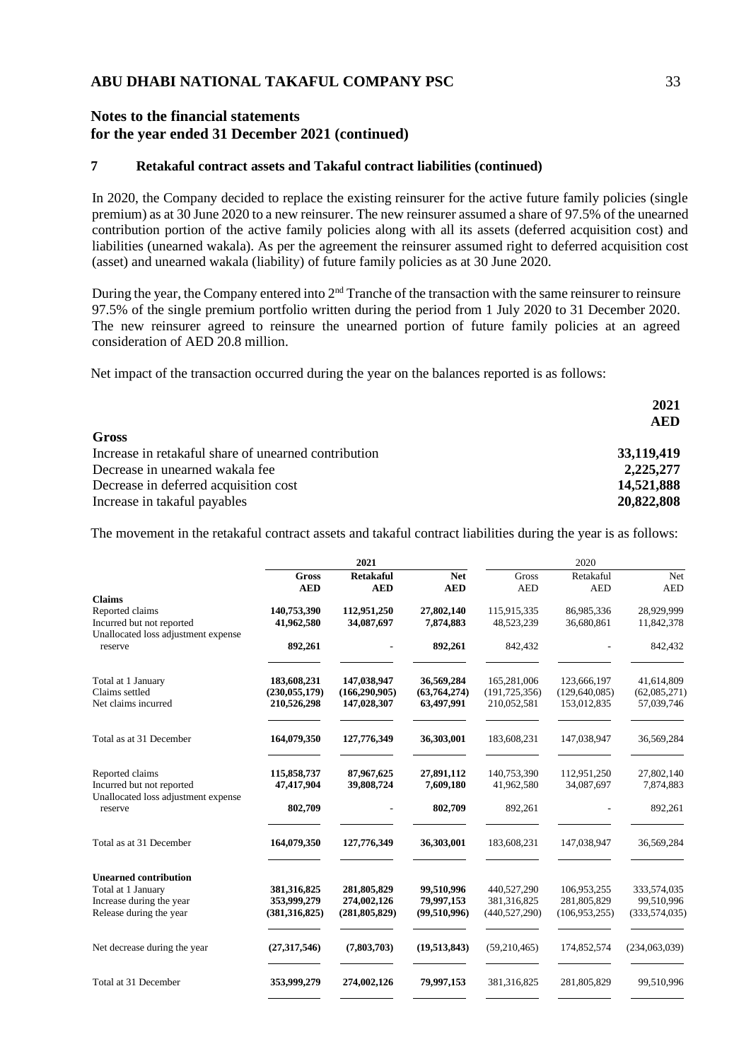## Notes to the financial statements for the year ended 31 December 2021 (continued)

### 7 Retakaful contract assets and Takaful contract liabilities (continued)

In 2020, the Company decided to replace the existing reinsurer for the active future family policies (single premium) as at 30 June 2020 to a new reinsurer. The new reinsurer assumed a share of 97.5% of the unearned contribution portion of the active family policies along with all its assets (deferred acquisition cost) and liabilities (unearned wakala). As per the agreement the reinsurer assumed right to deferred acquisition cost (asset) and unearned wakala (liability) of future family policies as at 30 June 2020.

During the year, the Company entered into 2nd Tranche of the transaction with the same reinsurer to reinsure 97.5% of the single premium portfolio written during the period from 1 July 2020 to 31 December 2020. The new reinsurer agreed to reinsure the unearned portion of future family policies at an agreed consideration of AED 20.8 million.

Net impact of the transaction occurred during the year on the balances reported is as follows:

| | 2021 AED |
|---|---|
| **Gross** | |
| Increase in retakaful share of unearned contribution | **33,119,419** |
| Decrease in unearned wakala fee | **2,225,277** |
| Decrease in deferred acquisition cost | **14,521,888** |
| Increase in takaful payables | **20,822,808** |

The movement in the retakaful contract assets and takaful contract liabilities during the year is as follows:

| | 2021 | | | 2020 | | |
|---|---|---|---|---|---|---|
| | **Gross AED** | **Retakaful AED** | **Net AED** | Gross AED | Retakaful AED | Net AED |
| **Claims** | | | | | | |
| Reported claims | **140,753,390** | **112,951,250** | **27,802,140** | 115,915,335 | 86,985,336 | 28,929,999 |
| Incurred but not reported | **41,962,580** | **34,087,697** | **7,874,883** | 48,523,239 | 36,680,861 | 11,842,378 |
| Unallocated loss adjustment expense reserve | **892,261** | **-** | **892,261** | 842,432 | - | 842,432 |
| Total at 1 January | **183,608,231** | **147,038,947** | **36,569,284** | 165,281,006 | 123,666,197 | 41,614,809 |
| Claims settled | **(230,055,179)** | **(166,290,905)** | **(63,764,274)** | (191,725,356) | (129,640,085) | (62,085,271) |
| Net claims incurred | **210,526,298** | **147,028,307** | **63,497,991** | 210,052,581 | 153,012,835 | 57,039,746 |
| Total as at 31 December | **164,079,350** | **127,776,349** | **36,303,001** | 183,608,231 | 147,038,947 | 36,569,284 |
| Reported claims | **115,858,737** | **87,967,625** | **27,891,112** | 140,753,390 | 112,951,250 | 27,802,140 |
| Incurred but not reported | **47,417,904** | **39,808,724** | **7,609,180** | 41,962,580 | 34,087,697 | 7,874,883 |
| Unallocated loss adjustment expense reserve | **802,709** | **-** | **802,709** | 892,261 | - | 892,261 |
| Total as at 31 December | **164,079,350** | **127,776,349** | **36,303,001** | 183,608,231 | 147,038,947 | 36,569,284 |
| **Unearned contribution** | | | | | | |
| Total at 1 January | **381,316,825** | **281,805,829** | **99,510,996** | 440,527,290 | 106,953,255 | 333,574,035 |
| Increase during the year | **353,999,279** | **274,002,126** | **79,997,153** | 381,316,825 | 281,805,829 | 99,510,996 |
| Release during the year | **(381,316,825)** | **(281,805,829)** | **(99,510,996)** | (440,527,290) | (106,953,255) | (333,574,035) |
| Net decrease during the year | **(27,317,546)** | **(7,803,703)** | **(19,513,843)** | (59,210,465) | 174,852,574 | (234,063,039) |
| Total at 31 December | **353,999,279** | **274,002,126** | **79,997,153** | 381,316,825 | 281,805,829 | 99,510,996 |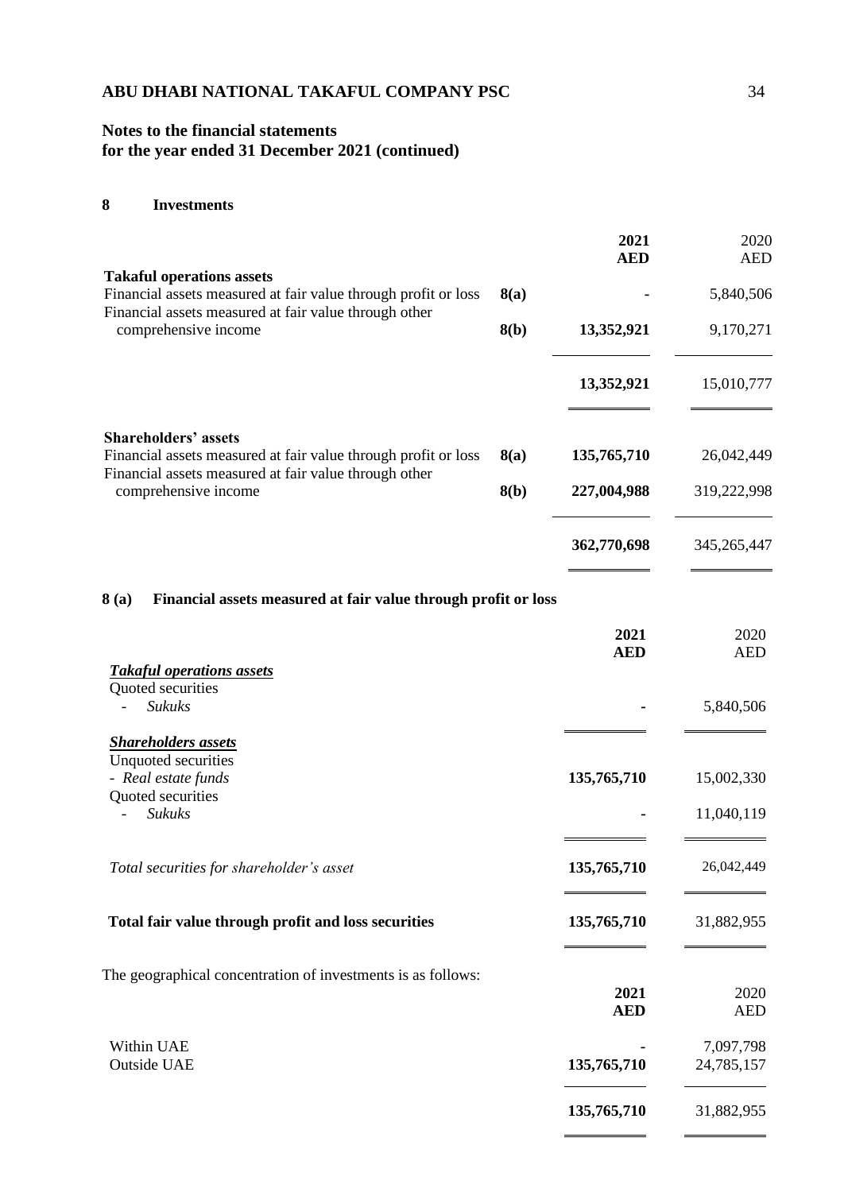**Notes to the financial statements**
**for the year ended 31 December 2021 (continued)**

## 8 Investments

| | | 2021 AED | 2020 AED |
|---|---|---|---|
| **Takaful operations assets** | | | |
| Financial assets measured at fair value through profit or loss | 8(a) | - | 5,840,506 |
| Financial assets measured at fair value through other comprehensive income | 8(b) | 13,352,921 | 9,170,271 |
| | | 13,352,921 | 15,010,777 |
| **Shareholders' assets** | | | |
| Financial assets measured at fair value through profit or loss | 8(a) | 135,765,710 | 26,042,449 |
| Financial assets measured at fair value through other comprehensive income | 8(b) | 227,004,988 | 319,222,998 |
| | | 362,770,698 | 345,265,447 |

### 8 (a) Financial assets measured at fair value through profit or loss

| | 2021 AED | 2020 AED |
|---|---|---|
| ***Takaful operations assets*** | | |
| Quoted securities | | |
| - *Sukuks* | - | 5,840,506 |
| ***Shareholders assets*** | | |
| Unquoted securities | | |
| - *Real estate funds* | 135,765,710 | 15,002,330 |
| Quoted securities | | |
| - *Sukuks* | - | 11,040,119 |
| *Total securities for shareholder's asset* | 135,765,710 | 26,042,449 |
| **Total fair value through profit and loss securities** | 135,765,710 | 31,882,955 |

The geographical concentration of investments is as follows:

| | 2021 AED | 2020 AED |
|---|---|---|
| Within UAE | - | 7,097,798 |
| Outside UAE | 135,765,710 | 24,785,157 |
| | 135,765,710 | 31,882,955 |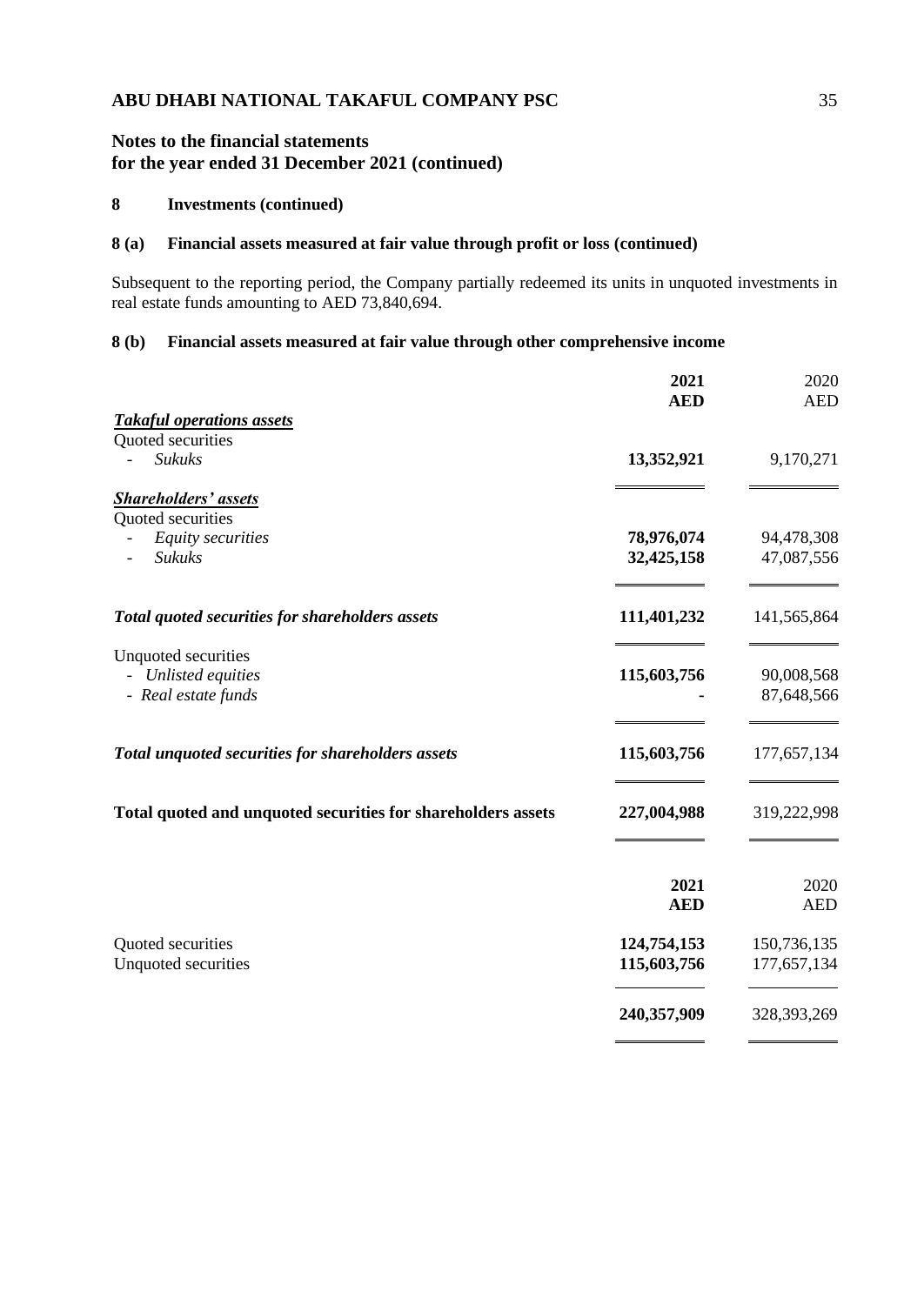# ABU DHABI NATIONAL TAKAFUL COMPANY PSC

## Notes to the financial statements for the year ended 31 December 2021 (continued)

### 8 Investments (continued)

### 8 (a) Financial assets measured at fair value through profit or loss (continued)

Subsequent to the reporting period, the Company partially redeemed its units in unquoted investments in real estate funds amounting to AED 73,840,694.

### 8 (b) Financial assets measured at fair value through other comprehensive income

| | **2021 AED** | 2020 AED |
|---|---|---|
| ***Takaful operations assets*** | | |
| Quoted securities | | |
| - *Sukuks* | **13,352,921** | 9,170,271 |
| ***Shareholders' assets*** | | |
| Quoted securities | | |
| - *Equity securities* | **78,976,074** | 94,478,308 |
| - *Sukuks* | **32,425,158** | 47,087,556 |
| ***Total quoted securities for shareholders assets*** | **111,401,232** | 141,565,864 |
| Unquoted securities | | |
| - *Unlisted equities* | **115,603,756** | 90,008,568 |
| - *Real estate funds* | **-** | 87,648,566 |
| ***Total unquoted securities for shareholders assets*** | **115,603,756** | 177,657,134 |
| **Total quoted and unquoted securities for shareholders assets** | **227,004,988** | 319,222,998 |

| | **2021 AED** | 2020 AED |
|---|---|---|
| Quoted securities | **124,754,153** | 150,736,135 |
| Unquoted securities | **115,603,756** | 177,657,134 |
| | **240,357,909** | 328,393,269 |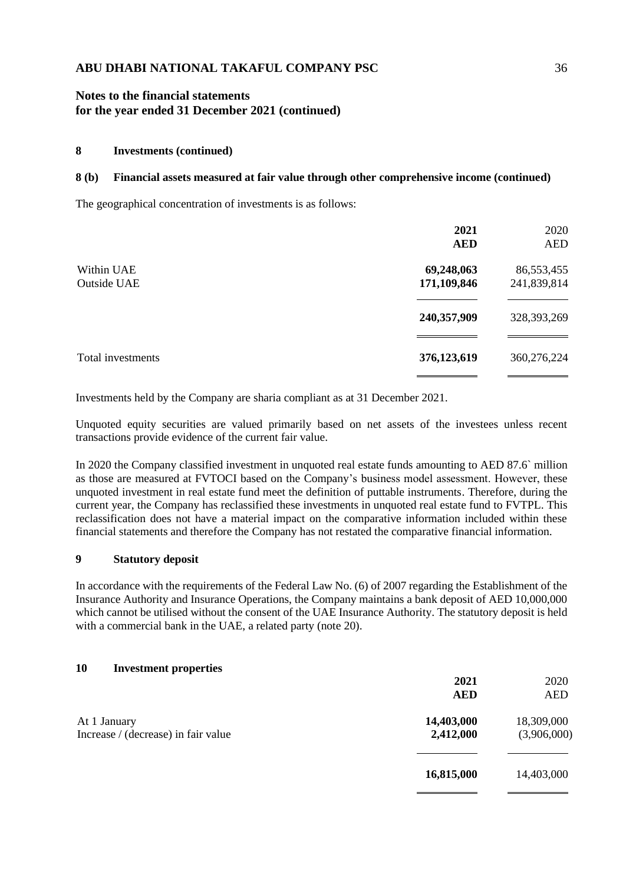**Notes to the financial statements for the year ended 31 December 2021 (continued)**

## 8 Investments (continued)

### 8 (b) Financial assets measured at fair value through other comprehensive income (continued)

The geographical concentration of investments is as follows:

| | 2021 AED | 2020 AED |
|---|---|---|
| Within UAE | **69,248,063** | 86,553,455 |
| Outside UAE | **171,109,846** | 241,839,814 |
| | **240,357,909** | 328,393,269 |
| Total investments | **376,123,619** | 360,276,224 |

Investments held by the Company are sharia compliant as at 31 December 2021.

Unquoted equity securities are valued primarily based on net assets of the investees unless recent transactions provide evidence of the current fair value.

In 2020 the Company classified investment in unquoted real estate funds amounting to AED 87.6` million as those are measured at FVTOCI based on the Company's business model assessment. However, these unquoted investment in real estate fund meet the definition of puttable instruments. Therefore, during the current year, the Company has reclassified these investments in unquoted real estate fund to FVTPL. This reclassification does not have a material impact on the comparative information included within these financial statements and therefore the Company has not restated the comparative financial information.

## 9 Statutory deposit

In accordance with the requirements of the Federal Law No. (6) of 2007 regarding the Establishment of the Insurance Authority and Insurance Operations, the Company maintains a bank deposit of AED 10,000,000 which cannot be utilised without the consent of the UAE Insurance Authority. The statutory deposit is held with a commercial bank in the UAE, a related party (note 20).

## 10 Investment properties

| | 2021 AED | 2020 AED |
|---|---|---|
| At 1 January | **14,403,000** | 18,309,000 |
| Increase / (decrease) in fair value | **2,412,000** | (3,906,000) |
| | **16,815,000** | 14,403,000 |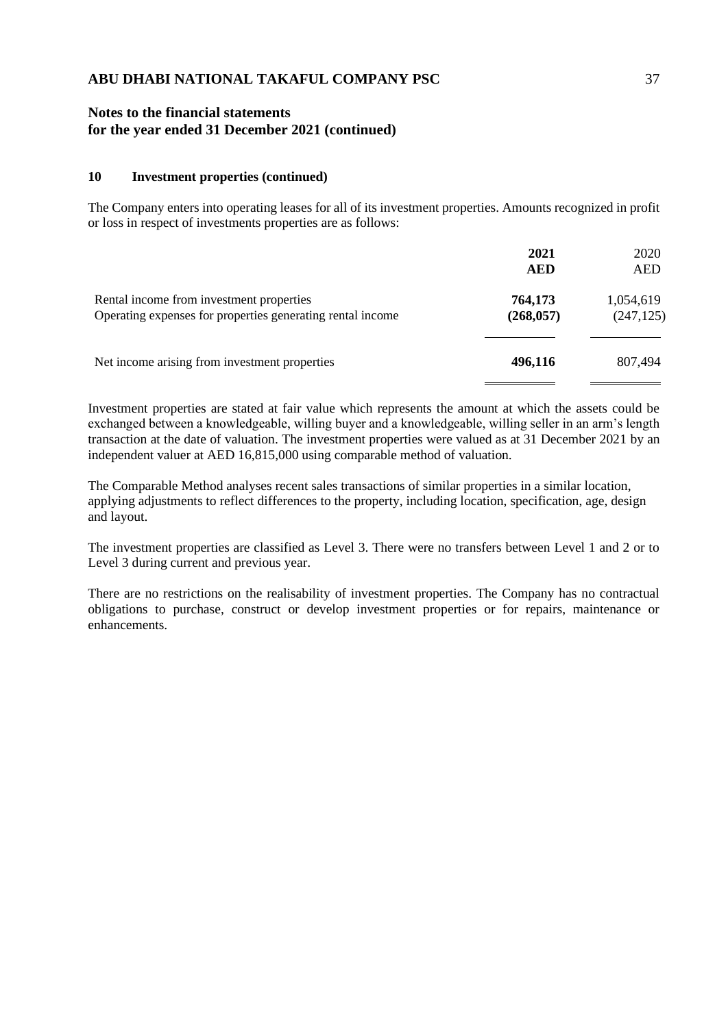## 10 Investment properties (continued)

The Company enters into operating leases for all of its investment properties. Amounts recognized in profit or loss in respect of investments properties are as follows:

| | **2021** | 2020 |
|---|---|---|
| | **AED** | AED |
| Rental income from investment properties | **764,173** | 1,054,619 |
| Operating expenses for properties generating rental income | **(268,057)** | (247,125) |
| Net income arising from investment properties | **496,116** | 807,494 |

Investment properties are stated at fair value which represents the amount at which the assets could be exchanged between a knowledgeable, willing buyer and a knowledgeable, willing seller in an arm's length transaction at the date of valuation. The investment properties were valued as at 31 December 2021 by an independent valuer at AED 16,815,000 using comparable method of valuation.

The Comparable Method analyses recent sales transactions of similar properties in a similar location, applying adjustments to reflect differences to the property, including location, specification, age, design and layout.

The investment properties are classified as Level 3. There were no transfers between Level 1 and 2 or to Level 3 during current and previous year.

There are no restrictions on the realisability of investment properties. The Company has no contractual obligations to purchase, construct or develop investment properties or for repairs, maintenance or enhancements.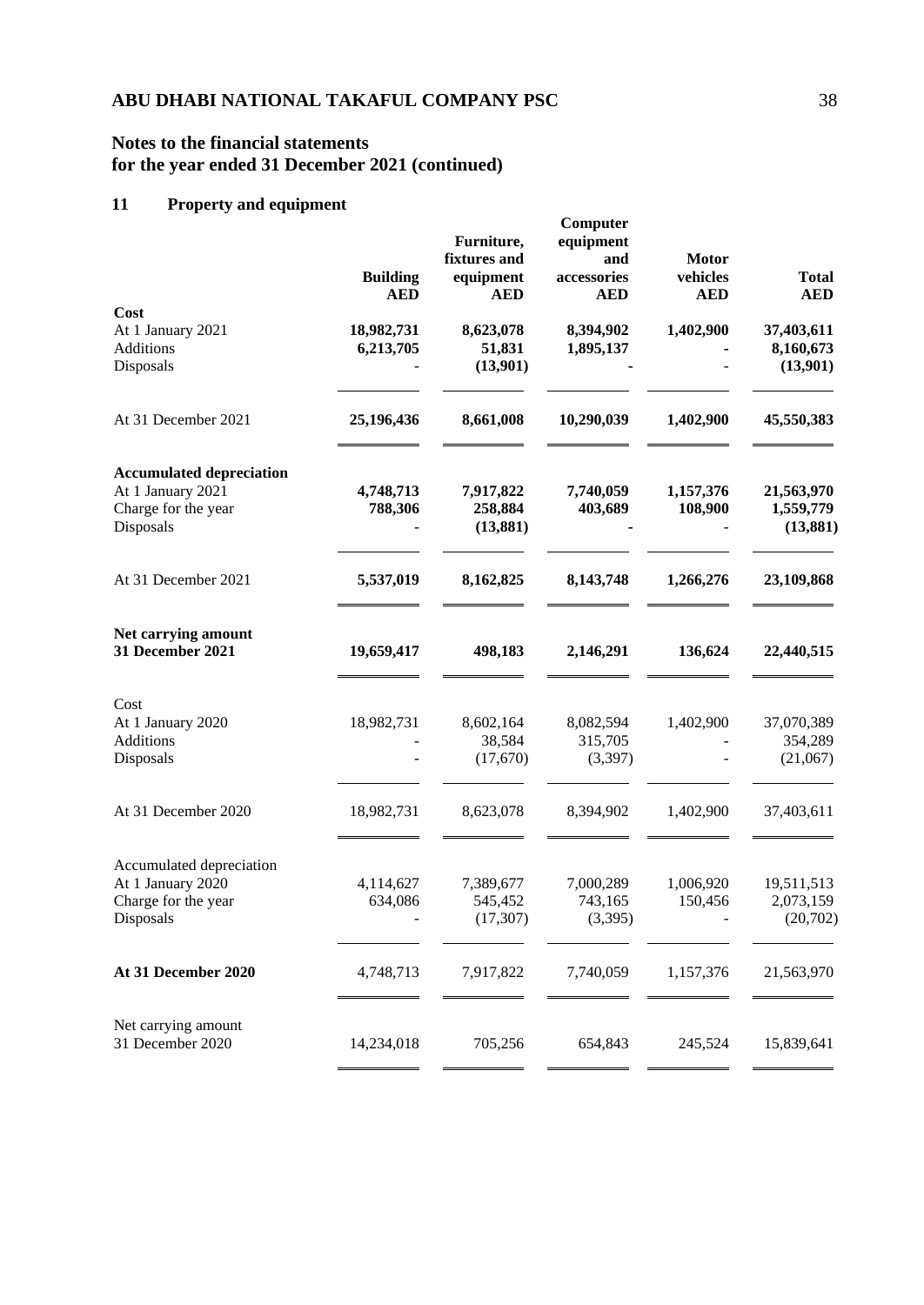**Notes to the financial statements**
**for the year ended 31 December 2021 (continued)**

## 11 Property and equipment

| | Building AED | Furniture, fixtures and equipment AED | Computer equipment and accessories AED | Motor vehicles AED | Total AED |
|---|---|---|---|---|---|
| **Cost** | | | | | |
| At 1 January 2021 | **18,982,731** | **8,623,078** | **8,394,902** | **1,402,900** | **37,403,611** |
| Additions | **6,213,705** | **51,831** | **1,895,137** | **-** | **8,160,673** |
| Disposals | - | **(13,901)** | **-** | - | **(13,901)** |
| At 31 December 2021 | **25,196,436** | **8,661,008** | **10,290,039** | **1,402,900** | **45,550,383** |
| **Accumulated depreciation** | | | | | |
| At 1 January 2021 | **4,748,713** | **7,917,822** | **7,740,059** | **1,157,376** | **21,563,970** |
| Charge for the year | **788,306** | **258,884** | **403,689** | **108,900** | **1,559,779** |
| Disposals | - | **(13,881)** | **-** | - | **(13,881)** |
| At 31 December 2021 | **5,537,019** | **8,162,825** | **8,143,748** | **1,266,276** | **23,109,868** |
| **Net carrying amount 31 December 2021** | **19,659,417** | **498,183** | **2,146,291** | **136,624** | **22,440,515** |
| Cost | | | | | |
| At 1 January 2020 | 18,982,731 | 8,602,164 | 8,082,594 | 1,402,900 | 37,070,389 |
| Additions | - | 38,584 | 315,705 | - | 354,289 |
| Disposals | - | (17,670) | (3,397) | - | (21,067) |
| At 31 December 2020 | 18,982,731 | 8,623,078 | 8,394,902 | 1,402,900 | 37,403,611 |
| Accumulated depreciation | | | | | |
| At 1 January 2020 | 4,114,627 | 7,389,677 | 7,000,289 | 1,006,920 | 19,511,513 |
| Charge for the year | 634,086 | 545,452 | 743,165 | 150,456 | 2,073,159 |
| Disposals | - | (17,307) | (3,395) | - | (20,702) |
| **At 31 December 2020** | 4,748,713 | 7,917,822 | 7,740,059 | 1,157,376 | 21,563,970 |
| Net carrying amount 31 December 2020 | 14,234,018 | 705,256 | 654,843 | 245,524 | 15,839,641 |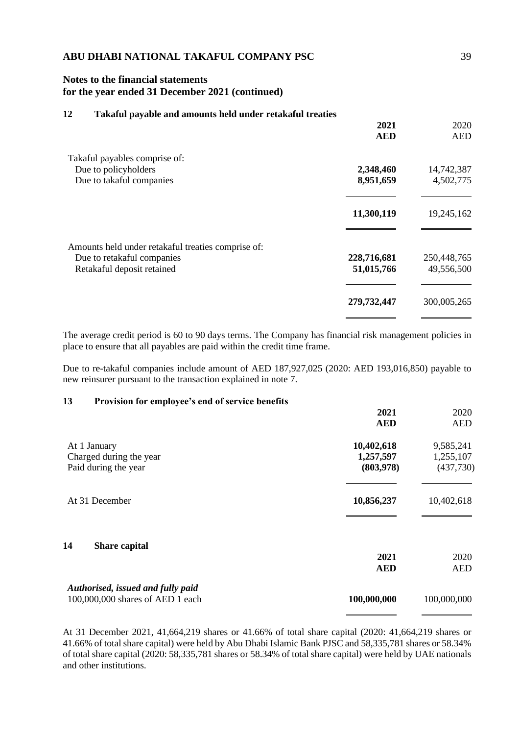## 12 Takaful payable and amounts held under retakaful treaties

| | 2021 AED | 2020 AED |
|---|---|---|
| Takaful payables comprise of: | | |
| Due to policyholders | **2,348,460** | 14,742,387 |
| Due to takaful companies | **8,951,659** | 4,502,775 |
| | **11,300,119** | 19,245,162 |
| Amounts held under retakaful treaties comprise of: | | |
| Due to retakaful companies | **228,716,681** | 250,448,765 |
| Retakaful deposit retained | **51,015,766** | 49,556,500 |
| | **279,732,447** | 300,005,265 |

The average credit period is 60 to 90 days terms. The Company has financial risk management policies in place to ensure that all payables are paid within the credit time frame.

Due to re-takaful companies include amount of AED 187,927,025 (2020: AED 193,016,850) payable to new reinsurer pursuant to the transaction explained in note 7.

## 13 Provision for employee's end of service benefits

| | 2021 AED | 2020 AED |
|---|---|---|
| At 1 January | **10,402,618** | 9,585,241 |
| Charged during the year | **1,257,597** | 1,255,107 |
| Paid during the year | **(803,978)** | (437,730) |
| At 31 December | **10,856,237** | 10,402,618 |

## 14 Share capital

| | 2021 AED | 2020 AED |
|---|---|---|
| ***Authorised, issued and fully paid*** | | |
| 100,000,000 shares of AED 1 each | **100,000,000** | 100,000,000 |

At 31 December 2021, 41,664,219 shares or 41.66% of total share capital (2020: 41,664,219 shares or 41.66% of total share capital) were held by Abu Dhabi Islamic Bank PJSC and 58,335,781 shares or 58.34% of total share capital (2020: 58,335,781 shares or 58.34% of total share capital) were held by UAE nationals and other institutions.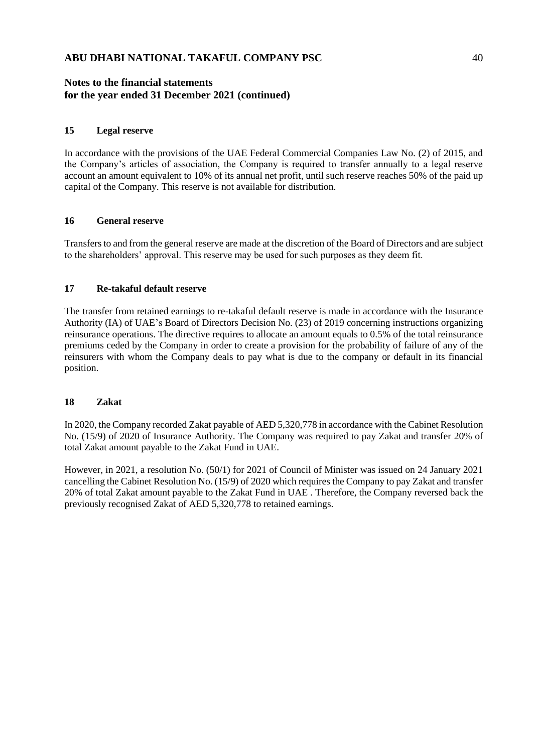## 15 Legal reserve

In accordance with the provisions of the UAE Federal Commercial Companies Law No. (2) of 2015, and the Company's articles of association, the Company is required to transfer annually to a legal reserve account an amount equivalent to 10% of its annual net profit, until such reserve reaches 50% of the paid up capital of the Company. This reserve is not available for distribution.

## 16 General reserve

Transfers to and from the general reserve are made at the discretion of the Board of Directors and are subject to the shareholders' approval. This reserve may be used for such purposes as they deem fit.

## 17 Re-takaful default reserve

The transfer from retained earnings to re-takaful default reserve is made in accordance with the Insurance Authority (IA) of UAE's Board of Directors Decision No. (23) of 2019 concerning instructions organizing reinsurance operations. The directive requires to allocate an amount equals to 0.5% of the total reinsurance premiums ceded by the Company in order to create a provision for the probability of failure of any of the reinsurers with whom the Company deals to pay what is due to the company or default in its financial position.

## 18 Zakat

In 2020, the Company recorded Zakat payable of AED 5,320,778 in accordance with the Cabinet Resolution No. (15/9) of 2020 of Insurance Authority. The Company was required to pay Zakat and transfer 20% of total Zakat amount payable to the Zakat Fund in UAE.

However, in 2021, a resolution No. (50/1) for 2021 of Council of Minister was issued on 24 January 2021 cancelling the Cabinet Resolution No. (15/9) of 2020 which requires the Company to pay Zakat and transfer 20% of total Zakat amount payable to the Zakat Fund in UAE . Therefore, the Company reversed back the previously recognised Zakat of AED 5,320,778 to retained earnings.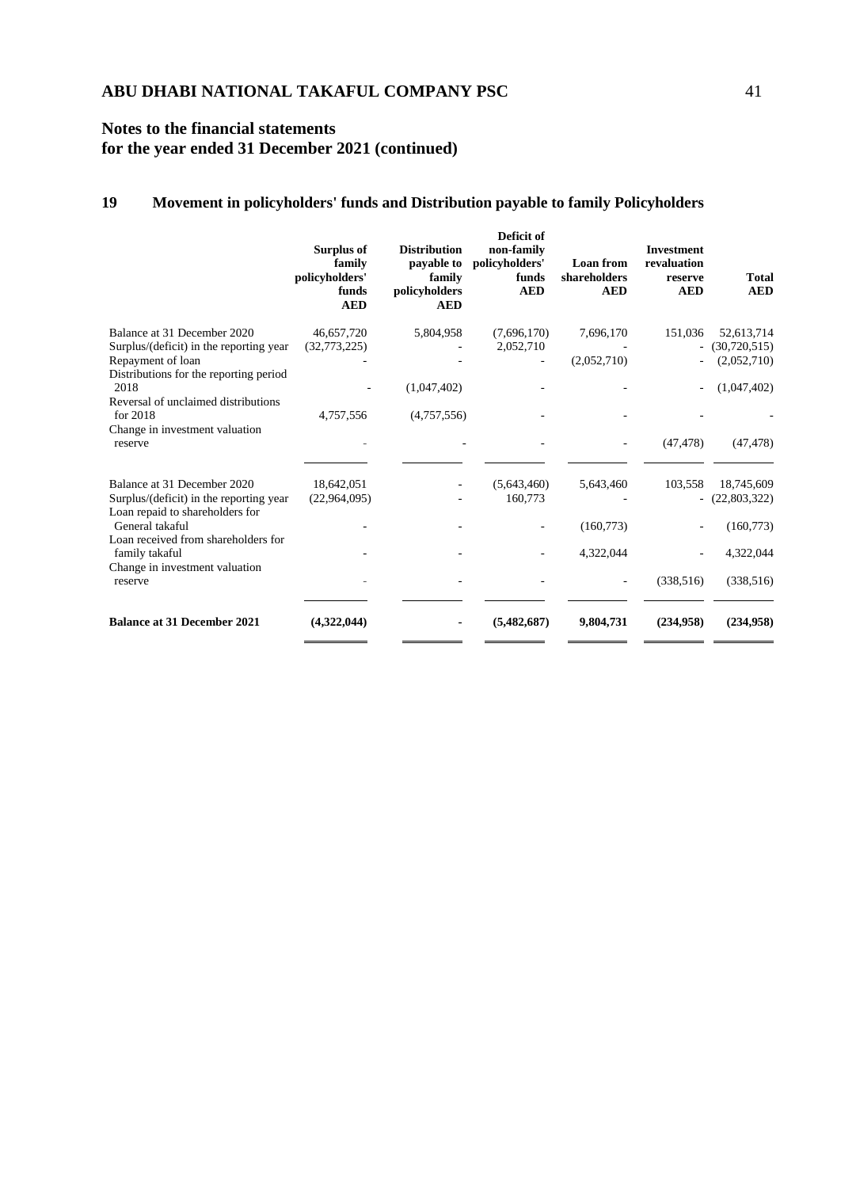# ABU DHABI NATIONAL TAKAFUL COMPANY PSC

## Notes to the financial statements for the year ended 31 December 2021 (continued)

### 19 Movement in policyholders' funds and Distribution payable to family Policyholders

| | Surplus of family policyholders' funds AED | Distribution payable to family policyholders AED | Deficit of non-family policyholders' funds AED | Loan from shareholders AED | Investment revaluation reserve AED | Total AED |
|---|---|---|---|---|---|---|
| Balance at 31 December 2020 | 46,657,720 | 5,804,958 | (7,696,170) | 7,696,170 | 151,036 | 52,613,714 |
| Surplus/(deficit) in the reporting year | (32,773,225) | - | 2,052,710 | - | - | (30,720,515) |
| Repayment of loan | - | - | - | (2,052,710) | - | (2,052,710) |
| Distributions for the reporting period 2018 | - | (1,047,402) | - | - | - | (1,047,402) |
| Reversal of unclaimed distributions for 2018 | 4,757,556 | (4,757,556) | - | - | - | - |
| Change in investment valuation reserve | - | - | - | - | (47,478) | (47,478) |
| Balance at 31 December 2020 | 18,642,051 | - | (5,643,460) | 5,643,460 | 103,558 | 18,745,609 |
| Surplus/(deficit) in the reporting year | (22,964,095) | - | 160,773 | - | - | (22,803,322) |
| Loan repaid to shareholders for General takaful | - | - | - | (160,773) | - | (160,773) |
| Loan received from shareholders for family takaful | - | - | - | 4,322,044 | - | 4,322,044 |
| Change in investment valuation reserve | - | - | - | - | (338,516) | (338,516) |
| **Balance at 31 December 2021** | **(4,322,044)** | **-** | **(5,482,687)** | **9,804,731** | **(234,958)** | **(234,958)** |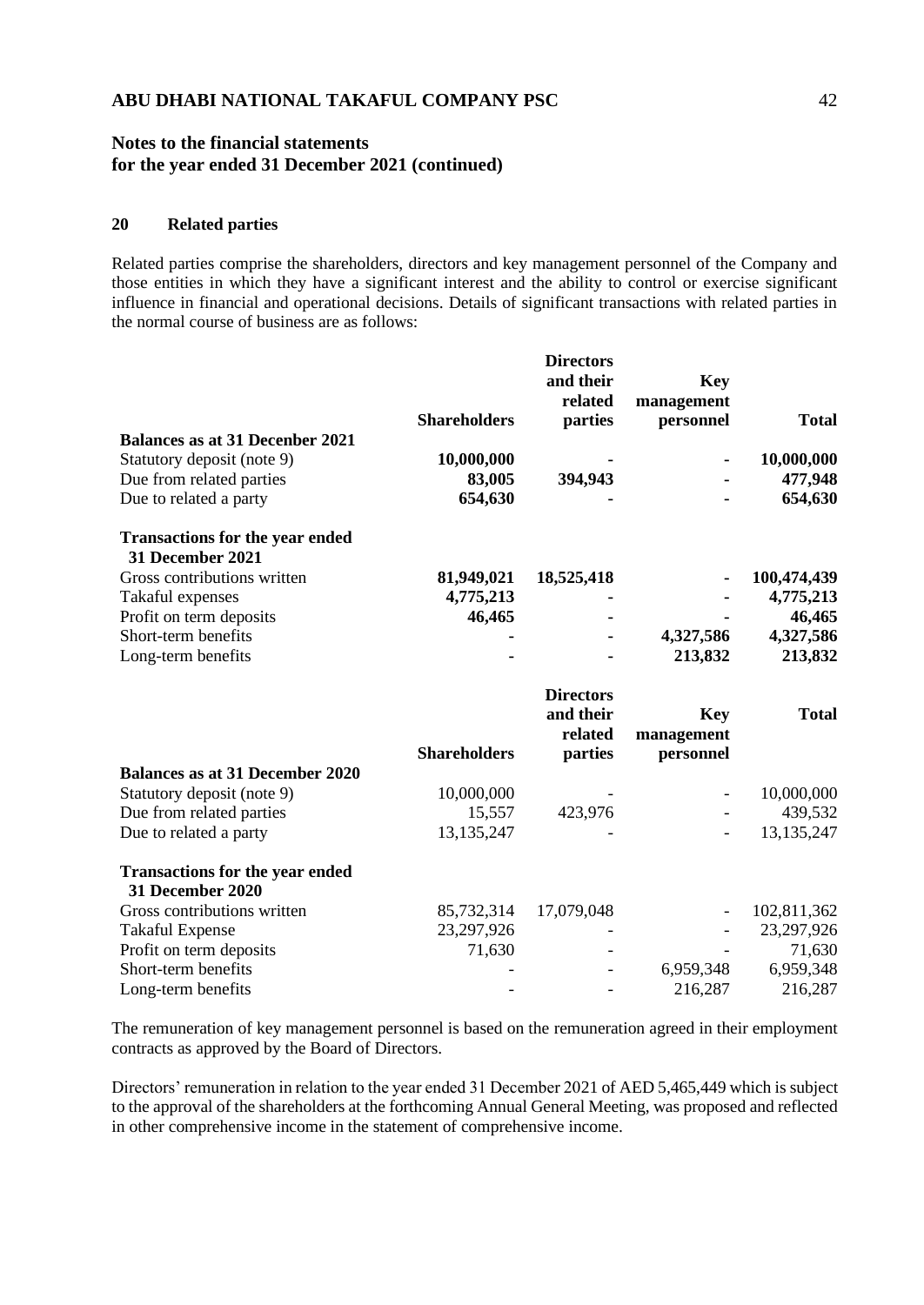**Notes to the financial statements for the year ended 31 December 2021 (continued)**

## 20 Related parties

Related parties comprise the shareholders, directors and key management personnel of the Company and those entities in which they have a significant interest and the ability to control or exercise significant influence in financial and operational decisions. Details of significant transactions with related parties in the normal course of business are as follows:

| | Shareholders | Directors and their related parties | Key management personnel | Total |
|---|---|---|---|---|
| **Balances as at 31 Decenber 2021** | | | | |
| Statutory deposit (note 9) | **10,000,000** | **-** | **-** | **10,000,000** |
| Due from related parties | **83,005** | **394,943** | **-** | **477,948** |
| Due to related a party | **654,630** | **-** | **-** | **654,630** |
| **Transactions for the year ended 31 December 2021** | | | | |
| Gross contributions written | **81,949,021** | **18,525,418** | **-** | **100,474,439** |
| Takaful expenses | **4,775,213** | **-** | **-** | **4,775,213** |
| Profit on term deposits | **46,465** | **-** | **-** | **46,465** |
| Short-term benefits | **-** | **-** | **4,327,586** | **4,327,586** |
| Long-term benefits | **-** | **-** | **213,832** | **213,832** |

| | Shareholders | Directors and their related parties | Key management personnel | Total |
|---|---|---|---|---|
| **Balances as at 31 December 2020** | | | | |
| Statutory deposit (note 9) | 10,000,000 | - | - | 10,000,000 |
| Due from related parties | 15,557 | 423,976 | - | 439,532 |
| Due to related a party | 13,135,247 | - | - | 13,135,247 |
| **Transactions for the year ended 31 December 2020** | | | | |
| Gross contributions written | 85,732,314 | 17,079,048 | - | 102,811,362 |
| Takaful Expense | 23,297,926 | - | - | 23,297,926 |
| Profit on term deposits | 71,630 | - | - | 71,630 |
| Short-term benefits | - | - | 6,959,348 | 6,959,348 |
| Long-term benefits | - | - | 216,287 | 216,287 |

The remuneration of key management personnel is based on the remuneration agreed in their employment contracts as approved by the Board of Directors.

Directors' remuneration in relation to the year ended 31 December 2021 of AED 5,465,449 which is subject to the approval of the shareholders at the forthcoming Annual General Meeting, was proposed and reflected in other comprehensive income in the statement of comprehensive income.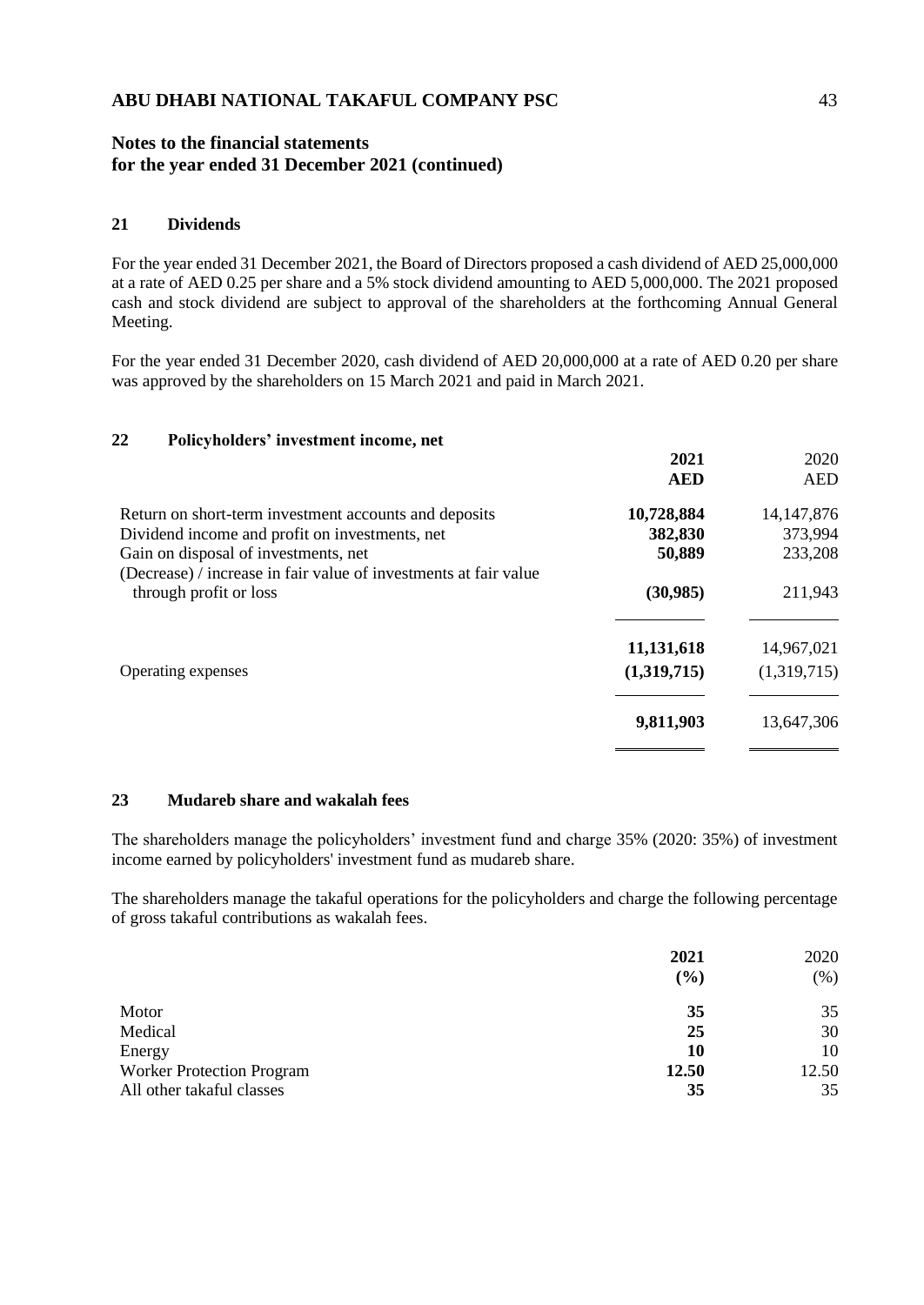# ABU DHABI NATIONAL TAKAFUL COMPANY PSC

## Notes to the financial statements for the year ended 31 December 2021 (continued)

### 21 Dividends

For the year ended 31 December 2021, the Board of Directors proposed a cash dividend of AED 25,000,000 at a rate of AED 0.25 per share and a 5% stock dividend amounting to AED 5,000,000. The 2021 proposed cash and stock dividend are subject to approval of the shareholders at the forthcoming Annual General Meeting.

For the year ended 31 December 2020, cash dividend of AED 20,000,000 at a rate of AED 0.20 per share was approved by the shareholders on 15 March 2021 and paid in March 2021.

### 22 Policyholders' investment income, net

| | 2021<br>AED | 2020<br>AED |
|---|---|---|
| Return on short-term investment accounts and deposits | **10,728,884** | 14,147,876 |
| Dividend income and profit on investments, net | **382,830** | 373,994 |
| Gain on disposal of investments, net | **50,889** | 233,208 |
| (Decrease) / increase in fair value of investments at fair value through profit or loss | **(30,985)** | 211,943 |
| | **11,131,618** | 14,967,021 |
| Operating expenses | **(1,319,715)** | (1,319,715) |
| | **9,811,903** | 13,647,306 |

### 23 Mudareb share and wakalah fees

The shareholders manage the policyholders' investment fund and charge 35% (2020: 35%) of investment income earned by policyholders' investment fund as mudareb share.

The shareholders manage the takaful operations for the policyholders and charge the following percentage of gross takaful contributions as wakalah fees.

| | 2021<br>(%) | 2020<br>(%) |
|---|---|---|
| Motor | **35** | 35 |
| Medical | **25** | 30 |
| Energy | **10** | 10 |
| Worker Protection Program | **12.50** | 12.50 |
| All other takaful classes | **35** | 35 |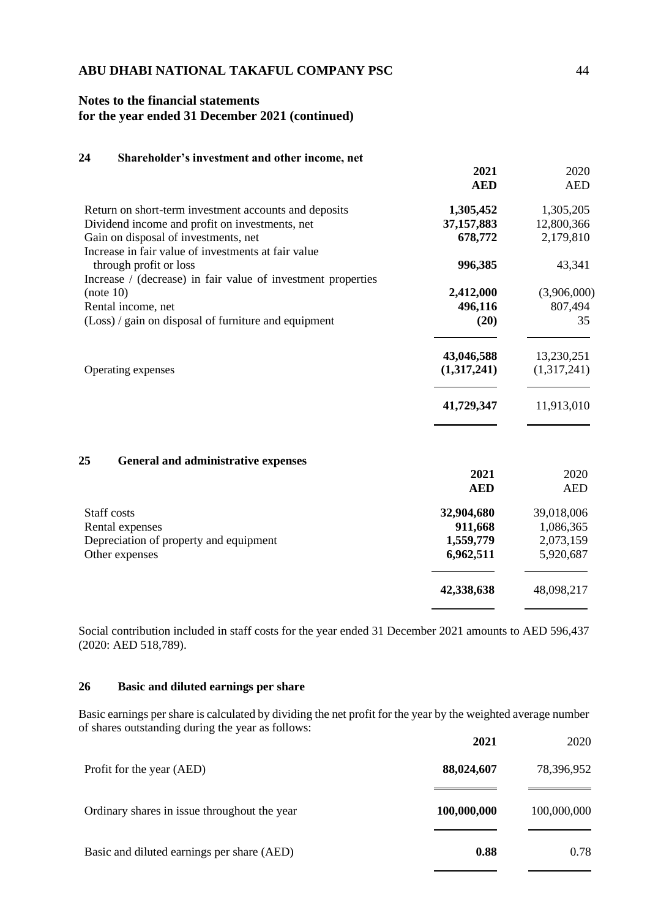## 24 Shareholder's investment and other income, net

| | 2021 | 2020 |
|---|---|---|
| | AED | AED |
| Return on short-term investment accounts and deposits | 1,305,452 | 1,305,205 |
| Dividend income and profit on investments, net | 37,157,883 | 12,800,366 |
| Gain on disposal of investments, net | 678,772 | 2,179,810 |
| Increase in fair value of investments at fair value through profit or loss | 996,385 | 43,341 |
| Increase / (decrease) in fair value of investment properties (note 10) | 2,412,000 | (3,906,000) |
| Rental income, net | 496,116 | 807,494 |
| (Loss) / gain on disposal of furniture and equipment | (20) | 35 |
| | 43,046,588 | 13,230,251 |
| Operating expenses | (1,317,241) | (1,317,241) |
| | 41,729,347 | 11,913,010 |

## 25 General and administrative expenses

| | 2021 | 2020 |
|---|---|---|
| | AED | AED |
| Staff costs | 32,904,680 | 39,018,006 |
| Rental expenses | 911,668 | 1,086,365 |
| Depreciation of property and equipment | 1,559,779 | 2,073,159 |
| Other expenses | 6,962,511 | 5,920,687 |
| | 42,338,638 | 48,098,217 |

Social contribution included in staff costs for the year ended 31 December 2021 amounts to AED 596,437 (2020: AED 518,789).

## 26 Basic and diluted earnings per share

Basic earnings per share is calculated by dividing the net profit for the year by the weighted average number of shares outstanding during the year as follows:

| | 2021 | 2020 |
|---|---|---|
| Profit for the year (AED) | 88,024,607 | 78,396,952 |
| Ordinary shares in issue throughout the year | 100,000,000 | 100,000,000 |
| Basic and diluted earnings per share (AED) | 0.88 | 0.78 |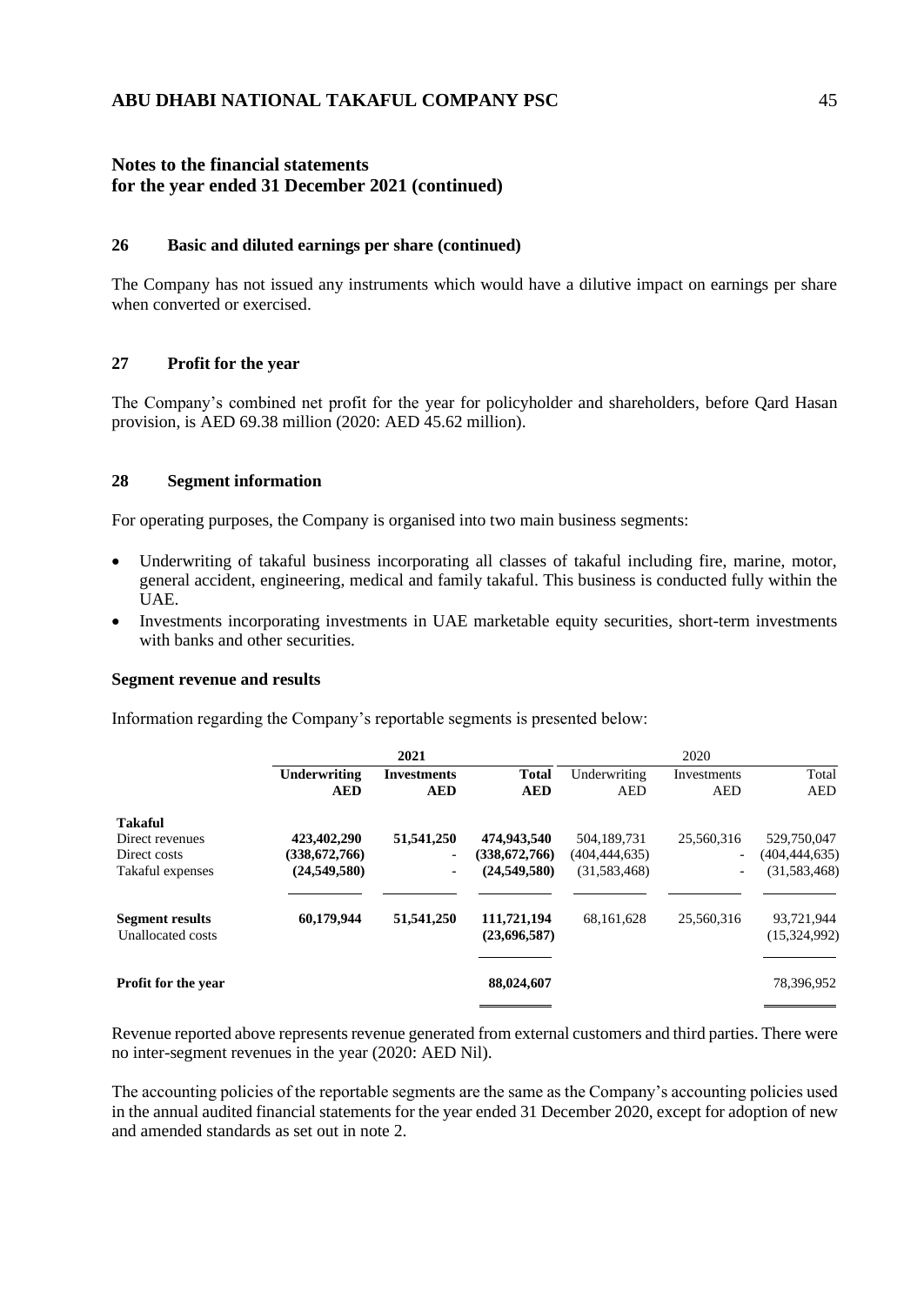# Notes to the financial statements for the year ended 31 December 2021 (continued)

## 26 Basic and diluted earnings per share (continued)

The Company has not issued any instruments which would have a dilutive impact on earnings per share when converted or exercised.

## 27 Profit for the year

The Company's combined net profit for the year for policyholder and shareholders, before Qard Hasan provision, is AED 69.38 million (2020: AED 45.62 million).

## 28 Segment information

For operating purposes, the Company is organised into two main business segments:

- Underwriting of takaful business incorporating all classes of takaful including fire, marine, motor, general accident, engineering, medical and family takaful. This business is conducted fully within the UAE.
- Investments incorporating investments in UAE marketable equity securities, short-term investments with banks and other securities.

### Segment revenue and results

Information regarding the Company's reportable segments is presented below:

| | **2021** | | | 2020 | | |
|---|---|---|---|---|---|---|
| | **Underwriting AED** | **Investments AED** | **Total AED** | Underwriting AED | Investments AED | Total AED |
| **Takaful** | | | | | | |
| Direct revenues | **423,402,290** | **51,541,250** | **474,943,540** | 504,189,731 | 25,560,316 | 529,750,047 |
| Direct costs | **(338,672,766)** | - | **(338,672,766)** | (404,444,635) | - | (404,444,635) |
| Takaful expenses | **(24,549,580)** | - | **(24,549,580)** | (31,583,468) | - | (31,583,468) |
| **Segment results** | **60,179,944** | **51,541,250** | **111,721,194** | 68,161,628 | 25,560,316 | 93,721,944 |
| Unallocated costs | | | **(23,696,587)** | | | (15,324,992) |
| **Profit for the year** | | | **88,024,607** | | | 78,396,952 |

Revenue reported above represents revenue generated from external customers and third parties. There were no inter-segment revenues in the year (2020: AED Nil).

The accounting policies of the reportable segments are the same as the Company's accounting policies used in the annual audited financial statements for the year ended 31 December 2020, except for adoption of new and amended standards as set out in note 2.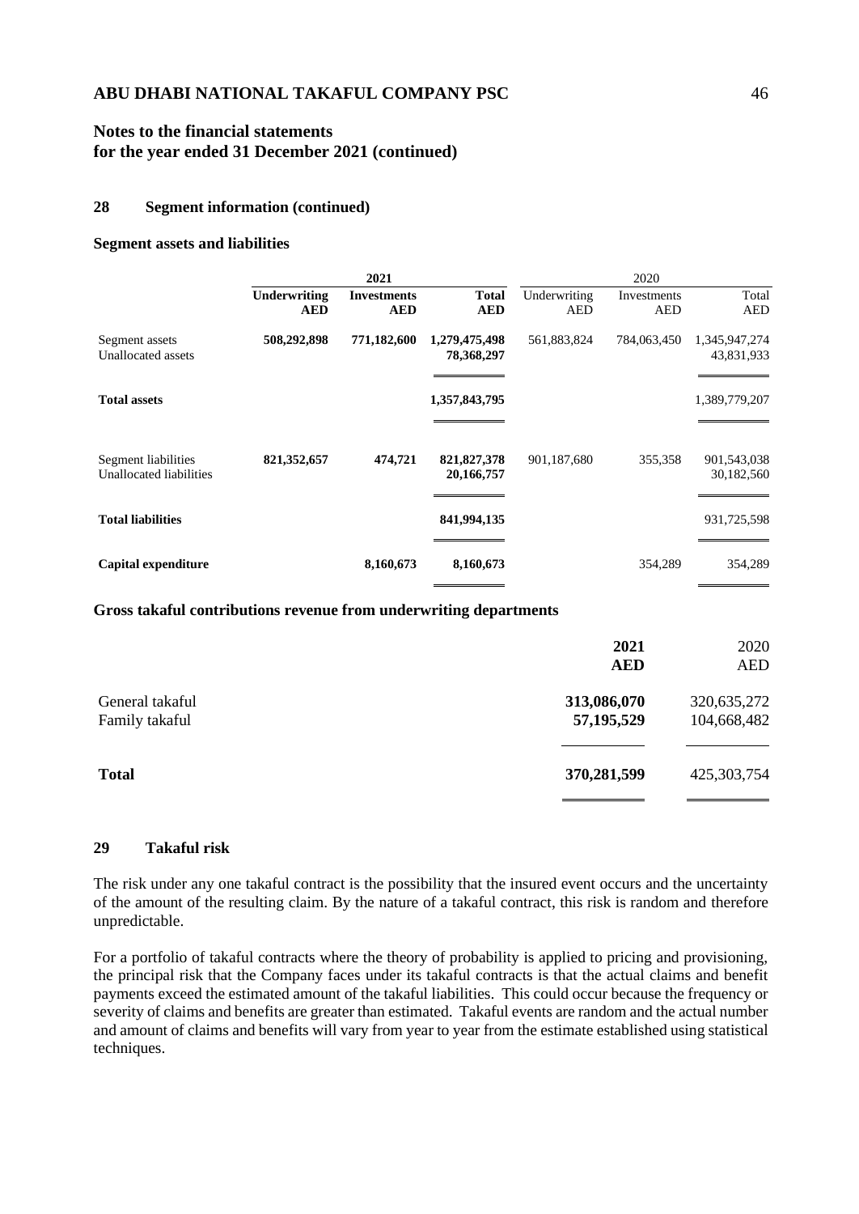## Notes to the financial statements for the year ended 31 December 2021 (continued)

### 28 Segment information (continued)

**Segment assets and liabilities**

| | 2021 | | | 2020 | | |
|---|---|---|---|---|---|---|
| | **Underwriting AED** | **Investments AED** | **Total AED** | Underwriting AED | Investments AED | Total AED |
| Segment assets | **508,292,898** | **771,182,600** | **1,279,475,498** | 561,883,824 | 784,063,450 | 1,345,947,274 |
| Unallocated assets | | | **78,368,297** | | | 43,831,933 |
| **Total assets** | | | **1,357,843,795** | | | 1,389,779,207 |
| Segment liabilities | **821,352,657** | **474,721** | **821,827,378** | 901,187,680 | 355,358 | 901,543,038 |
| Unallocated liabilities | | | **20,166,757** | | | 30,182,560 |
| **Total liabilities** | | | **841,994,135** | | | 931,725,598 |
| **Capital expenditure** | | **8,160,673** | **8,160,673** | | 354,289 | 354,289 |

**Gross takaful contributions revenue from underwriting departments**

| | **2021 AED** | 2020 AED |
|---|---|---|
| General takaful | **313,086,070** | 320,635,272 |
| Family takaful | **57,195,529** | 104,668,482 |
| **Total** | **370,281,599** | 425,303,754 |

### 29 Takaful risk

The risk under any one takaful contract is the possibility that the insured event occurs and the uncertainty of the amount of the resulting claim. By the nature of a takaful contract, this risk is random and therefore unpredictable.

For a portfolio of takaful contracts where the theory of probability is applied to pricing and provisioning, the principal risk that the Company faces under its takaful contracts is that the actual claims and benefit payments exceed the estimated amount of the takaful liabilities. This could occur because the frequency or severity of claims and benefits are greater than estimated. Takaful events are random and the actual number and amount of claims and benefits will vary from year to year from the estimate established using statistical techniques.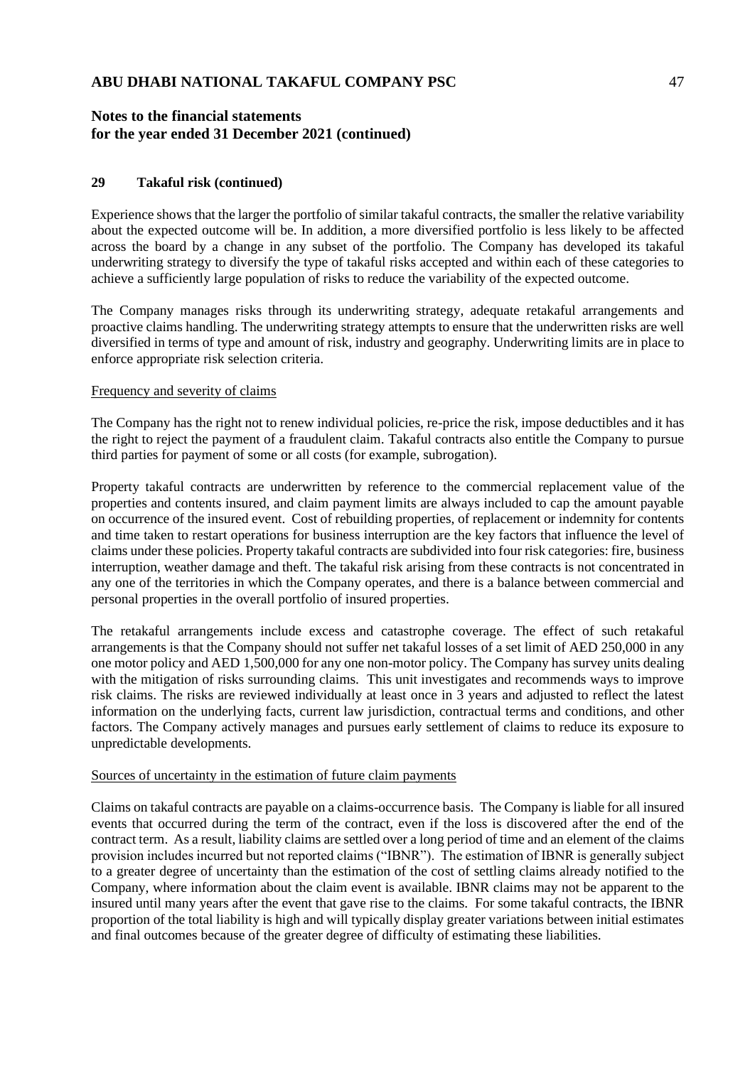## 29 Takaful risk (continued)

Experience shows that the larger the portfolio of similar takaful contracts, the smaller the relative variability about the expected outcome will be. In addition, a more diversified portfolio is less likely to be affected across the board by a change in any subset of the portfolio. The Company has developed its takaful underwriting strategy to diversify the type of takaful risks accepted and within each of these categories to achieve a sufficiently large population of risks to reduce the variability of the expected outcome.

The Company manages risks through its underwriting strategy, adequate retakaful arrangements and proactive claims handling. The underwriting strategy attempts to ensure that the underwritten risks are well diversified in terms of type and amount of risk, industry and geography. Underwriting limits are in place to enforce appropriate risk selection criteria.

### Frequency and severity of claims

The Company has the right not to renew individual policies, re-price the risk, impose deductibles and it has the right to reject the payment of a fraudulent claim. Takaful contracts also entitle the Company to pursue third parties for payment of some or all costs (for example, subrogation).

Property takaful contracts are underwritten by reference to the commercial replacement value of the properties and contents insured, and claim payment limits are always included to cap the amount payable on occurrence of the insured event. Cost of rebuilding properties, of replacement or indemnity for contents and time taken to restart operations for business interruption are the key factors that influence the level of claims under these policies. Property takaful contracts are subdivided into four risk categories: fire, business interruption, weather damage and theft. The takaful risk arising from these contracts is not concentrated in any one of the territories in which the Company operates, and there is a balance between commercial and personal properties in the overall portfolio of insured properties.

The retakaful arrangements include excess and catastrophe coverage. The effect of such retakaful arrangements is that the Company should not suffer net takaful losses of a set limit of AED 250,000 in any one motor policy and AED 1,500,000 for any one non-motor policy. The Company has survey units dealing with the mitigation of risks surrounding claims. This unit investigates and recommends ways to improve risk claims. The risks are reviewed individually at least once in 3 years and adjusted to reflect the latest information on the underlying facts, current law jurisdiction, contractual terms and conditions, and other factors. The Company actively manages and pursues early settlement of claims to reduce its exposure to unpredictable developments.

### Sources of uncertainty in the estimation of future claim payments

Claims on takaful contracts are payable on a claims-occurrence basis. The Company is liable for all insured events that occurred during the term of the contract, even if the loss is discovered after the end of the contract term. As a result, liability claims are settled over a long period of time and an element of the claims provision includes incurred but not reported claims ("IBNR"). The estimation of IBNR is generally subject to a greater degree of uncertainty than the estimation of the cost of settling claims already notified to the Company, where information about the claim event is available. IBNR claims may not be apparent to the insured until many years after the event that gave rise to the claims. For some takaful contracts, the IBNR proportion of the total liability is high and will typically display greater variations between initial estimates and final outcomes because of the greater degree of difficulty of estimating these liabilities.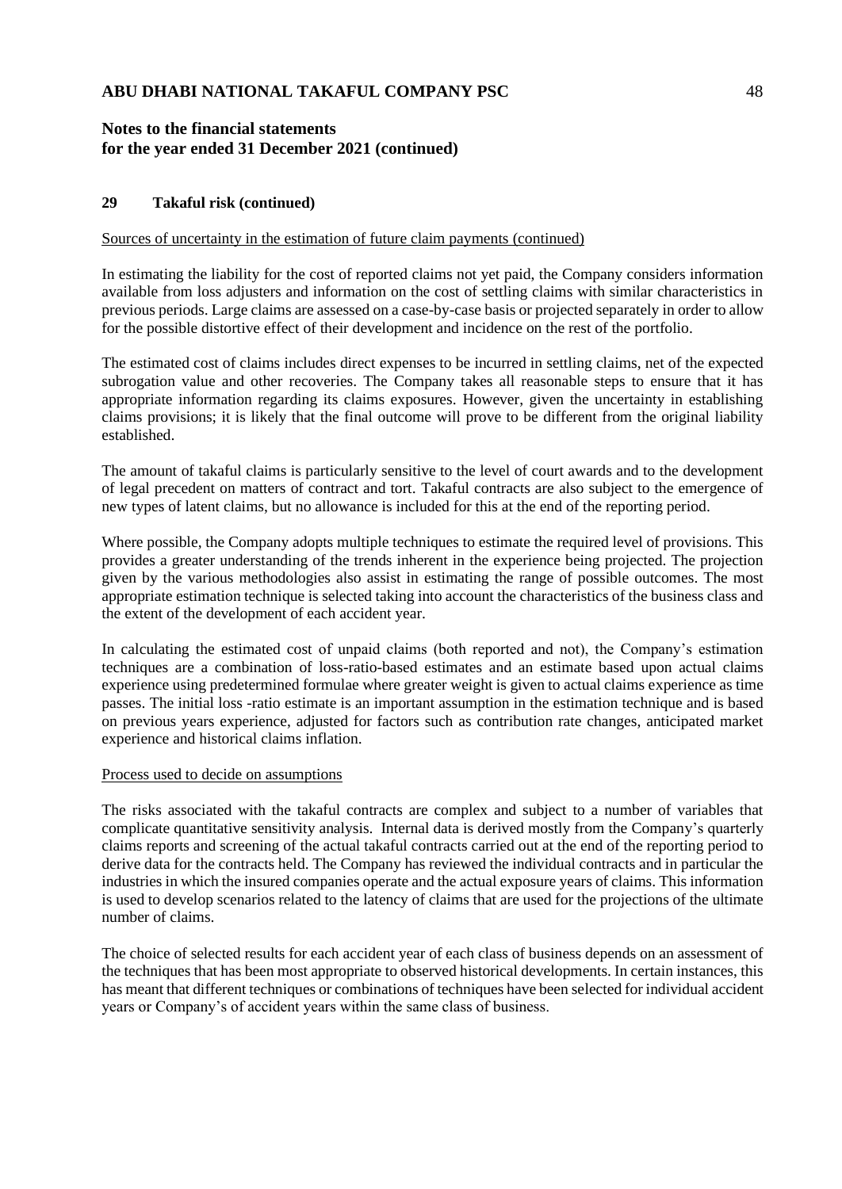## 29 Takaful risk (continued)

Sources of uncertainty in the estimation of future claim payments (continued)

In estimating the liability for the cost of reported claims not yet paid, the Company considers information available from loss adjusters and information on the cost of settling claims with similar characteristics in previous periods. Large claims are assessed on a case-by-case basis or projected separately in order to allow for the possible distortive effect of their development and incidence on the rest of the portfolio.

The estimated cost of claims includes direct expenses to be incurred in settling claims, net of the expected subrogation value and other recoveries. The Company takes all reasonable steps to ensure that it has appropriate information regarding its claims exposures. However, given the uncertainty in establishing claims provisions; it is likely that the final outcome will prove to be different from the original liability established.

The amount of takaful claims is particularly sensitive to the level of court awards and to the development of legal precedent on matters of contract and tort. Takaful contracts are also subject to the emergence of new types of latent claims, but no allowance is included for this at the end of the reporting period.

Where possible, the Company adopts multiple techniques to estimate the required level of provisions. This provides a greater understanding of the trends inherent in the experience being projected. The projection given by the various methodologies also assist in estimating the range of possible outcomes. The most appropriate estimation technique is selected taking into account the characteristics of the business class and the extent of the development of each accident year.

In calculating the estimated cost of unpaid claims (both reported and not), the Company's estimation techniques are a combination of loss-ratio-based estimates and an estimate based upon actual claims experience using predetermined formulae where greater weight is given to actual claims experience as time passes. The initial loss -ratio estimate is an important assumption in the estimation technique and is based on previous years experience, adjusted for factors such as contribution rate changes, anticipated market experience and historical claims inflation.

Process used to decide on assumptions

The risks associated with the takaful contracts are complex and subject to a number of variables that complicate quantitative sensitivity analysis. Internal data is derived mostly from the Company's quarterly claims reports and screening of the actual takaful contracts carried out at the end of the reporting period to derive data for the contracts held. The Company has reviewed the individual contracts and in particular the industries in which the insured companies operate and the actual exposure years of claims. This information is used to develop scenarios related to the latency of claims that are used for the projections of the ultimate number of claims.

The choice of selected results for each accident year of each class of business depends on an assessment of the techniques that has been most appropriate to observed historical developments. In certain instances, this has meant that different techniques or combinations of techniques have been selected for individual accident years or Company's of accident years within the same class of business.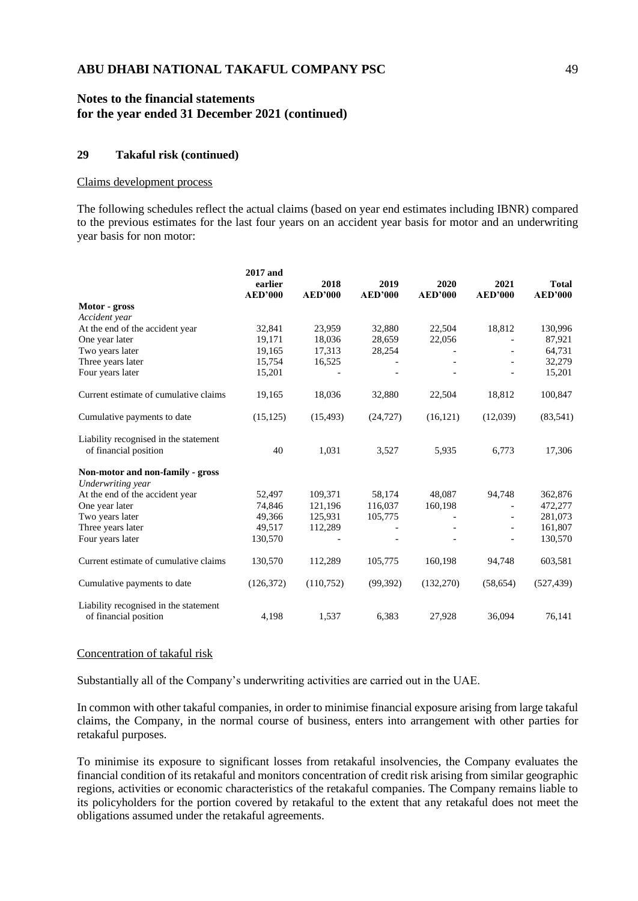**ABU DHABI NATIONAL TAKAFUL COMPANY PSC**

**Notes to the financial statements for the year ended 31 December 2021 (continued)**

**29 Takaful risk (continued)**

Claims development process

The following schedules reflect the actual claims (based on year end estimates including IBNR) compared to the previous estimates for the last four years on an accident year basis for motor and an underwriting year basis for non motor:

| | 2017 and earlier AED'000 | 2018 AED'000 | 2019 AED'000 | 2020 AED'000 | 2021 AED'000 | Total AED'000 |
|---|---|---|---|---|---|---|
| **Motor - gross** | | | | | | |
| *Accident year* | | | | | | |
| At the end of the accident year | 32,841 | 23,959 | 32,880 | 22,504 | 18,812 | 130,996 |
| One year later | 19,171 | 18,036 | 28,659 | 22,056 | - | 87,921 |
| Two years later | 19,165 | 17,313 | 28,254 | - | - | 64,731 |
| Three years later | 15,754 | 16,525 | - | - | - | 32,279 |
| Four years later | 15,201 | - | - | - | - | 15,201 |
| Current estimate of cumulative claims | 19,165 | 18,036 | 32,880 | 22,504 | 18,812 | 100,847 |
| Cumulative payments to date | (15,125) | (15,493) | (24,727) | (16,121) | (12,039) | (83,541) |
| Liability recognised in the statement of financial position | 40 | 1,031 | 3,527 | 5,935 | 6,773 | 17,306 |
| **Non-motor and non-family - gross** | | | | | | |
| *Underwriting year* | | | | | | |
| At the end of the accident year | 52,497 | 109,371 | 58,174 | 48,087 | 94,748 | 362,876 |
| One year later | 74,846 | 121,196 | 116,037 | 160,198 | - | 472,277 |
| Two years later | 49,366 | 125,931 | 105,775 | - | - | 281,073 |
| Three years later | 49,517 | 112,289 | - | - | - | 161,807 |
| Four years later | 130,570 | - | - | - | - | 130,570 |
| Current estimate of cumulative claims | 130,570 | 112,289 | 105,775 | 160,198 | 94,748 | 603,581 |
| Cumulative payments to date | (126,372) | (110,752) | (99,392) | (132,270) | (58,654) | (527,439) |
| Liability recognised in the statement of financial position | 4,198 | 1,537 | 6,383 | 27,928 | 36,094 | 76,141 |

Concentration of takaful risk

Substantially all of the Company's underwriting activities are carried out in the UAE.

In common with other takaful companies, in order to minimise financial exposure arising from large takaful claims, the Company, in the normal course of business, enters into arrangement with other parties for retakaful purposes.

To minimise its exposure to significant losses from retakaful insolvencies, the Company evaluates the financial condition of its retakaful and monitors concentration of credit risk arising from similar geographic regions, activities or economic characteristics of the retakaful companies. The Company remains liable to its policyholders for the portion covered by retakaful to the extent that any retakaful does not meet the obligations assumed under the retakaful agreements.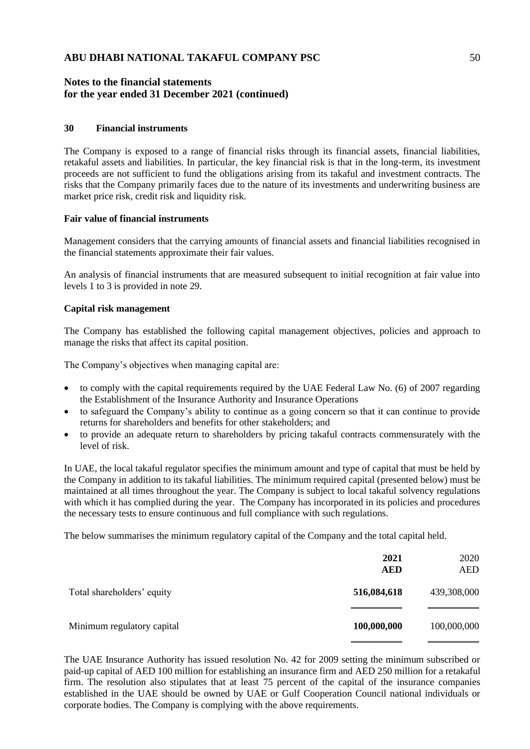## Notes to the financial statements for the year ended 31 December 2021 (continued)

### 30 Financial instruments

The Company is exposed to a range of financial risks through its financial assets, financial liabilities, retakaful assets and liabilities. In particular, the key financial risk is that in the long-term, its investment proceeds are not sufficient to fund the obligations arising from its takaful and investment contracts. The risks that the Company primarily faces due to the nature of its investments and underwriting business are market price risk, credit risk and liquidity risk.

**Fair value of financial instruments**

Management considers that the carrying amounts of financial assets and financial liabilities recognised in the financial statements approximate their fair values.

An analysis of financial instruments that are measured subsequent to initial recognition at fair value into levels 1 to 3 is provided in note 29.

**Capital risk management**

The Company has established the following capital management objectives, policies and approach to manage the risks that affect its capital position.

The Company's objectives when managing capital are:

- to comply with the capital requirements required by the UAE Federal Law No. (6) of 2007 regarding the Establishment of the Insurance Authority and Insurance Operations
- to safeguard the Company's ability to continue as a going concern so that it can continue to provide returns for shareholders and benefits for other stakeholders; and
- to provide an adequate return to shareholders by pricing takaful contracts commensurately with the level of risk.

In UAE, the local takaful regulator specifies the minimum amount and type of capital that must be held by the Company in addition to its takaful liabilities. The minimum required capital (presented below) must be maintained at all times throughout the year. The Company is subject to local takaful solvency regulations with which it has complied during the year. The Company has incorporated in its policies and procedures the necessary tests to ensure continuous and full compliance with such regulations.

The below summarises the minimum regulatory capital of the Company and the total capital held.

| | **2021** **AED** | 2020 AED |
|---|---|---|
| Total shareholders' equity | **516,084,618** | 439,308,000 |
| Minimum regulatory capital | **100,000,000** | 100,000,000 |

The UAE Insurance Authority has issued resolution No. 42 for 2009 setting the minimum subscribed or paid-up capital of AED 100 million for establishing an insurance firm and AED 250 million for a retakaful firm. The resolution also stipulates that at least 75 percent of the capital of the insurance companies established in the UAE should be owned by UAE or Gulf Cooperation Council national individuals or corporate bodies. The Company is complying with the above requirements.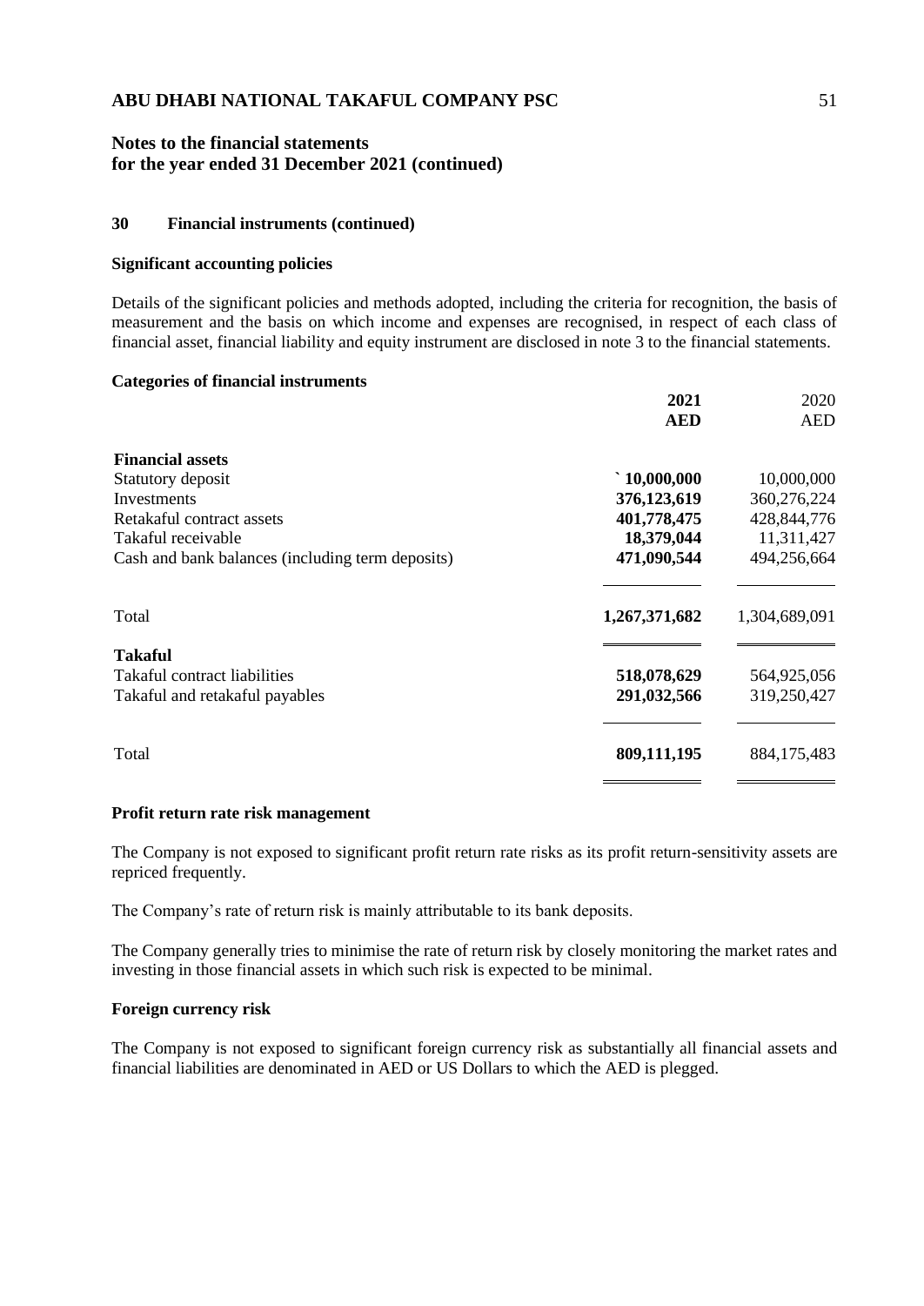## Notes to the financial statements for the year ended 31 December 2021 (continued)

### 30 Financial instruments (continued)

**Significant accounting policies**

Details of the significant policies and methods adopted, including the criteria for recognition, the basis of measurement and the basis on which income and expenses are recognised, in respect of each class of financial asset, financial liability and equity instrument are disclosed in note 3 to the financial statements.

**Categories of financial instruments**

| | 2021 AED | 2020 AED |
|---|---|---|
| **Financial assets** | | |
| Statutory deposit | ` 10,000,000 | 10,000,000 |
| Investments | 376,123,619 | 360,276,224 |
| Retakaful contract assets | 401,778,475 | 428,844,776 |
| Takaful receivable | 18,379,044 | 11,311,427 |
| Cash and bank balances (including term deposits) | 471,090,544 | 494,256,664 |
| Total | 1,267,371,682 | 1,304,689,091 |
| **Takaful** | | |
| Takaful contract liabilities | 518,078,629 | 564,925,056 |
| Takaful and retakaful payables | 291,032,566 | 319,250,427 |
| Total | 809,111,195 | 884,175,483 |

**Profit return rate risk management**

The Company is not exposed to significant profit return rate risks as its profit return-sensitivity assets are repriced frequently.

The Company's rate of return risk is mainly attributable to its bank deposits.

The Company generally tries to minimise the rate of return risk by closely monitoring the market rates and investing in those financial assets in which such risk is expected to be minimal.

**Foreign currency risk**

The Company is not exposed to significant foreign currency risk as substantially all financial assets and financial liabilities are denominated in AED or US Dollars to which the AED is plegged.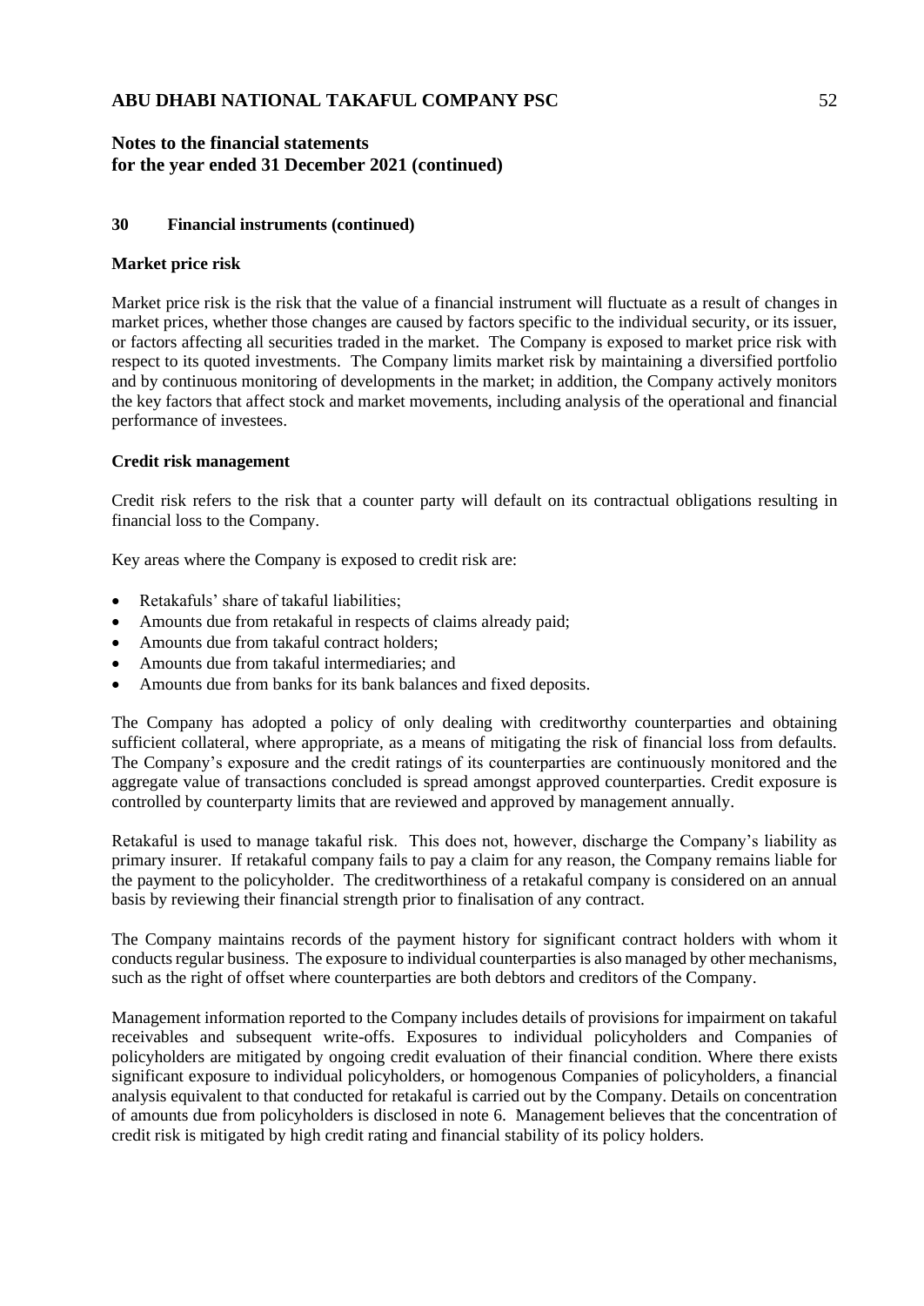## 30 Financial instruments (continued)

### Market price risk

Market price risk is the risk that the value of a financial instrument will fluctuate as a result of changes in market prices, whether those changes are caused by factors specific to the individual security, or its issuer, or factors affecting all securities traded in the market. The Company is exposed to market price risk with respect to its quoted investments. The Company limits market risk by maintaining a diversified portfolio and by continuous monitoring of developments in the market; in addition, the Company actively monitors the key factors that affect stock and market movements, including analysis of the operational and financial performance of investees.

### Credit risk management

Credit risk refers to the risk that a counter party will default on its contractual obligations resulting in financial loss to the Company.

Key areas where the Company is exposed to credit risk are:

- Retakafuls' share of takaful liabilities;
- Amounts due from retakaful in respects of claims already paid;
- Amounts due from takaful contract holders;
- Amounts due from takaful intermediaries; and
- Amounts due from banks for its bank balances and fixed deposits.

The Company has adopted a policy of only dealing with creditworthy counterparties and obtaining sufficient collateral, where appropriate, as a means of mitigating the risk of financial loss from defaults. The Company's exposure and the credit ratings of its counterparties are continuously monitored and the aggregate value of transactions concluded is spread amongst approved counterparties. Credit exposure is controlled by counterparty limits that are reviewed and approved by management annually.

Retakaful is used to manage takaful risk. This does not, however, discharge the Company's liability as primary insurer. If retakaful company fails to pay a claim for any reason, the Company remains liable for the payment to the policyholder. The creditworthiness of a retakaful company is considered on an annual basis by reviewing their financial strength prior to finalisation of any contract.

The Company maintains records of the payment history for significant contract holders with whom it conducts regular business. The exposure to individual counterparties is also managed by other mechanisms, such as the right of offset where counterparties are both debtors and creditors of the Company.

Management information reported to the Company includes details of provisions for impairment on takaful receivables and subsequent write-offs. Exposures to individual policyholders and Companies of policyholders are mitigated by ongoing credit evaluation of their financial condition. Where there exists significant exposure to individual policyholders, or homogenous Companies of policyholders, a financial analysis equivalent to that conducted for retakaful is carried out by the Company. Details on concentration of amounts due from policyholders is disclosed in note 6. Management believes that the concentration of credit risk is mitigated by high credit rating and financial stability of its policy holders.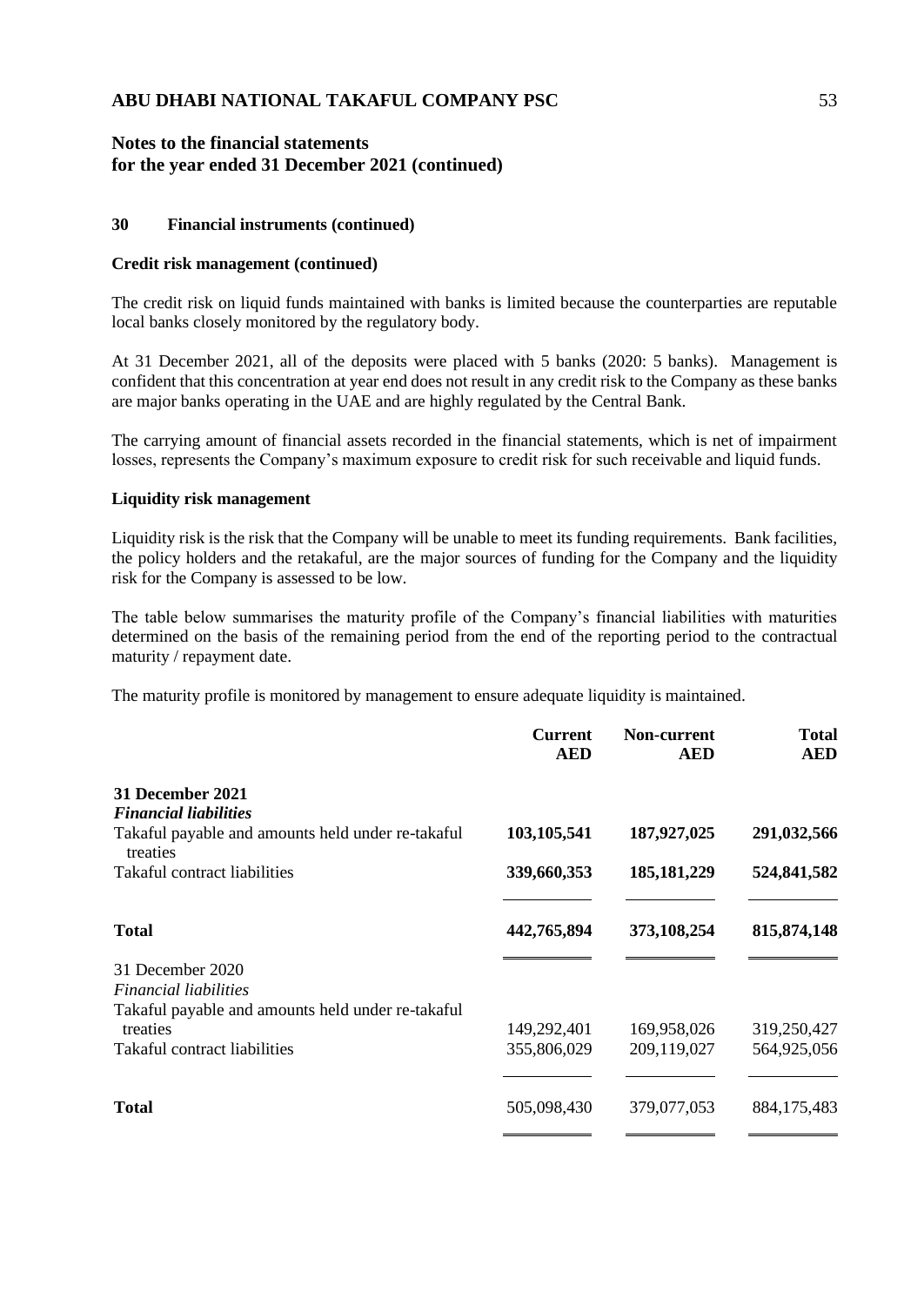**Notes to the financial statements for the year ended 31 December 2021 (continued)**

## 30 Financial instruments (continued)

### Credit risk management (continued)

The credit risk on liquid funds maintained with banks is limited because the counterparties are reputable local banks closely monitored by the regulatory body.

At 31 December 2021, all of the deposits were placed with 5 banks (2020: 5 banks). Management is confident that this concentration at year end does not result in any credit risk to the Company as these banks are major banks operating in the UAE and are highly regulated by the Central Bank.

The carrying amount of financial assets recorded in the financial statements, which is net of impairment losses, represents the Company's maximum exposure to credit risk for such receivable and liquid funds.

### Liquidity risk management

Liquidity risk is the risk that the Company will be unable to meet its funding requirements. Bank facilities, the policy holders and the retakaful, are the major sources of funding for the Company and the liquidity risk for the Company is assessed to be low.

The table below summarises the maturity profile of the Company's financial liabilities with maturities determined on the basis of the remaining period from the end of the reporting period to the contractual maturity / repayment date.

The maturity profile is monitored by management to ensure adequate liquidity is maintained.

| | Current AED | Non-current AED | Total AED |
|---|---|---|---|
| **31 December 2021** | | | |
| ***Financial liabilities*** | | | |
| Takaful payable and amounts held under re-takaful treaties | **103,105,541** | **187,927,025** | **291,032,566** |
| Takaful contract liabilities | **339,660,353** | **185,181,229** | **524,841,582** |
| **Total** | **442,765,894** | **373,108,254** | **815,874,148** |
| 31 December 2020 | | | |
| *Financial liabilities* | | | |
| Takaful payable and amounts held under re-takaful treaties | 149,292,401 | 169,958,026 | 319,250,427 |
| Takaful contract liabilities | 355,806,029 | 209,119,027 | 564,925,056 |
| **Total** | 505,098,430 | 379,077,053 | 884,175,483 |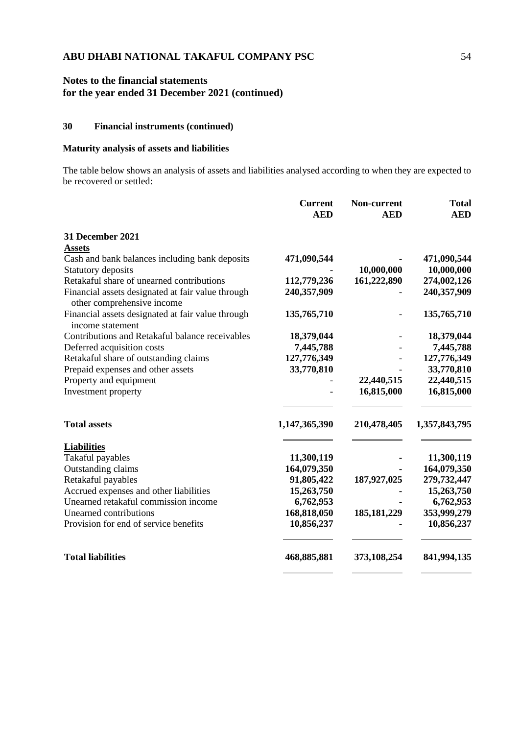## Notes to the financial statements for the year ended 31 December 2021 (continued)

### 30 Financial instruments (continued)

**Maturity analysis of assets and liabilities**

The table below shows an analysis of assets and liabilities analysed according to when they are expected to be recovered or settled:

| | Current AED | Non-current AED | Total AED |
|---|---|---|---|
| **31 December 2021** | | | |
| **Assets** | | | |
| Cash and bank balances including bank deposits | **471,090,544** | - | **471,090,544** |
| Statutory deposits | - | **10,000,000** | **10,000,000** |
| Retakaful share of unearned contributions | **112,779,236** | **161,222,890** | **274,002,126** |
| Financial assets designated at fair value through other comprehensive income | **240,357,909** | - | **240,357,909** |
| Financial assets designated at fair value through income statement | **135,765,710** | - | **135,765,710** |
| Contributions and Retakaful balance receivables | **18,379,044** | - | **18,379,044** |
| Deferred acquisition costs | **7,445,788** | - | **7,445,788** |
| Retakaful share of outstanding claims | **127,776,349** | - | **127,776,349** |
| Prepaid expenses and other assets | **33,770,810** | - | **33,770,810** |
| Property and equipment | - | **22,440,515** | **22,440,515** |
| Investment property | - | **16,815,000** | **16,815,000** |
| **Total assets** | **1,147,365,390** | **210,478,405** | **1,357,843,795** |
| **Liabilities** | | | |
| Takaful payables | **11,300,119** | **-** | **11,300,119** |
| Outstanding claims | **164,079,350** | **-** | **164,079,350** |
| Retakaful payables | **91,805,422** | **187,927,025** | **279,732,447** |
| Accrued expenses and other liabilities | **15,263,750** | **-** | **15,263,750** |
| Unearned retakaful commission income | **6,762,953** | **-** | **6,762,953** |
| Unearned contributions | **168,818,050** | **185,181,229** | **353,999,279** |
| Provision for end of service benefits | **10,856,237** | **-** | **10,856,237** |
| **Total liabilities** | **468,885,881** | **373,108,254** | **841,994,135** |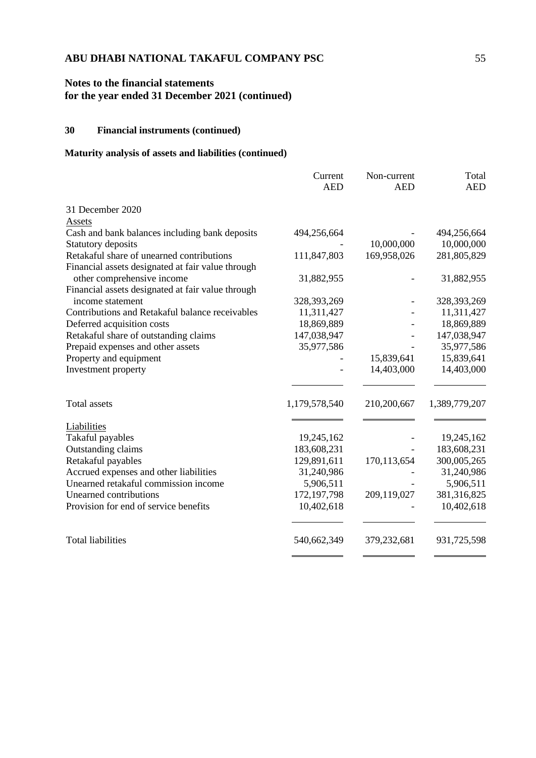**Notes to the financial statements**
**for the year ended 31 December 2021 (continued)**

## 30 Financial instruments (continued)

### Maturity analysis of assets and liabilities (continued)

| | Current AED | Non-current AED | Total AED |
|---|---|---|---|
| 31 December 2020 | | | |
| Assets | | | |
| Cash and bank balances including bank deposits | 494,256,664 | - | 494,256,664 |
| Statutory deposits | - | 10,000,000 | 10,000,000 |
| Retakaful share of unearned contributions | 111,847,803 | 169,958,026 | 281,805,829 |
| Financial assets designated at fair value through other comprehensive income | 31,882,955 | - | 31,882,955 |
| Financial assets designated at fair value through income statement | 328,393,269 | - | 328,393,269 |
| Contributions and Retakaful balance receivables | 11,311,427 | - | 11,311,427 |
| Deferred acquisition costs | 18,869,889 | - | 18,869,889 |
| Retakaful share of outstanding claims | 147,038,947 | - | 147,038,947 |
| Prepaid expenses and other assets | 35,977,586 | - | 35,977,586 |
| Property and equipment | - | 15,839,641 | 15,839,641 |
| Investment property | - | 14,403,000 | 14,403,000 |
| Total assets | 1,179,578,540 | 210,200,667 | 1,389,779,207 |
| Liabilities | | | |
| Takaful payables | 19,245,162 | - | 19,245,162 |
| Outstanding claims | 183,608,231 | - | 183,608,231 |
| Retakaful payables | 129,891,611 | 170,113,654 | 300,005,265 |
| Accrued expenses and other liabilities | 31,240,986 | - | 31,240,986 |
| Unearned retakaful commission income | 5,906,511 | - | 5,906,511 |
| Unearned contributions | 172,197,798 | 209,119,027 | 381,316,825 |
| Provision for end of service benefits | 10,402,618 | - | 10,402,618 |
| Total liabilities | 540,662,349 | 379,232,681 | 931,725,598 |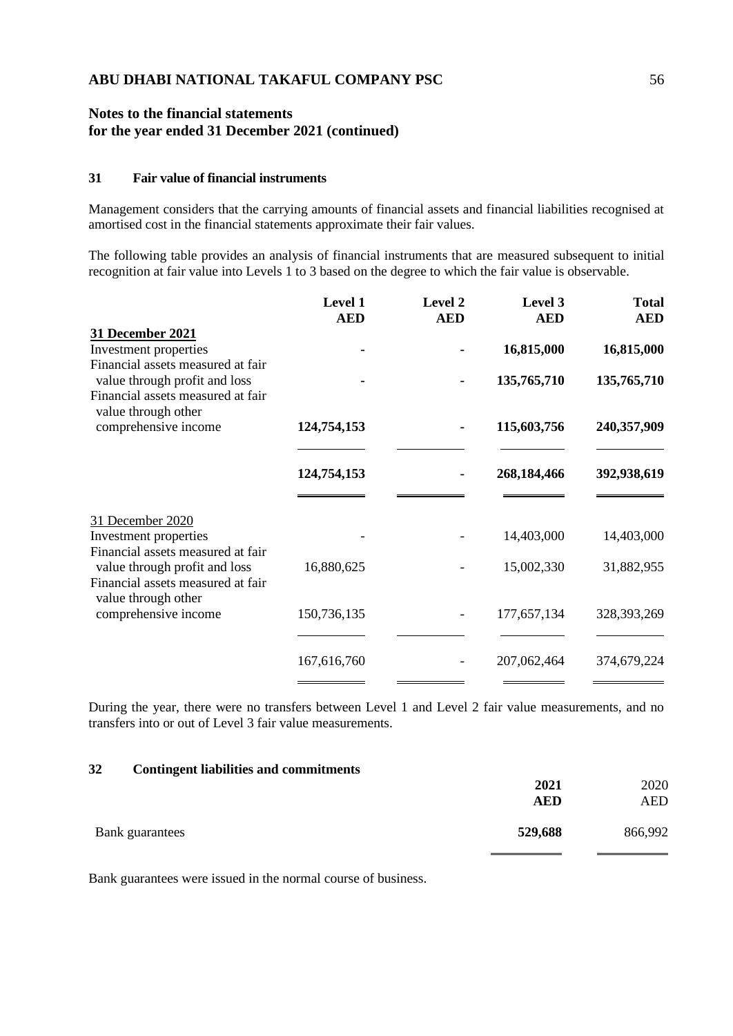**Notes to the financial statements for the year ended 31 December 2021 (continued)**

### 31 Fair value of financial instruments

Management considers that the carrying amounts of financial assets and financial liabilities recognised at amortised cost in the financial statements approximate their fair values.

The following table provides an analysis of financial instruments that are measured subsequent to initial recognition at fair value into Levels 1 to 3 based on the degree to which the fair value is observable.

| | Level 1 AED | Level 2 AED | Level 3 AED | Total AED |
|---|---|---|---|---|
| **31 December 2021** | | | | |
| Investment properties | - | - | **16,815,000** | **16,815,000** |
| Financial assets measured at fair value through profit and loss | - | - | **135,765,710** | **135,765,710** |
| Financial assets measured at fair value through other comprehensive income | **124,754,153** | - | **115,603,756** | **240,357,909** |
| | **124,754,153** | - | **268,184,466** | **392,938,619** |
| 31 December 2020 | | | | |
| Investment properties | - | - | 14,403,000 | 14,403,000 |
| Financial assets measured at fair value through profit and loss | 16,880,625 | - | 15,002,330 | 31,882,955 |
| Financial assets measured at fair value through other comprehensive income | 150,736,135 | - | 177,657,134 | 328,393,269 |
| | 167,616,760 | - | 207,062,464 | 374,679,224 |

During the year, there were no transfers between Level 1 and Level 2 fair value measurements, and no transfers into or out of Level 3 fair value measurements.

### 32 Contingent liabilities and commitments

| | 2021 AED | 2020 AED |
|---|---|---|
| Bank guarantees | **529,688** | 866,992 |

Bank guarantees were issued in the normal course of business.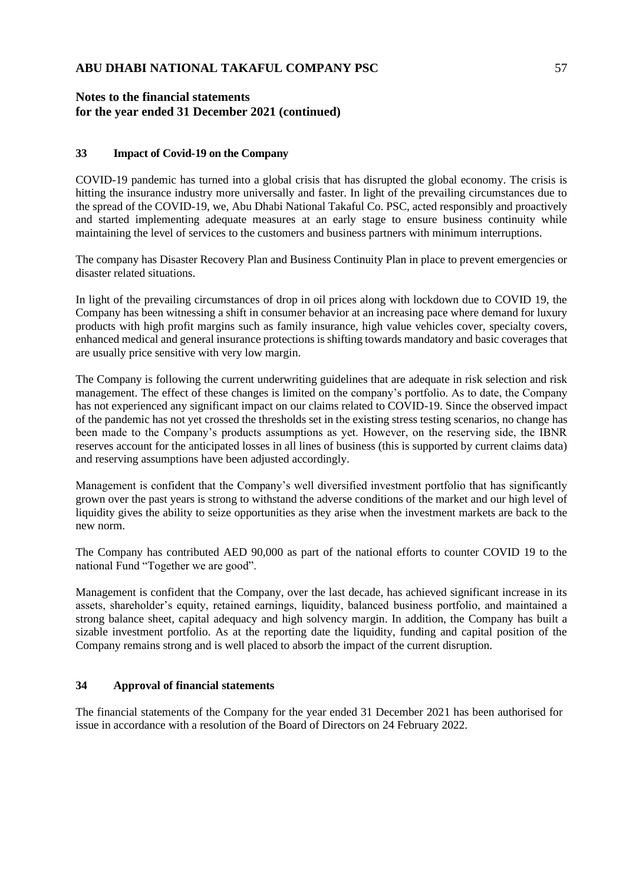# ABU DHABI NATIONAL TAKAFUL COMPANY PSC

## Notes to the financial statements for the year ended 31 December 2021 (continued)

### 33 Impact of Covid-19 on the Company

COVID-19 pandemic has turned into a global crisis that has disrupted the global economy. The crisis is hitting the insurance industry more universally and faster. In light of the prevailing circumstances due to the spread of the COVID-19, we, Abu Dhabi National Takaful Co. PSC, acted responsibly and proactively and started implementing adequate measures at an early stage to ensure business continuity while maintaining the level of services to the customers and business partners with minimum interruptions.

The company has Disaster Recovery Plan and Business Continuity Plan in place to prevent emergencies or disaster related situations.

In light of the prevailing circumstances of drop in oil prices along with lockdown due to COVID 19, the Company has been witnessing a shift in consumer behavior at an increasing pace where demand for luxury products with high profit margins such as family insurance, high value vehicles cover, specialty covers, enhanced medical and general insurance protections is shifting towards mandatory and basic coverages that are usually price sensitive with very low margin.

The Company is following the current underwriting guidelines that are adequate in risk selection and risk management. The effect of these changes is limited on the company's portfolio. As to date, the Company has not experienced any significant impact on our claims related to COVID-19. Since the observed impact of the pandemic has not yet crossed the thresholds set in the existing stress testing scenarios, no change has been made to the Company's products assumptions as yet. However, on the reserving side, the IBNR reserves account for the anticipated losses in all lines of business (this is supported by current claims data) and reserving assumptions have been adjusted accordingly.

Management is confident that the Company's well diversified investment portfolio that has significantly grown over the past years is strong to withstand the adverse conditions of the market and our high level of liquidity gives the ability to seize opportunities as they arise when the investment markets are back to the new norm.

The Company has contributed AED 90,000 as part of the national efforts to counter COVID 19 to the national Fund "Together we are good".

Management is confident that the Company, over the last decade, has achieved significant increase in its assets, shareholder's equity, retained earnings, liquidity, balanced business portfolio, and maintained a strong balance sheet, capital adequacy and high solvency margin. In addition, the Company has built a sizable investment portfolio. As at the reporting date the liquidity, funding and capital position of the Company remains strong and is well placed to absorb the impact of the current disruption.

### 34 Approval of financial statements

The financial statements of the Company for the year ended 31 December 2021 has been authorised for issue in accordance with a resolution of the Board of Directors on 24 February 2022.